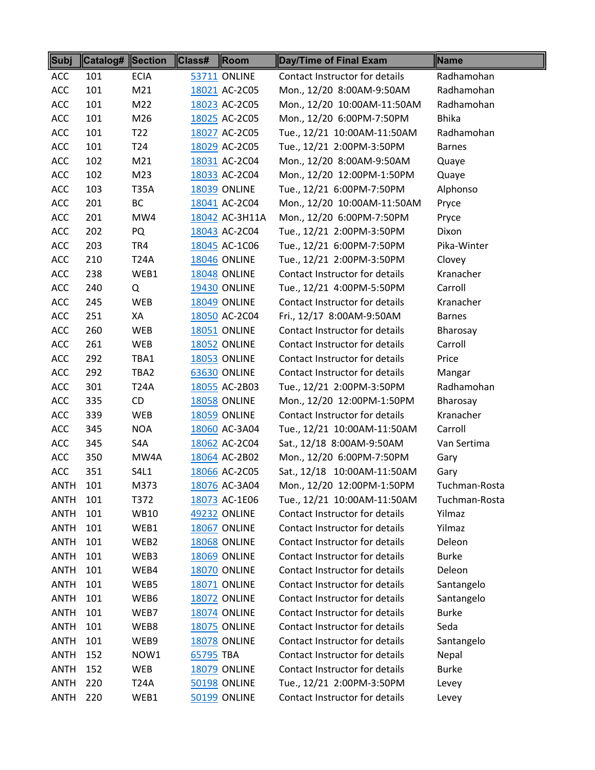| Subj | Catalog# | Section | Class# | Room | Day/Time of Final Exam | Name |
|---|---|---|---|---|---|---|
| ACC | 101 | ECIA | 53711 | ONLINE | Contact Instructor for details | Radhamohan |
| ACC | 101 | M21 | 18021 | AC-2C05 | Mon., 12/20 8:00AM-9:50AM | Radhamohan |
| ACC | 101 | M22 | 18023 | AC-2C05 | Mon., 12/20 10:00AM-11:50AM | Radhamohan |
| ACC | 101 | M26 | 18025 | AC-2C05 | Mon., 12/20 6:00PM-7:50PM | Bhika |
| ACC | 101 | T22 | 18027 | AC-2C05 | Tue., 12/21 10:00AM-11:50AM | Radhamohan |
| ACC | 101 | T24 | 18029 | AC-2C05 | Tue., 12/21 2:00PM-3:50PM | Barnes |
| ACC | 102 | M21 | 18031 | AC-2C04 | Mon., 12/20 8:00AM-9:50AM | Quaye |
| ACC | 102 | M23 | 18033 | AC-2C04 | Mon., 12/20 12:00PM-1:50PM | Quaye |
| ACC | 103 | T35A | 18039 | ONLINE | Tue., 12/21 6:00PM-7:50PM | Alphonso |
| ACC | 201 | BC | 18041 | AC-2C04 | Mon., 12/20 10:00AM-11:50AM | Pryce |
| ACC | 201 | MW4 | 18042 | AC-3H11A | Mon., 12/20 6:00PM-7:50PM | Pryce |
| ACC | 202 | PQ | 18043 | AC-2C04 | Tue., 12/21 2:00PM-3:50PM | Dixon |
| ACC | 203 | TR4 | 18045 | AC-1C06 | Tue., 12/21 6:00PM-7:50PM | Pika-Winter |
| ACC | 210 | T24A | 18046 | ONLINE | Tue., 12/21 2:00PM-3:50PM | Clovey |
| ACC | 238 | WEB1 | 18048 | ONLINE | Contact Instructor for details | Kranacher |
| ACC | 240 | Q | 19430 | ONLINE | Tue., 12/21 4:00PM-5:50PM | Carroll |
| ACC | 245 | WEB | 18049 | ONLINE | Contact Instructor for details | Kranacher |
| ACC | 251 | XA | 18050 | AC-2C04 | Fri., 12/17 8:00AM-9:50AM | Barnes |
| ACC | 260 | WEB | 18051 | ONLINE | Contact Instructor for details | Bharosay |
| ACC | 261 | WEB | 18052 | ONLINE | Contact Instructor for details | Carroll |
| ACC | 292 | TBA1 | 18053 | ONLINE | Contact Instructor for details | Price |
| ACC | 292 | TBA2 | 63630 | ONLINE | Contact Instructor for details | Mangar |
| ACC | 301 | T24A | 18055 | AC-2B03 | Tue., 12/21 2:00PM-3:50PM | Radhamohan |
| ACC | 335 | CD | 18058 | ONLINE | Mon., 12/20 12:00PM-1:50PM | Bharosay |
| ACC | 339 | WEB | 18059 | ONLINE | Contact Instructor for details | Kranacher |
| ACC | 345 | NOA | 18060 | AC-3A04 | Tue., 12/21 10:00AM-11:50AM | Carroll |
| ACC | 345 | S4A | 18062 | AC-2C04 | Sat., 12/18 8:00AM-9:50AM | Van Sertima |
| ACC | 350 | MW4A | 18064 | AC-2B02 | Mon., 12/20 6:00PM-7:50PM | Gary |
| ACC | 351 | S4L1 | 18066 | AC-2C05 | Sat., 12/18 10:00AM-11:50AM | Gary |
| ANTH | 101 | M373 | 18076 | AC-3A04 | Mon., 12/20 12:00PM-1:50PM | Tuchman-Rosta |
| ANTH | 101 | T372 | 18073 | AC-1E06 | Tue., 12/21 10:00AM-11:50AM | Tuchman-Rosta |
| ANTH | 101 | WB10 | 49232 | ONLINE | Contact Instructor for details | Yilmaz |
| ANTH | 101 | WEB1 | 18067 | ONLINE | Contact Instructor for details | Yilmaz |
| ANTH | 101 | WEB2 | 18068 | ONLINE | Contact Instructor for details | Deleon |
| ANTH | 101 | WEB3 | 18069 | ONLINE | Contact Instructor for details | Burke |
| ANTH | 101 | WEB4 | 18070 | ONLINE | Contact Instructor for details | Deleon |
| ANTH | 101 | WEB5 | 18071 | ONLINE | Contact Instructor for details | Santangelo |
| ANTH | 101 | WEB6 | 18072 | ONLINE | Contact Instructor for details | Santangelo |
| ANTH | 101 | WEB7 | 18074 | ONLINE | Contact Instructor for details | Burke |
| ANTH | 101 | WEB8 | 18075 | ONLINE | Contact Instructor for details | Seda |
| ANTH | 101 | WEB9 | 18078 | ONLINE | Contact Instructor for details | Santangelo |
| ANTH | 152 | NOW1 | 65795 | TBA | Contact Instructor for details | Nepal |
| ANTH | 152 | WEB | 18079 | ONLINE | Contact Instructor for details | Burke |
| ANTH | 220 | T24A | 50198 | ONLINE | Tue., 12/21 2:00PM-3:50PM | Levey |
| ANTH | 220 | WEB1 | 50199 | ONLINE | Contact Instructor for details | Levey |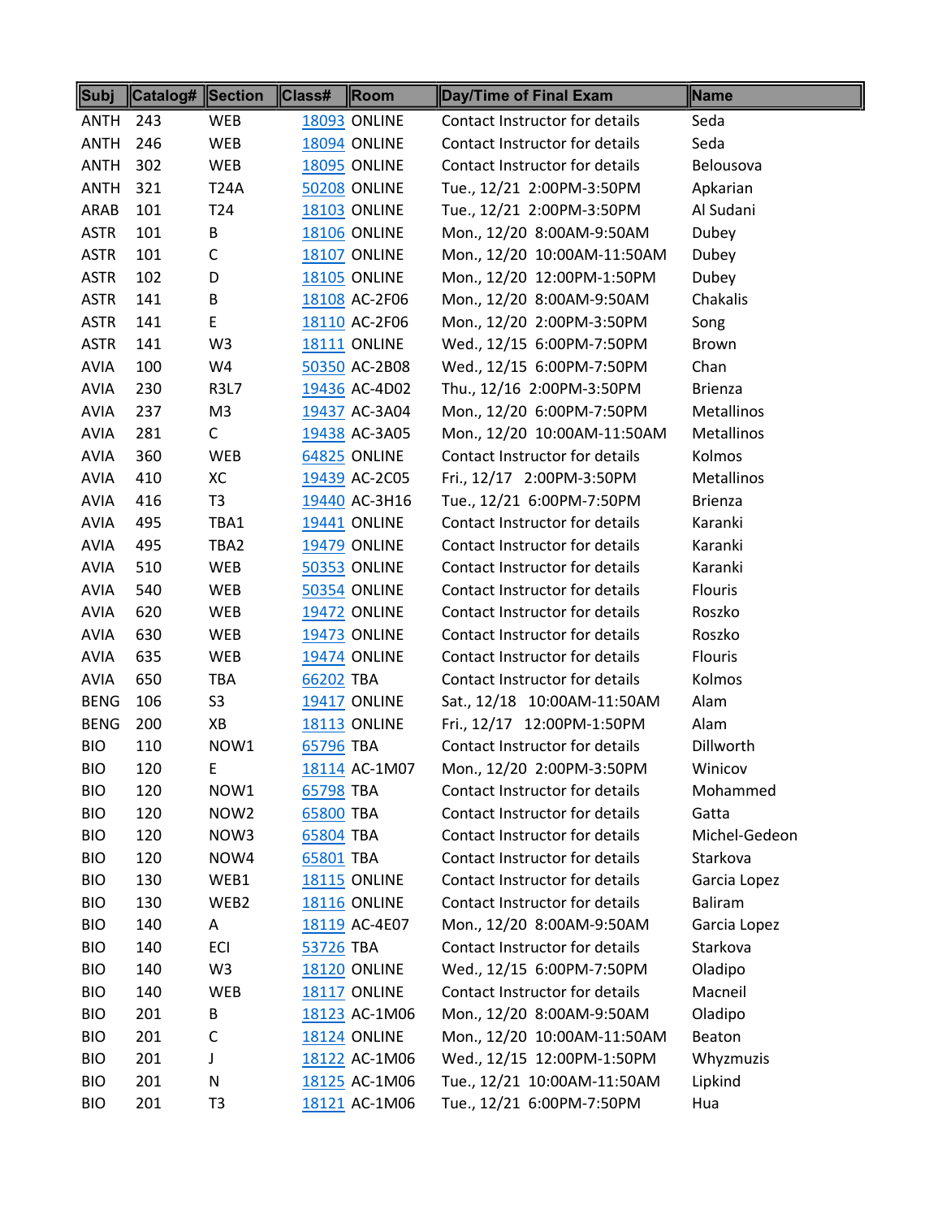| Subj | Catalog# | Section | Class# | Room | Day/Time of Final Exam | Name |
|---|---|---|---|---|---|---|
| ANTH | 243 | WEB | 18093 | ONLINE | Contact Instructor for details | Seda |
| ANTH | 246 | WEB | 18094 | ONLINE | Contact Instructor for details | Seda |
| ANTH | 302 | WEB | 18095 | ONLINE | Contact Instructor for details | Belousova |
| ANTH | 321 | T24A | 50208 | ONLINE | Tue., 12/21 2:00PM-3:50PM | Apkarian |
| ARAB | 101 | T24 | 18103 | ONLINE | Tue., 12/21 2:00PM-3:50PM | Al Sudani |
| ASTR | 101 | B | 18106 | ONLINE | Mon., 12/20 8:00AM-9:50AM | Dubey |
| ASTR | 101 | C | 18107 | ONLINE | Mon., 12/20 10:00AM-11:50AM | Dubey |
| ASTR | 102 | D | 18105 | ONLINE | Mon., 12/20 12:00PM-1:50PM | Dubey |
| ASTR | 141 | B | 18108 | AC-2F06 | Mon., 12/20 8:00AM-9:50AM | Chakalis |
| ASTR | 141 | E | 18110 | AC-2F06 | Mon., 12/20 2:00PM-3:50PM | Song |
| ASTR | 141 | W3 | 18111 | ONLINE | Wed., 12/15 6:00PM-7:50PM | Brown |
| AVIA | 100 | W4 | 50350 | AC-2B08 | Wed., 12/15 6:00PM-7:50PM | Chan |
| AVIA | 230 | R3L7 | 19436 | AC-4D02 | Thu., 12/16 2:00PM-3:50PM | Brienza |
| AVIA | 237 | M3 | 19437 | AC-3A04 | Mon., 12/20 6:00PM-7:50PM | Metallinos |
| AVIA | 281 | C | 19438 | AC-3A05 | Mon., 12/20 10:00AM-11:50AM | Metallinos |
| AVIA | 360 | WEB | 64825 | ONLINE | Contact Instructor for details | Kolmos |
| AVIA | 410 | XC | 19439 | AC-2C05 | Fri., 12/17 2:00PM-3:50PM | Metallinos |
| AVIA | 416 | T3 | 19440 | AC-3H16 | Tue., 12/21 6:00PM-7:50PM | Brienza |
| AVIA | 495 | TBA1 | 19441 | ONLINE | Contact Instructor for details | Karanki |
| AVIA | 495 | TBA2 | 19479 | ONLINE | Contact Instructor for details | Karanki |
| AVIA | 510 | WEB | 50353 | ONLINE | Contact Instructor for details | Karanki |
| AVIA | 540 | WEB | 50354 | ONLINE | Contact Instructor for details | Flouris |
| AVIA | 620 | WEB | 19472 | ONLINE | Contact Instructor for details | Roszko |
| AVIA | 630 | WEB | 19473 | ONLINE | Contact Instructor for details | Roszko |
| AVIA | 635 | WEB | 19474 | ONLINE | Contact Instructor for details | Flouris |
| AVIA | 650 | TBA | 66202 | TBA | Contact Instructor for details | Kolmos |
| BENG | 106 | S3 | 19417 | ONLINE | Sat., 12/18 10:00AM-11:50AM | Alam |
| BENG | 200 | XB | 18113 | ONLINE | Fri., 12/17 12:00PM-1:50PM | Alam |
| BIO | 110 | NOW1 | 65796 | TBA | Contact Instructor for details | Dillworth |
| BIO | 120 | E | 18114 | AC-1M07 | Mon., 12/20 2:00PM-3:50PM | Winicov |
| BIO | 120 | NOW1 | 65798 | TBA | Contact Instructor for details | Mohammed |
| BIO | 120 | NOW2 | 65800 | TBA | Contact Instructor for details | Gatta |
| BIO | 120 | NOW3 | 65804 | TBA | Contact Instructor for details | Michel-Gedeon |
| BIO | 120 | NOW4 | 65801 | TBA | Contact Instructor for details | Starkova |
| BIO | 130 | WEB1 | 18115 | ONLINE | Contact Instructor for details | Garcia Lopez |
| BIO | 130 | WEB2 | 18116 | ONLINE | Contact Instructor for details | Baliram |
| BIO | 140 | A | 18119 | AC-4E07 | Mon., 12/20 8:00AM-9:50AM | Garcia Lopez |
| BIO | 140 | ECI | 53726 | TBA | Contact Instructor for details | Starkova |
| BIO | 140 | W3 | 18120 | ONLINE | Wed., 12/15 6:00PM-7:50PM | Oladipo |
| BIO | 140 | WEB | 18117 | ONLINE | Contact Instructor for details | Macneil |
| BIO | 201 | B | 18123 | AC-1M06 | Mon., 12/20 8:00AM-9:50AM | Oladipo |
| BIO | 201 | C | 18124 | ONLINE | Mon., 12/20 10:00AM-11:50AM | Beaton |
| BIO | 201 | J | 18122 | AC-1M06 | Wed., 12/15 12:00PM-1:50PM | Whyzmuzis |
| BIO | 201 | N | 18125 | AC-1M06 | Tue., 12/21 10:00AM-11:50AM | Lipkind |
| BIO | 201 | T3 | 18121 | AC-1M06 | Tue., 12/21 6:00PM-7:50PM | Hua |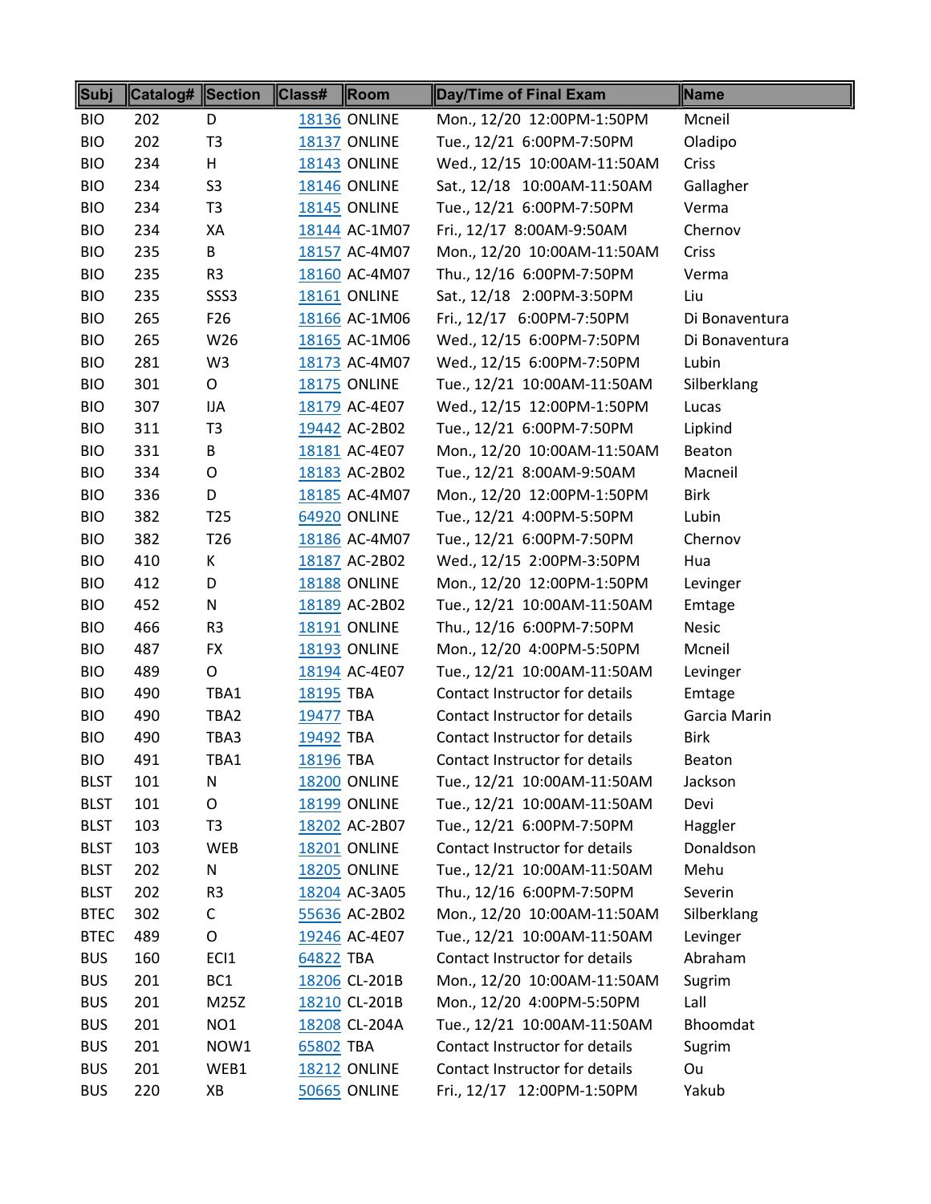| Subj | Catalog# | Section | Class# | Room | Day/Time of Final Exam | Name |
|---|---|---|---|---|---|---|
| BIO | 202 | D | 18136 | ONLINE | Mon., 12/20 12:00PM-1:50PM | Mcneil |
| BIO | 202 | T3 | 18137 | ONLINE | Tue., 12/21 6:00PM-7:50PM | Oladipo |
| BIO | 234 | H | 18143 | ONLINE | Wed., 12/15 10:00AM-11:50AM | Criss |
| BIO | 234 | S3 | 18146 | ONLINE | Sat., 12/18 10:00AM-11:50AM | Gallagher |
| BIO | 234 | T3 | 18145 | ONLINE | Tue., 12/21 6:00PM-7:50PM | Verma |
| BIO | 234 | XA | 18144 | AC-1M07 | Fri., 12/17 8:00AM-9:50AM | Chernov |
| BIO | 235 | B | 18157 | AC-4M07 | Mon., 12/20 10:00AM-11:50AM | Criss |
| BIO | 235 | R3 | 18160 | AC-4M07 | Thu., 12/16 6:00PM-7:50PM | Verma |
| BIO | 235 | SSS3 | 18161 | ONLINE | Sat., 12/18 2:00PM-3:50PM | Liu |
| BIO | 265 | F26 | 18166 | AC-1M06 | Fri., 12/17 6:00PM-7:50PM | Di Bonaventura |
| BIO | 265 | W26 | 18165 | AC-1M06 | Wed., 12/15 6:00PM-7:50PM | Di Bonaventura |
| BIO | 281 | W3 | 18173 | AC-4M07 | Wed., 12/15 6:00PM-7:50PM | Lubin |
| BIO | 301 | O | 18175 | ONLINE | Tue., 12/21 10:00AM-11:50AM | Silberklang |
| BIO | 307 | IJA | 18179 | AC-4E07 | Wed., 12/15 12:00PM-1:50PM | Lucas |
| BIO | 311 | T3 | 19442 | AC-2B02 | Tue., 12/21 6:00PM-7:50PM | Lipkind |
| BIO | 331 | B | 18181 | AC-4E07 | Mon., 12/20 10:00AM-11:50AM | Beaton |
| BIO | 334 | O | 18183 | AC-2B02 | Tue., 12/21 8:00AM-9:50AM | Macneil |
| BIO | 336 | D | 18185 | AC-4M07 | Mon., 12/20 12:00PM-1:50PM | Birk |
| BIO | 382 | T25 | 64920 | ONLINE | Tue., 12/21 4:00PM-5:50PM | Lubin |
| BIO | 382 | T26 | 18186 | AC-4M07 | Tue., 12/21 6:00PM-7:50PM | Chernov |
| BIO | 410 | K | 18187 | AC-2B02 | Wed., 12/15 2:00PM-3:50PM | Hua |
| BIO | 412 | D | 18188 | ONLINE | Mon., 12/20 12:00PM-1:50PM | Levinger |
| BIO | 452 | N | 18189 | AC-2B02 | Tue., 12/21 10:00AM-11:50AM | Emtage |
| BIO | 466 | R3 | 18191 | ONLINE | Thu., 12/16 6:00PM-7:50PM | Nesic |
| BIO | 487 | FX | 18193 | ONLINE | Mon., 12/20 4:00PM-5:50PM | Mcneil |
| BIO | 489 | O | 18194 | AC-4E07 | Tue., 12/21 10:00AM-11:50AM | Levinger |
| BIO | 490 | TBA1 | 18195 | TBA | Contact Instructor for details | Emtage |
| BIO | 490 | TBA2 | 19477 | TBA | Contact Instructor for details | Garcia Marin |
| BIO | 490 | TBA3 | 19492 | TBA | Contact Instructor for details | Birk |
| BIO | 491 | TBA1 | 18196 | TBA | Contact Instructor for details | Beaton |
| BLST | 101 | N | 18200 | ONLINE | Tue., 12/21 10:00AM-11:50AM | Jackson |
| BLST | 101 | O | 18199 | ONLINE | Tue., 12/21 10:00AM-11:50AM | Devi |
| BLST | 103 | T3 | 18202 | AC-2B07 | Tue., 12/21 6:00PM-7:50PM | Haggler |
| BLST | 103 | WEB | 18201 | ONLINE | Contact Instructor for details | Donaldson |
| BLST | 202 | N | 18205 | ONLINE | Tue., 12/21 10:00AM-11:50AM | Mehu |
| BLST | 202 | R3 | 18204 | AC-3A05 | Thu., 12/16 6:00PM-7:50PM | Severin |
| BTEC | 302 | C | 55636 | AC-2B02 | Mon., 12/20 10:00AM-11:50AM | Silberklang |
| BTEC | 489 | O | 19246 | AC-4E07 | Tue., 12/21 10:00AM-11:50AM | Levinger |
| BUS | 160 | ECI1 | 64822 | TBA | Contact Instructor for details | Abraham |
| BUS | 201 | BC1 | 18206 | CL-201B | Mon., 12/20 10:00AM-11:50AM | Sugrim |
| BUS | 201 | M25Z | 18210 | CL-201B | Mon., 12/20 4:00PM-5:50PM | Lall |
| BUS | 201 | NO1 | 18208 | CL-204A | Tue., 12/21 10:00AM-11:50AM | Bhoomdat |
| BUS | 201 | NOW1 | 65802 | TBA | Contact Instructor for details | Sugrim |
| BUS | 201 | WEB1 | 18212 | ONLINE | Contact Instructor for details | Ou |
| BUS | 220 | XB | 50665 | ONLINE | Fri., 12/17 12:00PM-1:50PM | Yakub |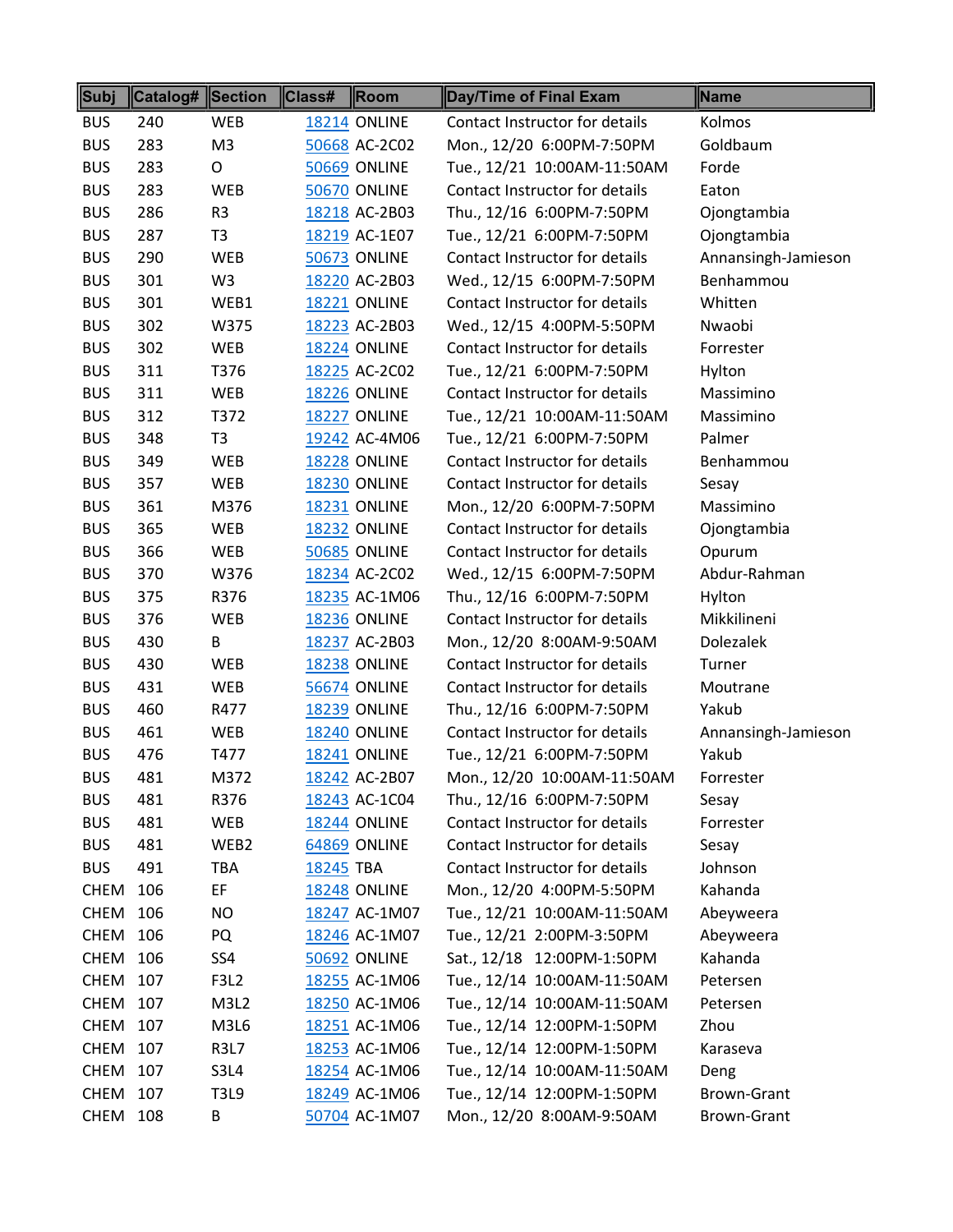| Subj | Catalog# | Section | Class# | Room | Day/Time of Final Exam | Name |
|---|---|---|---|---|---|---|
| BUS | 240 | WEB | 18214 | ONLINE | Contact Instructor for details | Kolmos |
| BUS | 283 | M3 | 50668 | AC-2C02 | Mon., 12/20 6:00PM-7:50PM | Goldbaum |
| BUS | 283 | O | 50669 | ONLINE | Tue., 12/21 10:00AM-11:50AM | Forde |
| BUS | 283 | WEB | 50670 | ONLINE | Contact Instructor for details | Eaton |
| BUS | 286 | R3 | 18218 | AC-2B03 | Thu., 12/16 6:00PM-7:50PM | Ojongtambia |
| BUS | 287 | T3 | 18219 | AC-1E07 | Tue., 12/21 6:00PM-7:50PM | Ojongtambia |
| BUS | 290 | WEB | 50673 | ONLINE | Contact Instructor for details | Annansingh-Jamieson |
| BUS | 301 | W3 | 18220 | AC-2B03 | Wed., 12/15 6:00PM-7:50PM | Benhammou |
| BUS | 301 | WEB1 | 18221 | ONLINE | Contact Instructor for details | Whitten |
| BUS | 302 | W375 | 18223 | AC-2B03 | Wed., 12/15 4:00PM-5:50PM | Nwaobi |
| BUS | 302 | WEB | 18224 | ONLINE | Contact Instructor for details | Forrester |
| BUS | 311 | T376 | 18225 | AC-2C02 | Tue., 12/21 6:00PM-7:50PM | Hylton |
| BUS | 311 | WEB | 18226 | ONLINE | Contact Instructor for details | Massimino |
| BUS | 312 | T372 | 18227 | ONLINE | Tue., 12/21 10:00AM-11:50AM | Massimino |
| BUS | 348 | T3 | 19242 | AC-4M06 | Tue., 12/21 6:00PM-7:50PM | Palmer |
| BUS | 349 | WEB | 18228 | ONLINE | Contact Instructor for details | Benhammou |
| BUS | 357 | WEB | 18230 | ONLINE | Contact Instructor for details | Sesay |
| BUS | 361 | M376 | 18231 | ONLINE | Mon., 12/20 6:00PM-7:50PM | Massimino |
| BUS | 365 | WEB | 18232 | ONLINE | Contact Instructor for details | Ojongtambia |
| BUS | 366 | WEB | 50685 | ONLINE | Contact Instructor for details | Opurum |
| BUS | 370 | W376 | 18234 | AC-2C02 | Wed., 12/15 6:00PM-7:50PM | Abdur-Rahman |
| BUS | 375 | R376 | 18235 | AC-1M06 | Thu., 12/16 6:00PM-7:50PM | Hylton |
| BUS | 376 | WEB | 18236 | ONLINE | Contact Instructor for details | Mikkilineni |
| BUS | 430 | B | 18237 | AC-2B03 | Mon., 12/20 8:00AM-9:50AM | Dolezalek |
| BUS | 430 | WEB | 18238 | ONLINE | Contact Instructor for details | Turner |
| BUS | 431 | WEB | 56674 | ONLINE | Contact Instructor for details | Moutrane |
| BUS | 460 | R477 | 18239 | ONLINE | Thu., 12/16 6:00PM-7:50PM | Yakub |
| BUS | 461 | WEB | 18240 | ONLINE | Contact Instructor for details | Annansingh-Jamieson |
| BUS | 476 | T477 | 18241 | ONLINE | Tue., 12/21 6:00PM-7:50PM | Yakub |
| BUS | 481 | M372 | 18242 | AC-2B07 | Mon., 12/20 10:00AM-11:50AM | Forrester |
| BUS | 481 | R376 | 18243 | AC-1C04 | Thu., 12/16 6:00PM-7:50PM | Sesay |
| BUS | 481 | WEB | 18244 | ONLINE | Contact Instructor for details | Forrester |
| BUS | 481 | WEB2 | 64869 | ONLINE | Contact Instructor for details | Sesay |
| BUS | 491 | TBA | 18245 | TBA | Contact Instructor for details | Johnson |
| CHEM | 106 | EF | 18248 | ONLINE | Mon., 12/20 4:00PM-5:50PM | Kahanda |
| CHEM | 106 | NO | 18247 | AC-1M07 | Tue., 12/21 10:00AM-11:50AM | Abeyweera |
| CHEM | 106 | PQ | 18246 | AC-1M07 | Tue., 12/21 2:00PM-3:50PM | Abeyweera |
| CHEM | 106 | SS4 | 50692 | ONLINE | Sat., 12/18 12:00PM-1:50PM | Kahanda |
| CHEM | 107 | F3L2 | 18255 | AC-1M06 | Tue., 12/14 10:00AM-11:50AM | Petersen |
| CHEM | 107 | M3L2 | 18250 | AC-1M06 | Tue., 12/14 10:00AM-11:50AM | Petersen |
| CHEM | 107 | M3L6 | 18251 | AC-1M06 | Tue., 12/14 12:00PM-1:50PM | Zhou |
| CHEM | 107 | R3L7 | 18253 | AC-1M06 | Tue., 12/14 12:00PM-1:50PM | Karaseva |
| CHEM | 107 | S3L4 | 18254 | AC-1M06 | Tue., 12/14 10:00AM-11:50AM | Deng |
| CHEM | 107 | T3L9 | 18249 | AC-1M06 | Tue., 12/14 12:00PM-1:50PM | Brown-Grant |
| CHEM | 108 | B | 50704 | AC-1M07 | Mon., 12/20 8:00AM-9:50AM | Brown-Grant |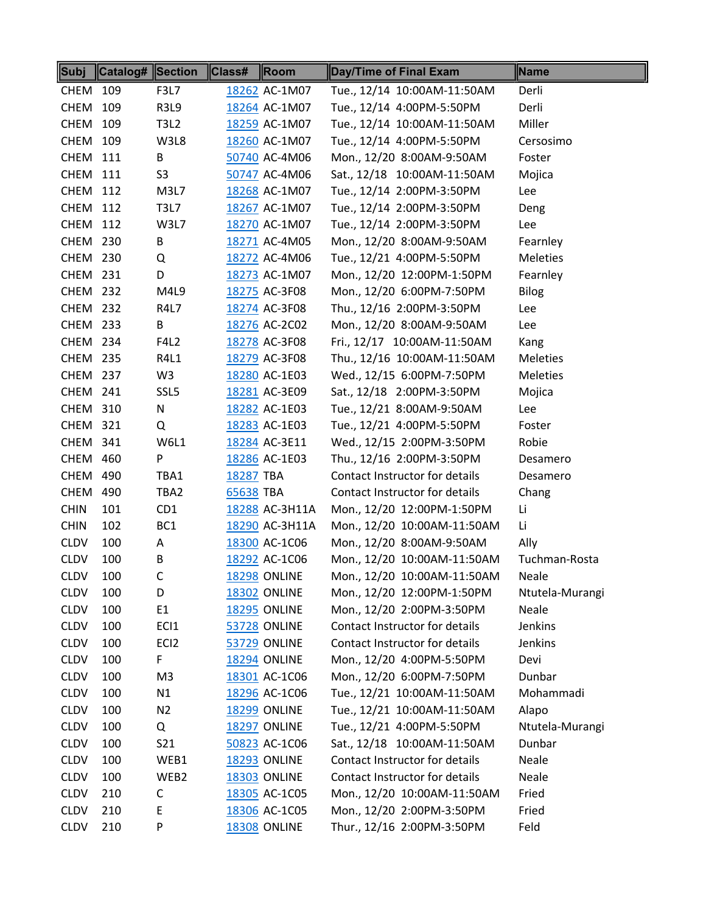| Subj | Catalog# | Section | Class# | Room | Day/Time of Final Exam | Name |
|---|---|---|---|---|---|---|
| CHEM | 109 | F3L7 | 18262 | AC-1M07 | Tue., 12/14 10:00AM-11:50AM | Derli |
| CHEM | 109 | R3L9 | 18264 | AC-1M07 | Tue., 12/14 4:00PM-5:50PM | Derli |
| CHEM | 109 | T3L2 | 18259 | AC-1M07 | Tue., 12/14 10:00AM-11:50AM | Miller |
| CHEM | 109 | W3L8 | 18260 | AC-1M07 | Tue., 12/14 4:00PM-5:50PM | Cersosimo |
| CHEM | 111 | B | 50740 | AC-4M06 | Mon., 12/20 8:00AM-9:50AM | Foster |
| CHEM | 111 | S3 | 50747 | AC-4M06 | Sat., 12/18 10:00AM-11:50AM | Mojica |
| CHEM | 112 | M3L7 | 18268 | AC-1M07 | Tue., 12/14 2:00PM-3:50PM | Lee |
| CHEM | 112 | T3L7 | 18267 | AC-1M07 | Tue., 12/14 2:00PM-3:50PM | Deng |
| CHEM | 112 | W3L7 | 18270 | AC-1M07 | Tue., 12/14 2:00PM-3:50PM | Lee |
| CHEM | 230 | B | 18271 | AC-4M05 | Mon., 12/20 8:00AM-9:50AM | Fearnley |
| CHEM | 230 | Q | 18272 | AC-4M06 | Tue., 12/21 4:00PM-5:50PM | Meleties |
| CHEM | 231 | D | 18273 | AC-1M07 | Mon., 12/20 12:00PM-1:50PM | Fearnley |
| CHEM | 232 | M4L9 | 18275 | AC-3F08 | Mon., 12/20 6:00PM-7:50PM | Bilog |
| CHEM | 232 | R4L7 | 18274 | AC-3F08 | Thu., 12/16 2:00PM-3:50PM | Lee |
| CHEM | 233 | B | 18276 | AC-2C02 | Mon., 12/20 8:00AM-9:50AM | Lee |
| CHEM | 234 | F4L2 | 18278 | AC-3F08 | Fri., 12/17 10:00AM-11:50AM | Kang |
| CHEM | 235 | R4L1 | 18279 | AC-3F08 | Thu., 12/16 10:00AM-11:50AM | Meleties |
| CHEM | 237 | W3 | 18280 | AC-1E03 | Wed., 12/15 6:00PM-7:50PM | Meleties |
| CHEM | 241 | SSL5 | 18281 | AC-3E09 | Sat., 12/18 2:00PM-3:50PM | Mojica |
| CHEM | 310 | N | 18282 | AC-1E03 | Tue., 12/21 8:00AM-9:50AM | Lee |
| CHEM | 321 | Q | 18283 | AC-1E03 | Tue., 12/21 4:00PM-5:50PM | Foster |
| CHEM | 341 | W6L1 | 18284 | AC-3E11 | Wed., 12/15 2:00PM-3:50PM | Robie |
| CHEM | 460 | P | 18286 | AC-1E03 | Thu., 12/16 2:00PM-3:50PM | Desamero |
| CHEM | 490 | TBA1 | 18287 | TBA | Contact Instructor for details | Desamero |
| CHEM | 490 | TBA2 | 65638 | TBA | Contact Instructor for details | Chang |
| CHIN | 101 | CD1 | 18288 | AC-3H11A | Mon., 12/20 12:00PM-1:50PM | Li |
| CHIN | 102 | BC1 | 18290 | AC-3H11A | Mon., 12/20 10:00AM-11:50AM | Li |
| CLDV | 100 | A | 18300 | AC-1C06 | Mon., 12/20 8:00AM-9:50AM | Ally |
| CLDV | 100 | B | 18292 | AC-1C06 | Mon., 12/20 10:00AM-11:50AM | Tuchman-Rosta |
| CLDV | 100 | C | 18298 | ONLINE | Mon., 12/20 10:00AM-11:50AM | Neale |
| CLDV | 100 | D | 18302 | ONLINE | Mon., 12/20 12:00PM-1:50PM | Ntutela-Murangi |
| CLDV | 100 | E1 | 18295 | ONLINE | Mon., 12/20 2:00PM-3:50PM | Neale |
| CLDV | 100 | ECI1 | 53728 | ONLINE | Contact Instructor for details | Jenkins |
| CLDV | 100 | ECI2 | 53729 | ONLINE | Contact Instructor for details | Jenkins |
| CLDV | 100 | F | 18294 | ONLINE | Mon., 12/20 4:00PM-5:50PM | Devi |
| CLDV | 100 | M3 | 18301 | AC-1C06 | Mon., 12/20 6:00PM-7:50PM | Dunbar |
| CLDV | 100 | N1 | 18296 | AC-1C06 | Tue., 12/21 10:00AM-11:50AM | Mohammadi |
| CLDV | 100 | N2 | 18299 | ONLINE | Tue., 12/21 10:00AM-11:50AM | Alapo |
| CLDV | 100 | Q | 18297 | ONLINE | Tue., 12/21 4:00PM-5:50PM | Ntutela-Murangi |
| CLDV | 100 | S21 | 50823 | AC-1C06 | Sat., 12/18 10:00AM-11:50AM | Dunbar |
| CLDV | 100 | WEB1 | 18293 | ONLINE | Contact Instructor for details | Neale |
| CLDV | 100 | WEB2 | 18303 | ONLINE | Contact Instructor for details | Neale |
| CLDV | 210 | C | 18305 | AC-1C05 | Mon., 12/20 10:00AM-11:50AM | Fried |
| CLDV | 210 | E | 18306 | AC-1C05 | Mon., 12/20 2:00PM-3:50PM | Fried |
| CLDV | 210 | P | 18308 | ONLINE | Thur., 12/16 2:00PM-3:50PM | Feld |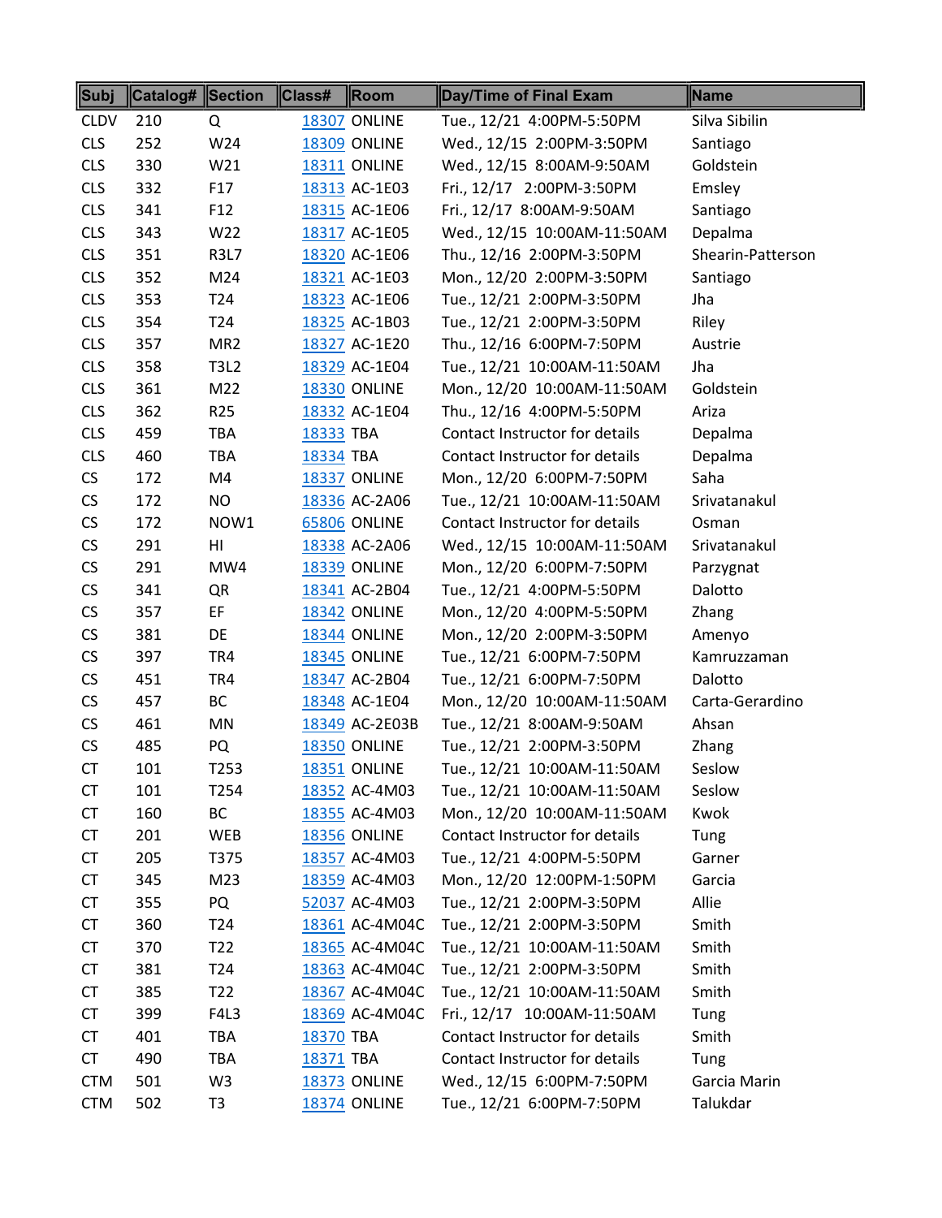| Subj | Catalog# | Section | Class# | Room | Day/Time of Final Exam | Name |
|---|---|---|---|---|---|---|
| CLDV | 210 | Q | 18307 | ONLINE | Tue., 12/21 4:00PM-5:50PM | Silva Sibilin |
| CLS | 252 | W24 | 18309 | ONLINE | Wed., 12/15 2:00PM-3:50PM | Santiago |
| CLS | 330 | W21 | 18311 | ONLINE | Wed., 12/15 8:00AM-9:50AM | Goldstein |
| CLS | 332 | F17 | 18313 | AC-1E03 | Fri., 12/17 2:00PM-3:50PM | Emsley |
| CLS | 341 | F12 | 18315 | AC-1E06 | Fri., 12/17 8:00AM-9:50AM | Santiago |
| CLS | 343 | W22 | 18317 | AC-1E05 | Wed., 12/15 10:00AM-11:50AM | Depalma |
| CLS | 351 | R3L7 | 18320 | AC-1E06 | Thu., 12/16 2:00PM-3:50PM | Shearin-Patterson |
| CLS | 352 | M24 | 18321 | AC-1E03 | Mon., 12/20 2:00PM-3:50PM | Santiago |
| CLS | 353 | T24 | 18323 | AC-1E06 | Tue., 12/21 2:00PM-3:50PM | Jha |
| CLS | 354 | T24 | 18325 | AC-1B03 | Tue., 12/21 2:00PM-3:50PM | Riley |
| CLS | 357 | MR2 | 18327 | AC-1E20 | Thu., 12/16 6:00PM-7:50PM | Austrie |
| CLS | 358 | T3L2 | 18329 | AC-1E04 | Tue., 12/21 10:00AM-11:50AM | Jha |
| CLS | 361 | M22 | 18330 | ONLINE | Mon., 12/20 10:00AM-11:50AM | Goldstein |
| CLS | 362 | R25 | 18332 | AC-1E04 | Thu., 12/16 4:00PM-5:50PM | Ariza |
| CLS | 459 | TBA | 18333 | TBA | Contact Instructor for details | Depalma |
| CLS | 460 | TBA | 18334 | TBA | Contact Instructor for details | Depalma |
| CS | 172 | M4 | 18337 | ONLINE | Mon., 12/20 6:00PM-7:50PM | Saha |
| CS | 172 | NO | 18336 | AC-2A06 | Tue., 12/21 10:00AM-11:50AM | Srivatanakul |
| CS | 172 | NOW1 | 65806 | ONLINE | Contact Instructor for details | Osman |
| CS | 291 | HI | 18338 | AC-2A06 | Wed., 12/15 10:00AM-11:50AM | Srivatanakul |
| CS | 291 | MW4 | 18339 | ONLINE | Mon., 12/20 6:00PM-7:50PM | Parzygnat |
| CS | 341 | QR | 18341 | AC-2B04 | Tue., 12/21 4:00PM-5:50PM | Dalotto |
| CS | 357 | EF | 18342 | ONLINE | Mon., 12/20 4:00PM-5:50PM | Zhang |
| CS | 381 | DE | 18344 | ONLINE | Mon., 12/20 2:00PM-3:50PM | Amenyo |
| CS | 397 | TR4 | 18345 | ONLINE | Tue., 12/21 6:00PM-7:50PM | Kamruzzaman |
| CS | 451 | TR4 | 18347 | AC-2B04 | Tue., 12/21 6:00PM-7:50PM | Dalotto |
| CS | 457 | BC | 18348 | AC-1E04 | Mon., 12/20 10:00AM-11:50AM | Carta-Gerardino |
| CS | 461 | MN | 18349 | AC-2E03B | Tue., 12/21 8:00AM-9:50AM | Ahsan |
| CS | 485 | PQ | 18350 | ONLINE | Tue., 12/21 2:00PM-3:50PM | Zhang |
| CT | 101 | T253 | 18351 | ONLINE | Tue., 12/21 10:00AM-11:50AM | Seslow |
| CT | 101 | T254 | 18352 | AC-4M03 | Tue., 12/21 10:00AM-11:50AM | Seslow |
| CT | 160 | BC | 18355 | AC-4M03 | Mon., 12/20 10:00AM-11:50AM | Kwok |
| CT | 201 | WEB | 18356 | ONLINE | Contact Instructor for details | Tung |
| CT | 205 | T375 | 18357 | AC-4M03 | Tue., 12/21 4:00PM-5:50PM | Garner |
| CT | 345 | M23 | 18359 | AC-4M03 | Mon., 12/20 12:00PM-1:50PM | Garcia |
| CT | 355 | PQ | 52037 | AC-4M03 | Tue., 12/21 2:00PM-3:50PM | Allie |
| CT | 360 | T24 | 18361 | AC-4M04C | Tue., 12/21 2:00PM-3:50PM | Smith |
| CT | 370 | T22 | 18365 | AC-4M04C | Tue., 12/21 10:00AM-11:50AM | Smith |
| CT | 381 | T24 | 18363 | AC-4M04C | Tue., 12/21 2:00PM-3:50PM | Smith |
| CT | 385 | T22 | 18367 | AC-4M04C | Tue., 12/21 10:00AM-11:50AM | Smith |
| CT | 399 | F4L3 | 18369 | AC-4M04C | Fri., 12/17 10:00AM-11:50AM | Tung |
| CT | 401 | TBA | 18370 | TBA | Contact Instructor for details | Smith |
| CT | 490 | TBA | 18371 | TBA | Contact Instructor for details | Tung |
| CTM | 501 | W3 | 18373 | ONLINE | Wed., 12/15 6:00PM-7:50PM | Garcia Marin |
| CTM | 502 | T3 | 18374 | ONLINE | Tue., 12/21 6:00PM-7:50PM | Talukdar |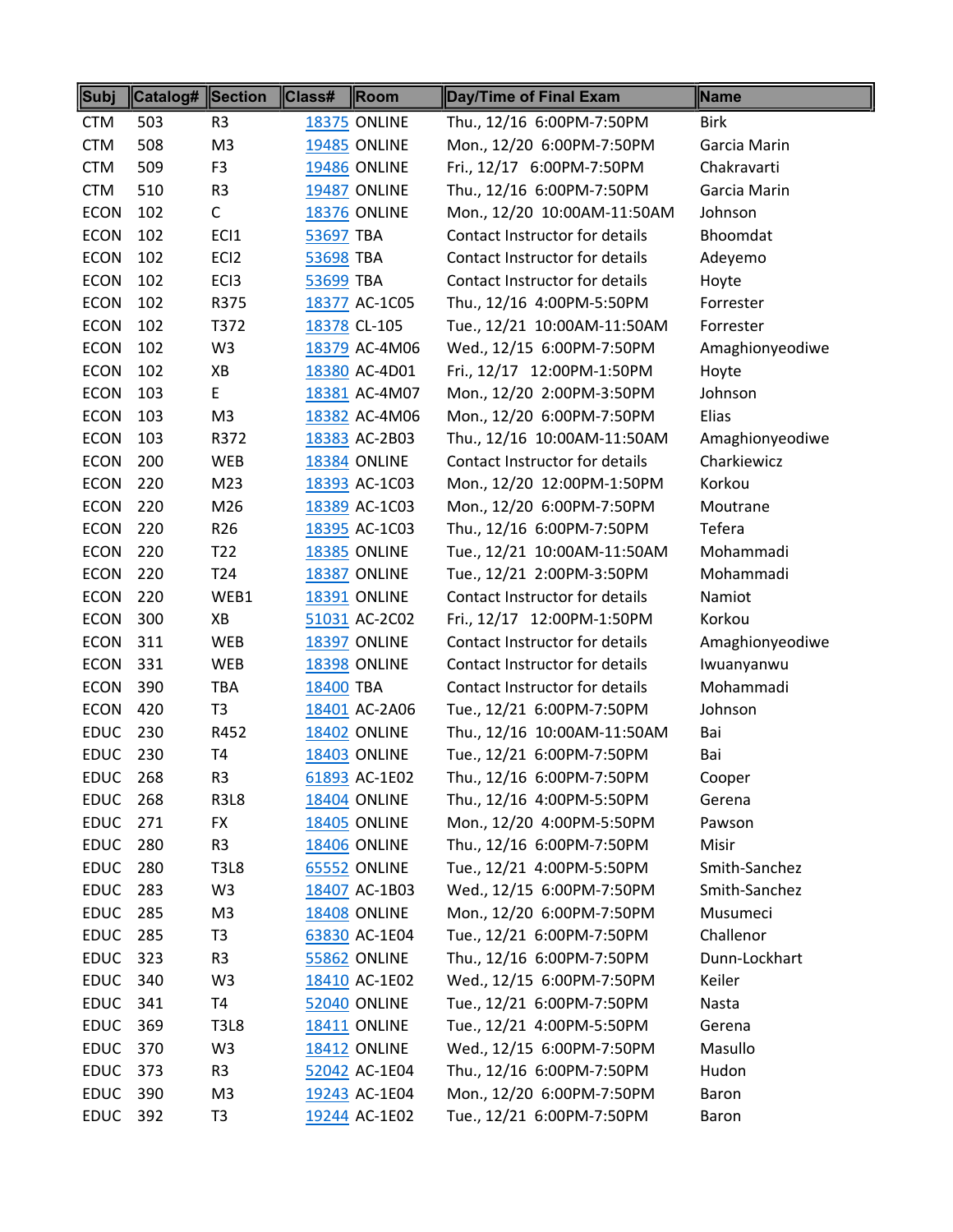| Subj | Catalog# | Section | Class# | Room | Day/Time of Final Exam | Name |
|---|---|---|---|---|---|---|
| CTM | 503 | R3 | 18375 | ONLINE | Thu., 12/16 6:00PM-7:50PM | Birk |
| CTM | 508 | M3 | 19485 | ONLINE | Mon., 12/20 6:00PM-7:50PM | Garcia Marin |
| CTM | 509 | F3 | 19486 | ONLINE | Fri., 12/17 6:00PM-7:50PM | Chakravarti |
| CTM | 510 | R3 | 19487 | ONLINE | Thu., 12/16 6:00PM-7:50PM | Garcia Marin |
| ECON | 102 | C | 18376 | ONLINE | Mon., 12/20 10:00AM-11:50AM | Johnson |
| ECON | 102 | ECI1 | 53697 | TBA | Contact Instructor for details | Bhoomdat |
| ECON | 102 | ECI2 | 53698 | TBA | Contact Instructor for details | Adeyemo |
| ECON | 102 | ECI3 | 53699 | TBA | Contact Instructor for details | Hoyte |
| ECON | 102 | R375 | 18377 | AC-1C05 | Thu., 12/16 4:00PM-5:50PM | Forrester |
| ECON | 102 | T372 | 18378 | CL-105 | Tue., 12/21 10:00AM-11:50AM | Forrester |
| ECON | 102 | W3 | 18379 | AC-4M06 | Wed., 12/15 6:00PM-7:50PM | Amaghionyeodiwe |
| ECON | 102 | XB | 18380 | AC-4D01 | Fri., 12/17 12:00PM-1:50PM | Hoyte |
| ECON | 103 | E | 18381 | AC-4M07 | Mon., 12/20 2:00PM-3:50PM | Johnson |
| ECON | 103 | M3 | 18382 | AC-4M06 | Mon., 12/20 6:00PM-7:50PM | Elias |
| ECON | 103 | R372 | 18383 | AC-2B03 | Thu., 12/16 10:00AM-11:50AM | Amaghionyeodiwe |
| ECON | 200 | WEB | 18384 | ONLINE | Contact Instructor for details | Charkiewicz |
| ECON | 220 | M23 | 18393 | AC-1C03 | Mon., 12/20 12:00PM-1:50PM | Korkou |
| ECON | 220 | M26 | 18389 | AC-1C03 | Mon., 12/20 6:00PM-7:50PM | Moutrane |
| ECON | 220 | R26 | 18395 | AC-1C03 | Thu., 12/16 6:00PM-7:50PM | Tefera |
| ECON | 220 | T22 | 18385 | ONLINE | Tue., 12/21 10:00AM-11:50AM | Mohammadi |
| ECON | 220 | T24 | 18387 | ONLINE | Tue., 12/21 2:00PM-3:50PM | Mohammadi |
| ECON | 220 | WEB1 | 18391 | ONLINE | Contact Instructor for details | Namiot |
| ECON | 300 | XB | 51031 | AC-2C02 | Fri., 12/17 12:00PM-1:50PM | Korkou |
| ECON | 311 | WEB | 18397 | ONLINE | Contact Instructor for details | Amaghionyeodiwe |
| ECON | 331 | WEB | 18398 | ONLINE | Contact Instructor for details | Iwuanyanwu |
| ECON | 390 | TBA | 18400 | TBA | Contact Instructor for details | Mohammadi |
| ECON | 420 | T3 | 18401 | AC-2A06 | Tue., 12/21 6:00PM-7:50PM | Johnson |
| EDUC | 230 | R452 | 18402 | ONLINE | Thu., 12/16 10:00AM-11:50AM | Bai |
| EDUC | 230 | T4 | 18403 | ONLINE | Tue., 12/21 6:00PM-7:50PM | Bai |
| EDUC | 268 | R3 | 61893 | AC-1E02 | Thu., 12/16 6:00PM-7:50PM | Cooper |
| EDUC | 268 | R3L8 | 18404 | ONLINE | Thu., 12/16 4:00PM-5:50PM | Gerena |
| EDUC | 271 | FX | 18405 | ONLINE | Mon., 12/20 4:00PM-5:50PM | Pawson |
| EDUC | 280 | R3 | 18406 | ONLINE | Thu., 12/16 6:00PM-7:50PM | Misir |
| EDUC | 280 | T3L8 | 65552 | ONLINE | Tue., 12/21 4:00PM-5:50PM | Smith-Sanchez |
| EDUC | 283 | W3 | 18407 | AC-1B03 | Wed., 12/15 6:00PM-7:50PM | Smith-Sanchez |
| EDUC | 285 | M3 | 18408 | ONLINE | Mon., 12/20 6:00PM-7:50PM | Musumeci |
| EDUC | 285 | T3 | 63830 | AC-1E04 | Tue., 12/21 6:00PM-7:50PM | Challenor |
| EDUC | 323 | R3 | 55862 | ONLINE | Thu., 12/16 6:00PM-7:50PM | Dunn-Lockhart |
| EDUC | 340 | W3 | 18410 | AC-1E02 | Wed., 12/15 6:00PM-7:50PM | Keiler |
| EDUC | 341 | T4 | 52040 | ONLINE | Tue., 12/21 6:00PM-7:50PM | Nasta |
| EDUC | 369 | T3L8 | 18411 | ONLINE | Tue., 12/21 4:00PM-5:50PM | Gerena |
| EDUC | 370 | W3 | 18412 | ONLINE | Wed., 12/15 6:00PM-7:50PM | Masullo |
| EDUC | 373 | R3 | 52042 | AC-1E04 | Thu., 12/16 6:00PM-7:50PM | Hudon |
| EDUC | 390 | M3 | 19243 | AC-1E04 | Mon., 12/20 6:00PM-7:50PM | Baron |
| EDUC | 392 | T3 | 19244 | AC-1E02 | Tue., 12/21 6:00PM-7:50PM | Baron |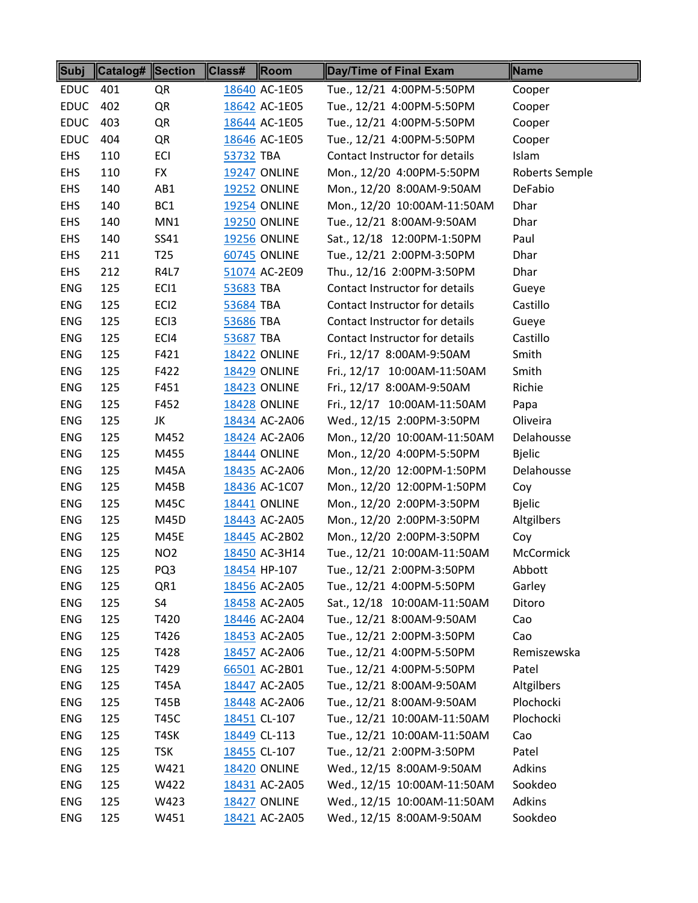| Subj | Catalog# | Section | Class# | Room | Day/Time of Final Exam | Name |
|---|---|---|---|---|---|---|
| EDUC | 401 | QR | 18640 | AC-1E05 | Tue., 12/21 4:00PM-5:50PM | Cooper |
| EDUC | 402 | QR | 18642 | AC-1E05 | Tue., 12/21 4:00PM-5:50PM | Cooper |
| EDUC | 403 | QR | 18644 | AC-1E05 | Tue., 12/21 4:00PM-5:50PM | Cooper |
| EDUC | 404 | QR | 18646 | AC-1E05 | Tue., 12/21 4:00PM-5:50PM | Cooper |
| EHS | 110 | ECI | 53732 | TBA | Contact Instructor for details | Islam |
| EHS | 110 | FX | 19247 | ONLINE | Mon., 12/20 4:00PM-5:50PM | Roberts Semple |
| EHS | 140 | AB1 | 19252 | ONLINE | Mon., 12/20 8:00AM-9:50AM | DeFabio |
| EHS | 140 | BC1 | 19254 | ONLINE | Mon., 12/20 10:00AM-11:50AM | Dhar |
| EHS | 140 | MN1 | 19250 | ONLINE | Tue., 12/21 8:00AM-9:50AM | Dhar |
| EHS | 140 | SS41 | 19256 | ONLINE | Sat., 12/18 12:00PM-1:50PM | Paul |
| EHS | 211 | T25 | 60745 | ONLINE | Tue., 12/21 2:00PM-3:50PM | Dhar |
| EHS | 212 | R4L7 | 51074 | AC-2E09 | Thu., 12/16 2:00PM-3:50PM | Dhar |
| ENG | 125 | ECI1 | 53683 | TBA | Contact Instructor for details | Gueye |
| ENG | 125 | ECI2 | 53684 | TBA | Contact Instructor for details | Castillo |
| ENG | 125 | ECI3 | 53686 | TBA | Contact Instructor for details | Gueye |
| ENG | 125 | ECI4 | 53687 | TBA | Contact Instructor for details | Castillo |
| ENG | 125 | F421 | 18422 | ONLINE | Fri., 12/17 8:00AM-9:50AM | Smith |
| ENG | 125 | F422 | 18429 | ONLINE | Fri., 12/17 10:00AM-11:50AM | Smith |
| ENG | 125 | F451 | 18423 | ONLINE | Fri., 12/17 8:00AM-9:50AM | Richie |
| ENG | 125 | F452 | 18428 | ONLINE | Fri., 12/17 10:00AM-11:50AM | Papa |
| ENG | 125 | JK | 18434 | AC-2A06 | Wed., 12/15 2:00PM-3:50PM | Oliveira |
| ENG | 125 | M452 | 18424 | AC-2A06 | Mon., 12/20 10:00AM-11:50AM | Delahousse |
| ENG | 125 | M455 | 18444 | ONLINE | Mon., 12/20 4:00PM-5:50PM | Bjelic |
| ENG | 125 | M45A | 18435 | AC-2A06 | Mon., 12/20 12:00PM-1:50PM | Delahousse |
| ENG | 125 | M45B | 18436 | AC-1C07 | Mon., 12/20 12:00PM-1:50PM | Coy |
| ENG | 125 | M45C | 18441 | ONLINE | Mon., 12/20 2:00PM-3:50PM | Bjelic |
| ENG | 125 | M45D | 18443 | AC-2A05 | Mon., 12/20 2:00PM-3:50PM | Altgilbers |
| ENG | 125 | M45E | 18445 | AC-2B02 | Mon., 12/20 2:00PM-3:50PM | Coy |
| ENG | 125 | NO2 | 18450 | AC-3H14 | Tue., 12/21 10:00AM-11:50AM | McCormick |
| ENG | 125 | PQ3 | 18454 | HP-107 | Tue., 12/21 2:00PM-3:50PM | Abbott |
| ENG | 125 | QR1 | 18456 | AC-2A05 | Tue., 12/21 4:00PM-5:50PM | Garley |
| ENG | 125 | S4 | 18458 | AC-2A05 | Sat., 12/18 10:00AM-11:50AM | Ditoro |
| ENG | 125 | T420 | 18446 | AC-2A04 | Tue., 12/21 8:00AM-9:50AM | Cao |
| ENG | 125 | T426 | 18453 | AC-2A05 | Tue., 12/21 2:00PM-3:50PM | Cao |
| ENG | 125 | T428 | 18457 | AC-2A06 | Tue., 12/21 4:00PM-5:50PM | Remiszewska |
| ENG | 125 | T429 | 66501 | AC-2B01 | Tue., 12/21 4:00PM-5:50PM | Patel |
| ENG | 125 | T45A | 18447 | AC-2A05 | Tue., 12/21 8:00AM-9:50AM | Altgilbers |
| ENG | 125 | T45B | 18448 | AC-2A06 | Tue., 12/21 8:00AM-9:50AM | Plochocki |
| ENG | 125 | T45C | 18451 | CL-107 | Tue., 12/21 10:00AM-11:50AM | Plochocki |
| ENG | 125 | T4SK | 18449 | CL-113 | Tue., 12/21 10:00AM-11:50AM | Cao |
| ENG | 125 | TSK | 18455 | CL-107 | Tue., 12/21 2:00PM-3:50PM | Patel |
| ENG | 125 | W421 | 18420 | ONLINE | Wed., 12/15 8:00AM-9:50AM | Adkins |
| ENG | 125 | W422 | 18431 | AC-2A05 | Wed., 12/15 10:00AM-11:50AM | Sookdeo |
| ENG | 125 | W423 | 18427 | ONLINE | Wed., 12/15 10:00AM-11:50AM | Adkins |
| ENG | 125 | W451 | 18421 | AC-2A05 | Wed., 12/15 8:00AM-9:50AM | Sookdeo |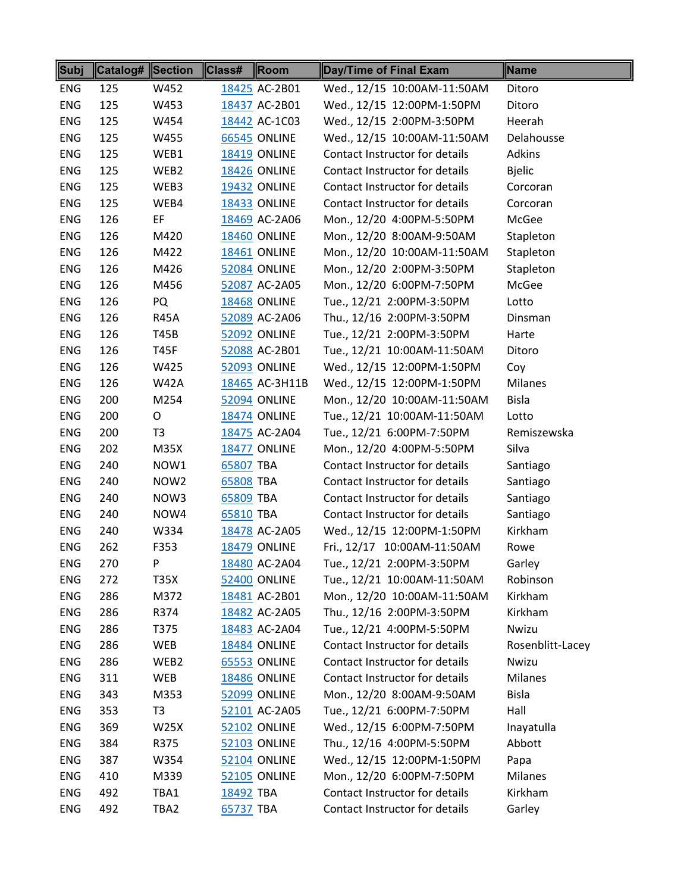| Subj | Catalog# | Section | Class# | Room | Day/Time of Final Exam | Name |
|---|---|---|---|---|---|---|
| ENG | 125 | W452 | 18425 | AC-2B01 | Wed., 12/15 10:00AM-11:50AM | Ditoro |
| ENG | 125 | W453 | 18437 | AC-2B01 | Wed., 12/15 12:00PM-1:50PM | Ditoro |
| ENG | 125 | W454 | 18442 | AC-1C03 | Wed., 12/15 2:00PM-3:50PM | Heerah |
| ENG | 125 | W455 | 66545 | ONLINE | Wed., 12/15 10:00AM-11:50AM | Delahousse |
| ENG | 125 | WEB1 | 18419 | ONLINE | Contact Instructor for details | Adkins |
| ENG | 125 | WEB2 | 18426 | ONLINE | Contact Instructor for details | Bjelic |
| ENG | 125 | WEB3 | 19432 | ONLINE | Contact Instructor for details | Corcoran |
| ENG | 125 | WEB4 | 18433 | ONLINE | Contact Instructor for details | Corcoran |
| ENG | 126 | EF | 18469 | AC-2A06 | Mon., 12/20 4:00PM-5:50PM | McGee |
| ENG | 126 | M420 | 18460 | ONLINE | Mon., 12/20 8:00AM-9:50AM | Stapleton |
| ENG | 126 | M422 | 18461 | ONLINE | Mon., 12/20 10:00AM-11:50AM | Stapleton |
| ENG | 126 | M426 | 52084 | ONLINE | Mon., 12/20 2:00PM-3:50PM | Stapleton |
| ENG | 126 | M456 | 52087 | AC-2A05 | Mon., 12/20 6:00PM-7:50PM | McGee |
| ENG | 126 | PQ | 18468 | ONLINE | Tue., 12/21 2:00PM-3:50PM | Lotto |
| ENG | 126 | R45A | 52089 | AC-2A06 | Thu., 12/16 2:00PM-3:50PM | Dinsman |
| ENG | 126 | T45B | 52092 | ONLINE | Tue., 12/21 2:00PM-3:50PM | Harte |
| ENG | 126 | T45F | 52088 | AC-2B01 | Tue., 12/21 10:00AM-11:50AM | Ditoro |
| ENG | 126 | W425 | 52093 | ONLINE | Wed., 12/15 12:00PM-1:50PM | Coy |
| ENG | 126 | W42A | 18465 | AC-3H11B | Wed., 12/15 12:00PM-1:50PM | Milanes |
| ENG | 200 | M254 | 52094 | ONLINE | Mon., 12/20 10:00AM-11:50AM | Bisla |
| ENG | 200 | O | 18474 | ONLINE | Tue., 12/21 10:00AM-11:50AM | Lotto |
| ENG | 200 | T3 | 18475 | AC-2A04 | Tue., 12/21 6:00PM-7:50PM | Remiszewska |
| ENG | 202 | M35X | 18477 | ONLINE | Mon., 12/20 4:00PM-5:50PM | Silva |
| ENG | 240 | NOW1 | 65807 | TBA | Contact Instructor for details | Santiago |
| ENG | 240 | NOW2 | 65808 | TBA | Contact Instructor for details | Santiago |
| ENG | 240 | NOW3 | 65809 | TBA | Contact Instructor for details | Santiago |
| ENG | 240 | NOW4 | 65810 | TBA | Contact Instructor for details | Santiago |
| ENG | 240 | W334 | 18478 | AC-2A05 | Wed., 12/15 12:00PM-1:50PM | Kirkham |
| ENG | 262 | F353 | 18479 | ONLINE | Fri., 12/17 10:00AM-11:50AM | Rowe |
| ENG | 270 | P | 18480 | AC-2A04 | Tue., 12/21 2:00PM-3:50PM | Garley |
| ENG | 272 | T35X | 52400 | ONLINE | Tue., 12/21 10:00AM-11:50AM | Robinson |
| ENG | 286 | M372 | 18481 | AC-2B01 | Mon., 12/20 10:00AM-11:50AM | Kirkham |
| ENG | 286 | R374 | 18482 | AC-2A05 | Thu., 12/16 2:00PM-3:50PM | Kirkham |
| ENG | 286 | T375 | 18483 | AC-2A04 | Tue., 12/21 4:00PM-5:50PM | Nwizu |
| ENG | 286 | WEB | 18484 | ONLINE | Contact Instructor for details | Rosenblitt-Lacey |
| ENG | 286 | WEB2 | 65553 | ONLINE | Contact Instructor for details | Nwizu |
| ENG | 311 | WEB | 18486 | ONLINE | Contact Instructor for details | Milanes |
| ENG | 343 | M353 | 52099 | ONLINE | Mon., 12/20 8:00AM-9:50AM | Bisla |
| ENG | 353 | T3 | 52101 | AC-2A05 | Tue., 12/21 6:00PM-7:50PM | Hall |
| ENG | 369 | W25X | 52102 | ONLINE | Wed., 12/15 6:00PM-7:50PM | Inayatulla |
| ENG | 384 | R375 | 52103 | ONLINE | Thu., 12/16 4:00PM-5:50PM | Abbott |
| ENG | 387 | W354 | 52104 | ONLINE | Wed., 12/15 12:00PM-1:50PM | Papa |
| ENG | 410 | M339 | 52105 | ONLINE | Mon., 12/20 6:00PM-7:50PM | Milanes |
| ENG | 492 | TBA1 | 18492 | TBA | Contact Instructor for details | Kirkham |
| ENG | 492 | TBA2 | 65737 | TBA | Contact Instructor for details | Garley |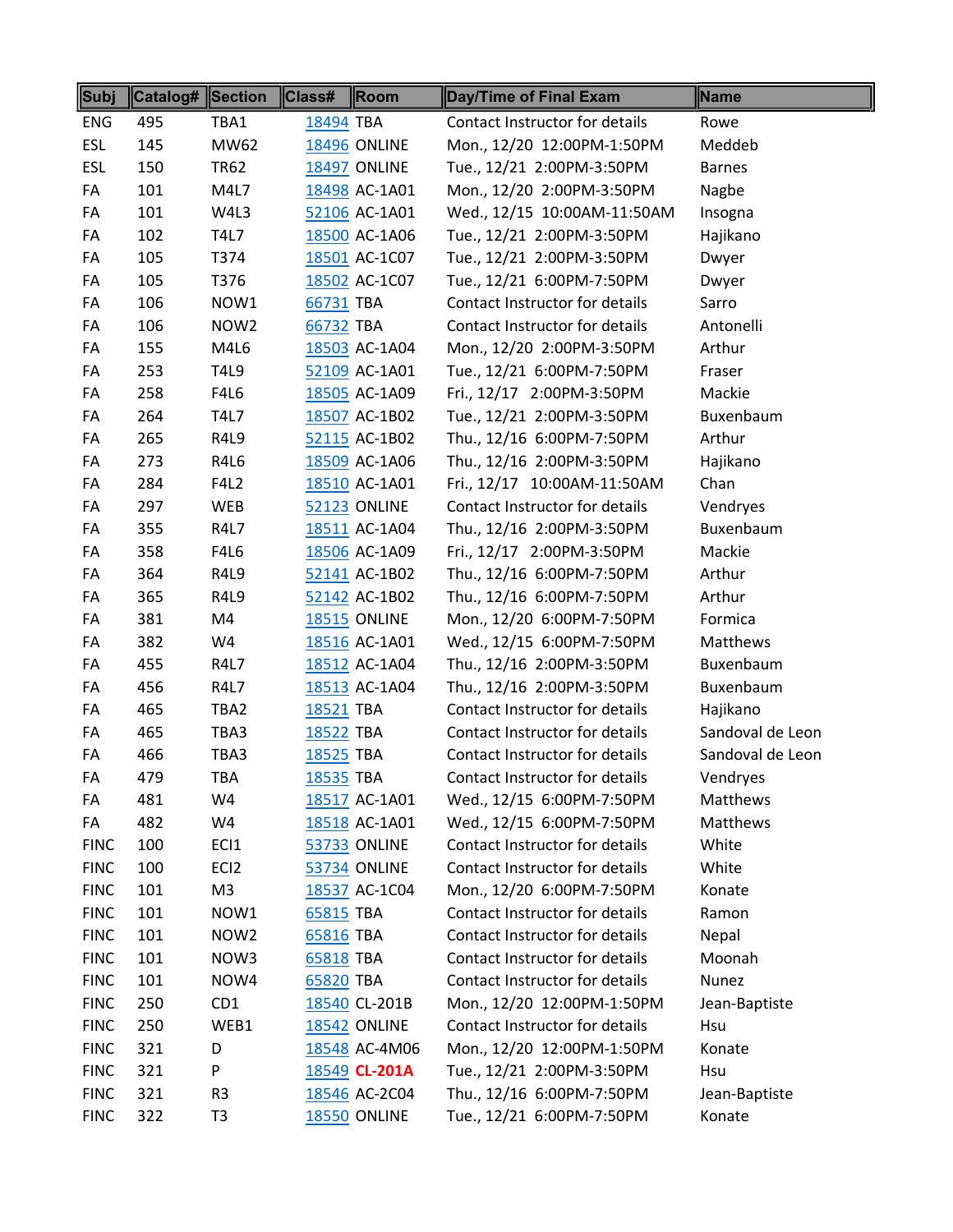| Subj | Catalog# | Section | Class# | Room | Day/Time of Final Exam | Name |
|---|---|---|---|---|---|---|
| ENG | 495 | TBA1 | 18494 | TBA | Contact Instructor for details | Rowe |
| ESL | 145 | MW62 | 18496 | ONLINE | Mon., 12/20 12:00PM-1:50PM | Meddeb |
| ESL | 150 | TR62 | 18497 | ONLINE | Tue., 12/21 2:00PM-3:50PM | Barnes |
| FA | 101 | M4L7 | 18498 | AC-1A01 | Mon., 12/20 2:00PM-3:50PM | Nagbe |
| FA | 101 | W4L3 | 52106 | AC-1A01 | Wed., 12/15 10:00AM-11:50AM | Insogna |
| FA | 102 | T4L7 | 18500 | AC-1A06 | Tue., 12/21 2:00PM-3:50PM | Hajikano |
| FA | 105 | T374 | 18501 | AC-1C07 | Tue., 12/21 2:00PM-3:50PM | Dwyer |
| FA | 105 | T376 | 18502 | AC-1C07 | Tue., 12/21 6:00PM-7:50PM | Dwyer |
| FA | 106 | NOW1 | 66731 | TBA | Contact Instructor for details | Sarro |
| FA | 106 | NOW2 | 66732 | TBA | Contact Instructor for details | Antonelli |
| FA | 155 | M4L6 | 18503 | AC-1A04 | Mon., 12/20 2:00PM-3:50PM | Arthur |
| FA | 253 | T4L9 | 52109 | AC-1A01 | Tue., 12/21 6:00PM-7:50PM | Fraser |
| FA | 258 | F4L6 | 18505 | AC-1A09 | Fri., 12/17 2:00PM-3:50PM | Mackie |
| FA | 264 | T4L7 | 18507 | AC-1B02 | Tue., 12/21 2:00PM-3:50PM | Buxenbaum |
| FA | 265 | R4L9 | 52115 | AC-1B02 | Thu., 12/16 6:00PM-7:50PM | Arthur |
| FA | 273 | R4L6 | 18509 | AC-1A06 | Thu., 12/16 2:00PM-3:50PM | Hajikano |
| FA | 284 | F4L2 | 18510 | AC-1A01 | Fri., 12/17 10:00AM-11:50AM | Chan |
| FA | 297 | WEB | 52123 | ONLINE | Contact Instructor for details | Vendryes |
| FA | 355 | R4L7 | 18511 | AC-1A04 | Thu., 12/16 2:00PM-3:50PM | Buxenbaum |
| FA | 358 | F4L6 | 18506 | AC-1A09 | Fri., 12/17 2:00PM-3:50PM | Mackie |
| FA | 364 | R4L9 | 52141 | AC-1B02 | Thu., 12/16 6:00PM-7:50PM | Arthur |
| FA | 365 | R4L9 | 52142 | AC-1B02 | Thu., 12/16 6:00PM-7:50PM | Arthur |
| FA | 381 | M4 | 18515 | ONLINE | Mon., 12/20 6:00PM-7:50PM | Formica |
| FA | 382 | W4 | 18516 | AC-1A01 | Wed., 12/15 6:00PM-7:50PM | Matthews |
| FA | 455 | R4L7 | 18512 | AC-1A04 | Thu., 12/16 2:00PM-3:50PM | Buxenbaum |
| FA | 456 | R4L7 | 18513 | AC-1A04 | Thu., 12/16 2:00PM-3:50PM | Buxenbaum |
| FA | 465 | TBA2 | 18521 | TBA | Contact Instructor for details | Hajikano |
| FA | 465 | TBA3 | 18522 | TBA | Contact Instructor for details | Sandoval de Leon |
| FA | 466 | TBA3 | 18525 | TBA | Contact Instructor for details | Sandoval de Leon |
| FA | 479 | TBA | 18535 | TBA | Contact Instructor for details | Vendryes |
| FA | 481 | W4 | 18517 | AC-1A01 | Wed., 12/15 6:00PM-7:50PM | Matthews |
| FA | 482 | W4 | 18518 | AC-1A01 | Wed., 12/15 6:00PM-7:50PM | Matthews |
| FINC | 100 | ECI1 | 53733 | ONLINE | Contact Instructor for details | White |
| FINC | 100 | ECI2 | 53734 | ONLINE | Contact Instructor for details | White |
| FINC | 101 | M3 | 18537 | AC-1C04 | Mon., 12/20 6:00PM-7:50PM | Konate |
| FINC | 101 | NOW1 | 65815 | TBA | Contact Instructor for details | Ramon |
| FINC | 101 | NOW2 | 65816 | TBA | Contact Instructor for details | Nepal |
| FINC | 101 | NOW3 | 65818 | TBA | Contact Instructor for details | Moonah |
| FINC | 101 | NOW4 | 65820 | TBA | Contact Instructor for details | Nunez |
| FINC | 250 | CD1 | 18540 | CL-201B | Mon., 12/20 12:00PM-1:50PM | Jean-Baptiste |
| FINC | 250 | WEB1 | 18542 | ONLINE | Contact Instructor for details | Hsu |
| FINC | 321 | D | 18548 | AC-4M06 | Mon., 12/20 12:00PM-1:50PM | Konate |
| FINC | 321 | P | 18549 | **CL-201A** | Tue., 12/21 2:00PM-3:50PM | Hsu |
| FINC | 321 | R3 | 18546 | AC-2C04 | Thu., 12/16 6:00PM-7:50PM | Jean-Baptiste |
| FINC | 322 | T3 | 18550 | ONLINE | Tue., 12/21 6:00PM-7:50PM | Konate |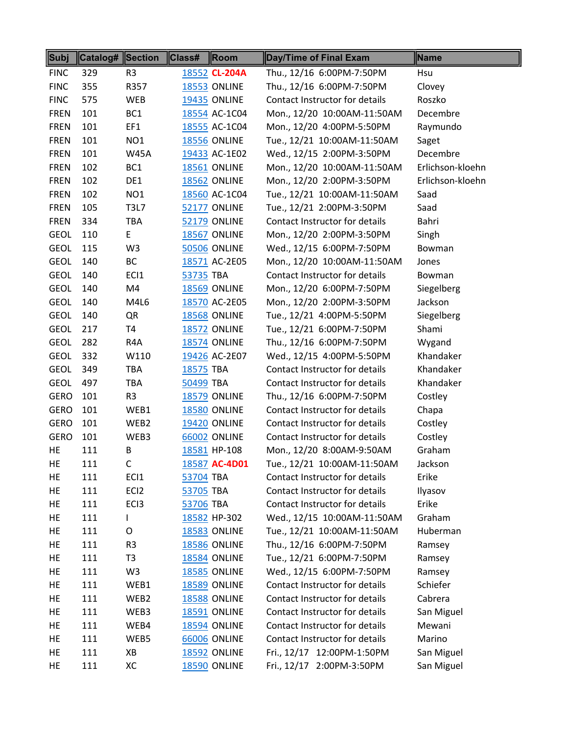| Subj | Catalog# | Section | Class# | Room | Day/Time of Final Exam | Name |
|---|---|---|---|---|---|---|
| FINC | 329 | R3 | 18552 | **CL-204A** | Thu., 12/16 6:00PM-7:50PM | Hsu |
| FINC | 355 | R357 | 18553 | ONLINE | Thu., 12/16 6:00PM-7:50PM | Clovey |
| FINC | 575 | WEB | 19435 | ONLINE | Contact Instructor for details | Roszko |
| FREN | 101 | BC1 | 18554 | AC-1C04 | Mon., 12/20 10:00AM-11:50AM | Decembre |
| FREN | 101 | EF1 | 18555 | AC-1C04 | Mon., 12/20 4:00PM-5:50PM | Raymundo |
| FREN | 101 | NO1 | 18556 | ONLINE | Tue., 12/21 10:00AM-11:50AM | Saget |
| FREN | 101 | W45A | 19433 | AC-1E02 | Wed., 12/15 2:00PM-3:50PM | Decembre |
| FREN | 102 | BC1 | 18561 | ONLINE | Mon., 12/20 10:00AM-11:50AM | Erlichson-kloehn |
| FREN | 102 | DE1 | 18562 | ONLINE | Mon., 12/20 2:00PM-3:50PM | Erlichson-kloehn |
| FREN | 102 | NO1 | 18560 | AC-1C04 | Tue., 12/21 10:00AM-11:50AM | Saad |
| FREN | 105 | T3L7 | 52177 | ONLINE | Tue., 12/21 2:00PM-3:50PM | Saad |
| FREN | 334 | TBA | 52179 | ONLINE | Contact Instructor for details | Bahri |
| GEOL | 110 | E | 18567 | ONLINE | Mon., 12/20 2:00PM-3:50PM | Singh |
| GEOL | 115 | W3 | 50506 | ONLINE | Wed., 12/15 6:00PM-7:50PM | Bowman |
| GEOL | 140 | BC | 18571 | AC-2E05 | Mon., 12/20 10:00AM-11:50AM | Jones |
| GEOL | 140 | ECI1 | 53735 | TBA | Contact Instructor for details | Bowman |
| GEOL | 140 | M4 | 18569 | ONLINE | Mon., 12/20 6:00PM-7:50PM | Siegelberg |
| GEOL | 140 | M4L6 | 18570 | AC-2E05 | Mon., 12/20 2:00PM-3:50PM | Jackson |
| GEOL | 140 | QR | 18568 | ONLINE | Tue., 12/21 4:00PM-5:50PM | Siegelberg |
| GEOL | 217 | T4 | 18572 | ONLINE | Tue., 12/21 6:00PM-7:50PM | Shami |
| GEOL | 282 | R4A | 18574 | ONLINE | Thu., 12/16 6:00PM-7:50PM | Wygand |
| GEOL | 332 | W110 | 19426 | AC-2E07 | Wed., 12/15 4:00PM-5:50PM | Khandaker |
| GEOL | 349 | TBA | 18575 | TBA | Contact Instructor for details | Khandaker |
| GEOL | 497 | TBA | 50499 | TBA | Contact Instructor for details | Khandaker |
| GERO | 101 | R3 | 18579 | ONLINE | Thu., 12/16 6:00PM-7:50PM | Costley |
| GERO | 101 | WEB1 | 18580 | ONLINE | Contact Instructor for details | Chapa |
| GERO | 101 | WEB2 | 19420 | ONLINE | Contact Instructor for details | Costley |
| GERO | 101 | WEB3 | 66002 | ONLINE | Contact Instructor for details | Costley |
| HE | 111 | B | 18581 | HP-108 | Mon., 12/20 8:00AM-9:50AM | Graham |
| HE | 111 | C | 18587 | **AC-4D01** | Tue., 12/21 10:00AM-11:50AM | Jackson |
| HE | 111 | ECI1 | 53704 | TBA | Contact Instructor for details | Erike |
| HE | 111 | ECI2 | 53705 | TBA | Contact Instructor for details | Ilyasov |
| HE | 111 | ECI3 | 53706 | TBA | Contact Instructor for details | Erike |
| HE | 111 | I | 18582 | HP-302 | Wed., 12/15 10:00AM-11:50AM | Graham |
| HE | 111 | O | 18583 | ONLINE | Tue., 12/21 10:00AM-11:50AM | Huberman |
| HE | 111 | R3 | 18586 | ONLINE | Thu., 12/16 6:00PM-7:50PM | Ramsey |
| HE | 111 | T3 | 18584 | ONLINE | Tue., 12/21 6:00PM-7:50PM | Ramsey |
| HE | 111 | W3 | 18585 | ONLINE | Wed., 12/15 6:00PM-7:50PM | Ramsey |
| HE | 111 | WEB1 | 18589 | ONLINE | Contact Instructor for details | Schiefer |
| HE | 111 | WEB2 | 18588 | ONLINE | Contact Instructor for details | Cabrera |
| HE | 111 | WEB3 | 18591 | ONLINE | Contact Instructor for details | San Miguel |
| HE | 111 | WEB4 | 18594 | ONLINE | Contact Instructor for details | Mewani |
| HE | 111 | WEB5 | 66006 | ONLINE | Contact Instructor for details | Marino |
| HE | 111 | XB | 18592 | ONLINE | Fri., 12/17 12:00PM-1:50PM | San Miguel |
| HE | 111 | XC | 18590 | ONLINE | Fri., 12/17 2:00PM-3:50PM | San Miguel |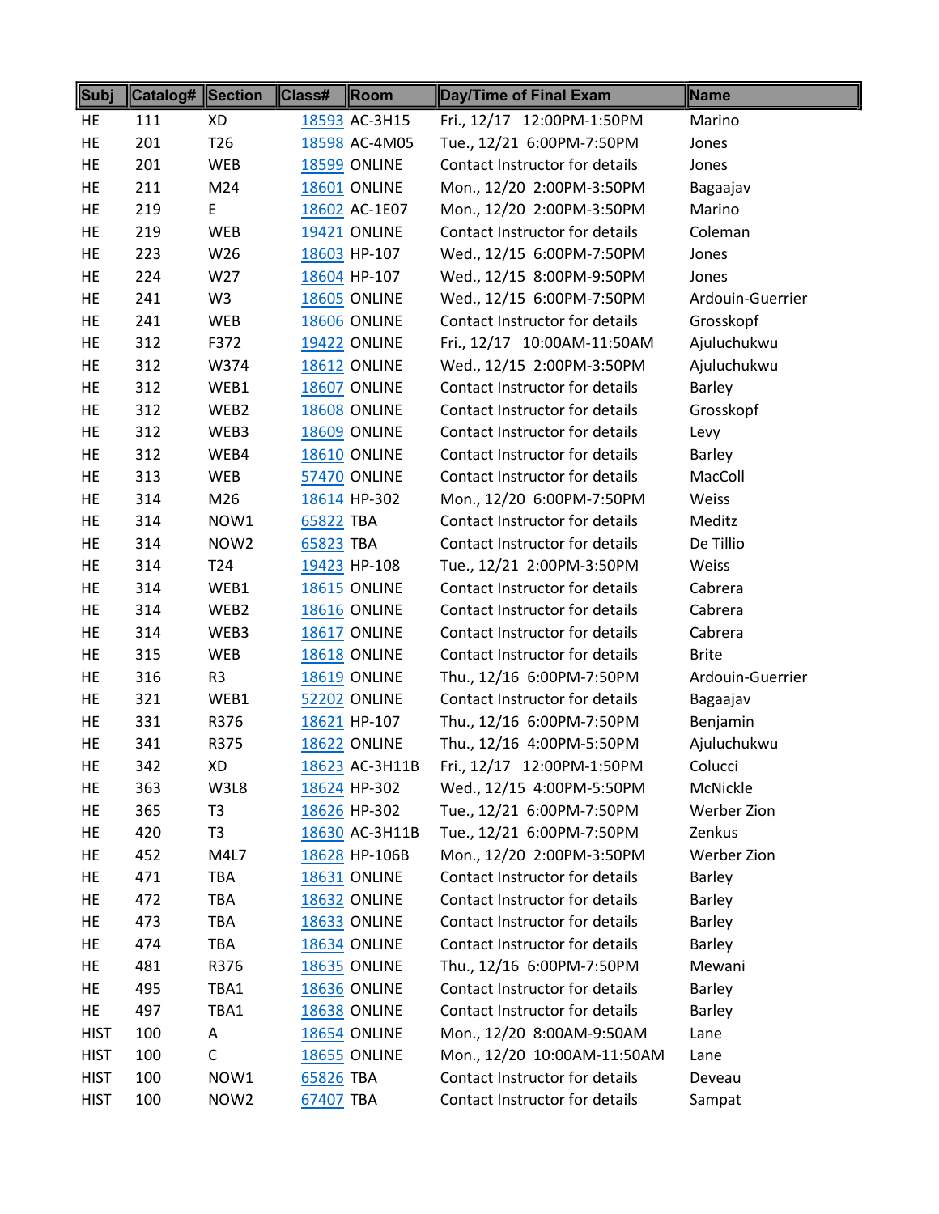| Subj | Catalog# | Section | Class# | Room | Day/Time of Final Exam | Name |
|---|---|---|---|---|---|---|
| HE | 111 | XD | 18593 | AC-3H15 | Fri., 12/17 12:00PM-1:50PM | Marino |
| HE | 201 | T26 | 18598 | AC-4M05 | Tue., 12/21 6:00PM-7:50PM | Jones |
| HE | 201 | WEB | 18599 | ONLINE | Contact Instructor for details | Jones |
| HE | 211 | M24 | 18601 | ONLINE | Mon., 12/20 2:00PM-3:50PM | Bagaajav |
| HE | 219 | E | 18602 | AC-1E07 | Mon., 12/20 2:00PM-3:50PM | Marino |
| HE | 219 | WEB | 19421 | ONLINE | Contact Instructor for details | Coleman |
| HE | 223 | W26 | 18603 | HP-107 | Wed., 12/15 6:00PM-7:50PM | Jones |
| HE | 224 | W27 | 18604 | HP-107 | Wed., 12/15 8:00PM-9:50PM | Jones |
| HE | 241 | W3 | 18605 | ONLINE | Wed., 12/15 6:00PM-7:50PM | Ardouin-Guerrier |
| HE | 241 | WEB | 18606 | ONLINE | Contact Instructor for details | Grosskopf |
| HE | 312 | F372 | 19422 | ONLINE | Fri., 12/17 10:00AM-11:50AM | Ajuluchukwu |
| HE | 312 | W374 | 18612 | ONLINE | Wed., 12/15 2:00PM-3:50PM | Ajuluchukwu |
| HE | 312 | WEB1 | 18607 | ONLINE | Contact Instructor for details | Barley |
| HE | 312 | WEB2 | 18608 | ONLINE | Contact Instructor for details | Grosskopf |
| HE | 312 | WEB3 | 18609 | ONLINE | Contact Instructor for details | Levy |
| HE | 312 | WEB4 | 18610 | ONLINE | Contact Instructor for details | Barley |
| HE | 313 | WEB | 57470 | ONLINE | Contact Instructor for details | MacColl |
| HE | 314 | M26 | 18614 | HP-302 | Mon., 12/20 6:00PM-7:50PM | Weiss |
| HE | 314 | NOW1 | 65822 | TBA | Contact Instructor for details | Meditz |
| HE | 314 | NOW2 | 65823 | TBA | Contact Instructor for details | De Tillio |
| HE | 314 | T24 | 19423 | HP-108 | Tue., 12/21 2:00PM-3:50PM | Weiss |
| HE | 314 | WEB1 | 18615 | ONLINE | Contact Instructor for details | Cabrera |
| HE | 314 | WEB2 | 18616 | ONLINE | Contact Instructor for details | Cabrera |
| HE | 314 | WEB3 | 18617 | ONLINE | Contact Instructor for details | Cabrera |
| HE | 315 | WEB | 18618 | ONLINE | Contact Instructor for details | Brite |
| HE | 316 | R3 | 18619 | ONLINE | Thu., 12/16 6:00PM-7:50PM | Ardouin-Guerrier |
| HE | 321 | WEB1 | 52202 | ONLINE | Contact Instructor for details | Bagaajav |
| HE | 331 | R376 | 18621 | HP-107 | Thu., 12/16 6:00PM-7:50PM | Benjamin |
| HE | 341 | R375 | 18622 | ONLINE | Thu., 12/16 4:00PM-5:50PM | Ajuluchukwu |
| HE | 342 | XD | 18623 | AC-3H11B | Fri., 12/17 12:00PM-1:50PM | Colucci |
| HE | 363 | W3L8 | 18624 | HP-302 | Wed., 12/15 4:00PM-5:50PM | McNickle |
| HE | 365 | T3 | 18626 | HP-302 | Tue., 12/21 6:00PM-7:50PM | Werber Zion |
| HE | 420 | T3 | 18630 | AC-3H11B | Tue., 12/21 6:00PM-7:50PM | Zenkus |
| HE | 452 | M4L7 | 18628 | HP-106B | Mon., 12/20 2:00PM-3:50PM | Werber Zion |
| HE | 471 | TBA | 18631 | ONLINE | Contact Instructor for details | Barley |
| HE | 472 | TBA | 18632 | ONLINE | Contact Instructor for details | Barley |
| HE | 473 | TBA | 18633 | ONLINE | Contact Instructor for details | Barley |
| HE | 474 | TBA | 18634 | ONLINE | Contact Instructor for details | Barley |
| HE | 481 | R376 | 18635 | ONLINE | Thu., 12/16 6:00PM-7:50PM | Mewani |
| HE | 495 | TBA1 | 18636 | ONLINE | Contact Instructor for details | Barley |
| HE | 497 | TBA1 | 18638 | ONLINE | Contact Instructor for details | Barley |
| HIST | 100 | A | 18654 | ONLINE | Mon., 12/20 8:00AM-9:50AM | Lane |
| HIST | 100 | C | 18655 | ONLINE | Mon., 12/20 10:00AM-11:50AM | Lane |
| HIST | 100 | NOW1 | 65826 | TBA | Contact Instructor for details | Deveau |
| HIST | 100 | NOW2 | 67407 | TBA | Contact Instructor for details | Sampat |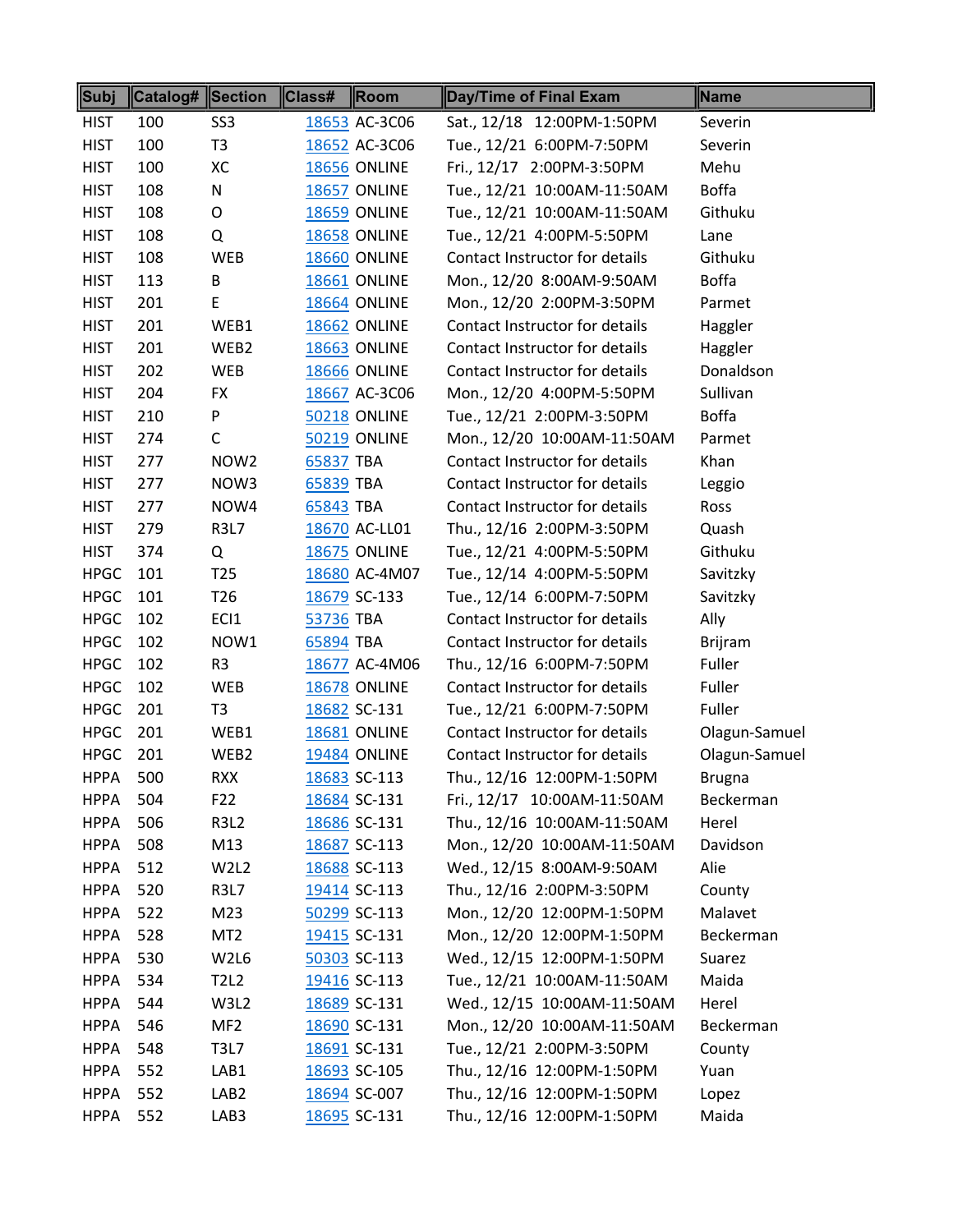| Subj | Catalog# | Section | Class# | Room | Day/Time of Final Exam | Name |
|---|---|---|---|---|---|---|
| HIST | 100 | SS3 | 18653 | AC-3C06 | Sat., 12/18 12:00PM-1:50PM | Severin |
| HIST | 100 | T3 | 18652 | AC-3C06 | Tue., 12/21 6:00PM-7:50PM | Severin |
| HIST | 100 | XC | 18656 | ONLINE | Fri., 12/17 2:00PM-3:50PM | Mehu |
| HIST | 108 | N | 18657 | ONLINE | Tue., 12/21 10:00AM-11:50AM | Boffa |
| HIST | 108 | O | 18659 | ONLINE | Tue., 12/21 10:00AM-11:50AM | Githuku |
| HIST | 108 | Q | 18658 | ONLINE | Tue., 12/21 4:00PM-5:50PM | Lane |
| HIST | 108 | WEB | 18660 | ONLINE | Contact Instructor for details | Githuku |
| HIST | 113 | B | 18661 | ONLINE | Mon., 12/20 8:00AM-9:50AM | Boffa |
| HIST | 201 | E | 18664 | ONLINE | Mon., 12/20 2:00PM-3:50PM | Parmet |
| HIST | 201 | WEB1 | 18662 | ONLINE | Contact Instructor for details | Haggler |
| HIST | 201 | WEB2 | 18663 | ONLINE | Contact Instructor for details | Haggler |
| HIST | 202 | WEB | 18666 | ONLINE | Contact Instructor for details | Donaldson |
| HIST | 204 | FX | 18667 | AC-3C06 | Mon., 12/20 4:00PM-5:50PM | Sullivan |
| HIST | 210 | P | 50218 | ONLINE | Tue., 12/21 2:00PM-3:50PM | Boffa |
| HIST | 274 | C | 50219 | ONLINE | Mon., 12/20 10:00AM-11:50AM | Parmet |
| HIST | 277 | NOW2 | 65837 | TBA | Contact Instructor for details | Khan |
| HIST | 277 | NOW3 | 65839 | TBA | Contact Instructor for details | Leggio |
| HIST | 277 | NOW4 | 65843 | TBA | Contact Instructor for details | Ross |
| HIST | 279 | R3L7 | 18670 | AC-LL01 | Thu., 12/16 2:00PM-3:50PM | Quash |
| HIST | 374 | Q | 18675 | ONLINE | Tue., 12/21 4:00PM-5:50PM | Githuku |
| HPGC | 101 | T25 | 18680 | AC-4M07 | Tue., 12/14 4:00PM-5:50PM | Savitzky |
| HPGC | 101 | T26 | 18679 | SC-133 | Tue., 12/14 6:00PM-7:50PM | Savitzky |
| HPGC | 102 | ECI1 | 53736 | TBA | Contact Instructor for details | Ally |
| HPGC | 102 | NOW1 | 65894 | TBA | Contact Instructor for details | Brijram |
| HPGC | 102 | R3 | 18677 | AC-4M06 | Thu., 12/16 6:00PM-7:50PM | Fuller |
| HPGC | 102 | WEB | 18678 | ONLINE | Contact Instructor for details | Fuller |
| HPGC | 201 | T3 | 18682 | SC-131 | Tue., 12/21 6:00PM-7:50PM | Fuller |
| HPGC | 201 | WEB1 | 18681 | ONLINE | Contact Instructor for details | Olagun-Samuel |
| HPGC | 201 | WEB2 | 19484 | ONLINE | Contact Instructor for details | Olagun-Samuel |
| HPPA | 500 | RXX | 18683 | SC-113 | Thu., 12/16 12:00PM-1:50PM | Brugna |
| HPPA | 504 | F22 | 18684 | SC-131 | Fri., 12/17 10:00AM-11:50AM | Beckerman |
| HPPA | 506 | R3L2 | 18686 | SC-131 | Thu., 12/16 10:00AM-11:50AM | Herel |
| HPPA | 508 | M13 | 18687 | SC-113 | Mon., 12/20 10:00AM-11:50AM | Davidson |
| HPPA | 512 | W2L2 | 18688 | SC-113 | Wed., 12/15 8:00AM-9:50AM | Alie |
| HPPA | 520 | R3L7 | 19414 | SC-113 | Thu., 12/16 2:00PM-3:50PM | County |
| HPPA | 522 | M23 | 50299 | SC-113 | Mon., 12/20 12:00PM-1:50PM | Malavet |
| HPPA | 528 | MT2 | 19415 | SC-131 | Mon., 12/20 12:00PM-1:50PM | Beckerman |
| HPPA | 530 | W2L6 | 50303 | SC-113 | Wed., 12/15 12:00PM-1:50PM | Suarez |
| HPPA | 534 | T2L2 | 19416 | SC-113 | Tue., 12/21 10:00AM-11:50AM | Maida |
| HPPA | 544 | W3L2 | 18689 | SC-131 | Wed., 12/15 10:00AM-11:50AM | Herel |
| HPPA | 546 | MF2 | 18690 | SC-131 | Mon., 12/20 10:00AM-11:50AM | Beckerman |
| HPPA | 548 | T3L7 | 18691 | SC-131 | Tue., 12/21 2:00PM-3:50PM | County |
| HPPA | 552 | LAB1 | 18693 | SC-105 | Thu., 12/16 12:00PM-1:50PM | Yuan |
| HPPA | 552 | LAB2 | 18694 | SC-007 | Thu., 12/16 12:00PM-1:50PM | Lopez |
| HPPA | 552 | LAB3 | 18695 | SC-131 | Thu., 12/16 12:00PM-1:50PM | Maida |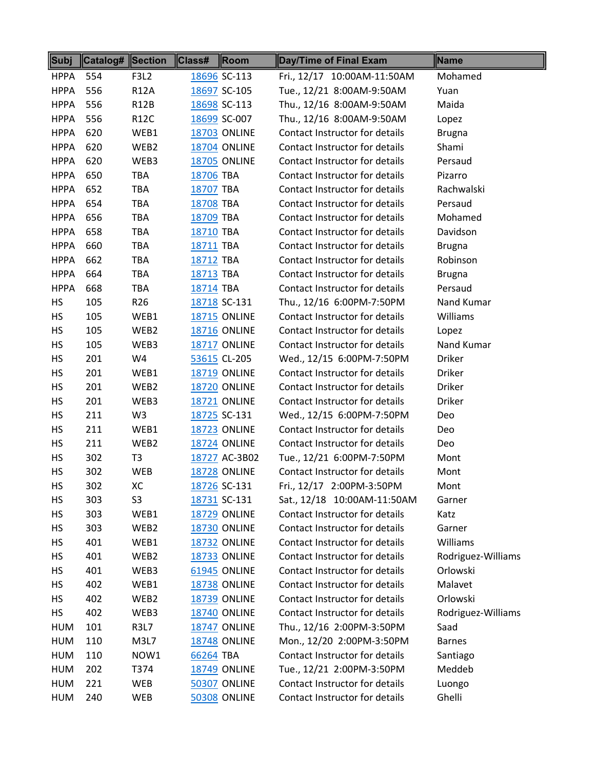| Subj | Catalog# | Section | Class# | Room | Day/Time of Final Exam | Name |
|---|---|---|---|---|---|---|
| HPPA | 554 | F3L2 | 18696 | SC-113 | Fri., 12/17  10:00AM-11:50AM | Mohamed |
| HPPA | 556 | R12A | 18697 | SC-105 | Tue., 12/21  8:00AM-9:50AM | Yuan |
| HPPA | 556 | R12B | 18698 | SC-113 | Thu., 12/16  8:00AM-9:50AM | Maida |
| HPPA | 556 | R12C | 18699 | SC-007 | Thu., 12/16  8:00AM-9:50AM | Lopez |
| HPPA | 620 | WEB1 | 18703 | ONLINE | Contact Instructor for details | Brugna |
| HPPA | 620 | WEB2 | 18704 | ONLINE | Contact Instructor for details | Shami |
| HPPA | 620 | WEB3 | 18705 | ONLINE | Contact Instructor for details | Persaud |
| HPPA | 650 | TBA | 18706 | TBA | Contact Instructor for details | Pizarro |
| HPPA | 652 | TBA | 18707 | TBA | Contact Instructor for details | Rachwalski |
| HPPA | 654 | TBA | 18708 | TBA | Contact Instructor for details | Persaud |
| HPPA | 656 | TBA | 18709 | TBA | Contact Instructor for details | Mohamed |
| HPPA | 658 | TBA | 18710 | TBA | Contact Instructor for details | Davidson |
| HPPA | 660 | TBA | 18711 | TBA | Contact Instructor for details | Brugna |
| HPPA | 662 | TBA | 18712 | TBA | Contact Instructor for details | Robinson |
| HPPA | 664 | TBA | 18713 | TBA | Contact Instructor for details | Brugna |
| HPPA | 668 | TBA | 18714 | TBA | Contact Instructor for details | Persaud |
| HS | 105 | R26 | 18718 | SC-131 | Thu., 12/16  6:00PM-7:50PM | Nand Kumar |
| HS | 105 | WEB1 | 18715 | ONLINE | Contact Instructor for details | Williams |
| HS | 105 | WEB2 | 18716 | ONLINE | Contact Instructor for details | Lopez |
| HS | 105 | WEB3 | 18717 | ONLINE | Contact Instructor for details | Nand Kumar |
| HS | 201 | W4 | 53615 | CL-205 | Wed., 12/15  6:00PM-7:50PM | Driker |
| HS | 201 | WEB1 | 18719 | ONLINE | Contact Instructor for details | Driker |
| HS | 201 | WEB2 | 18720 | ONLINE | Contact Instructor for details | Driker |
| HS | 201 | WEB3 | 18721 | ONLINE | Contact Instructor for details | Driker |
| HS | 211 | W3 | 18725 | SC-131 | Wed., 12/15  6:00PM-7:50PM | Deo |
| HS | 211 | WEB1 | 18723 | ONLINE | Contact Instructor for details | Deo |
| HS | 211 | WEB2 | 18724 | ONLINE | Contact Instructor for details | Deo |
| HS | 302 | T3 | 18727 | AC-3B02 | Tue., 12/21  6:00PM-7:50PM | Mont |
| HS | 302 | WEB | 18728 | ONLINE | Contact Instructor for details | Mont |
| HS | 302 | XC | 18726 | SC-131 | Fri., 12/17  2:00PM-3:50PM | Mont |
| HS | 303 | S3 | 18731 | SC-131 | Sat., 12/18  10:00AM-11:50AM | Garner |
| HS | 303 | WEB1 | 18729 | ONLINE | Contact Instructor for details | Katz |
| HS | 303 | WEB2 | 18730 | ONLINE | Contact Instructor for details | Garner |
| HS | 401 | WEB1 | 18732 | ONLINE | Contact Instructor for details | Williams |
| HS | 401 | WEB2 | 18733 | ONLINE | Contact Instructor for details | Rodriguez-Williams |
| HS | 401 | WEB3 | 61945 | ONLINE | Contact Instructor for details | Orlowski |
| HS | 402 | WEB1 | 18738 | ONLINE | Contact Instructor for details | Malavet |
| HS | 402 | WEB2 | 18739 | ONLINE | Contact Instructor for details | Orlowski |
| HS | 402 | WEB3 | 18740 | ONLINE | Contact Instructor for details | Rodriguez-Williams |
| HUM | 101 | R3L7 | 18747 | ONLINE | Thu., 12/16  2:00PM-3:50PM | Saad |
| HUM | 110 | M3L7 | 18748 | ONLINE | Mon., 12/20  2:00PM-3:50PM | Barnes |
| HUM | 110 | NOW1 | 66264 | TBA | Contact Instructor for details | Santiago |
| HUM | 202 | T374 | 18749 | ONLINE | Tue., 12/21  2:00PM-3:50PM | Meddeb |
| HUM | 221 | WEB | 50307 | ONLINE | Contact Instructor for details | Luongo |
| HUM | 240 | WEB | 50308 | ONLINE | Contact Instructor for details | Ghelli |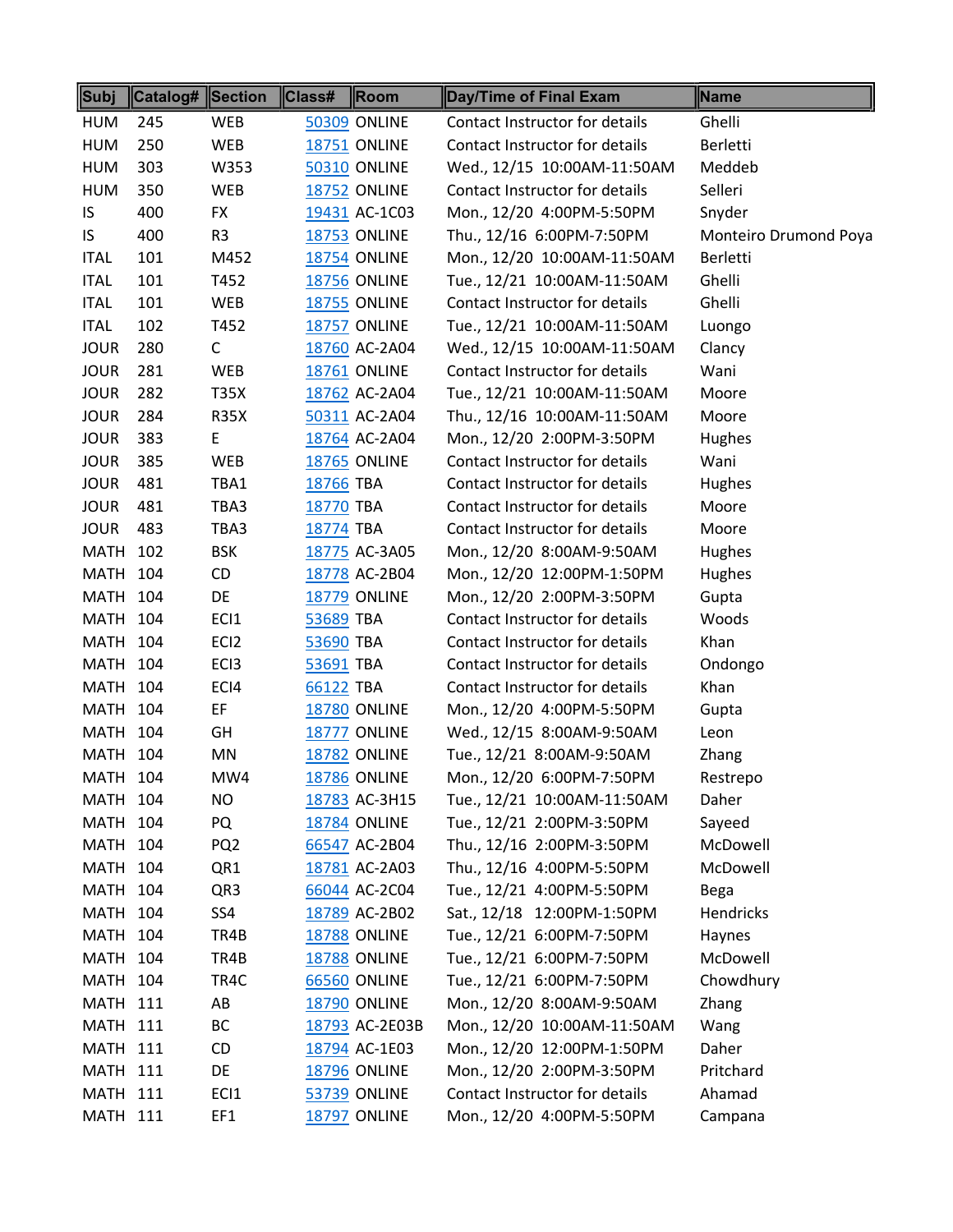| Subj | Catalog# | Section | Class# | Room | Day/Time of Final Exam | Name |
|---|---|---|---|---|---|---|
| HUM | 245 | WEB | 50309 | ONLINE | Contact Instructor for details | Ghelli |
| HUM | 250 | WEB | 18751 | ONLINE | Contact Instructor for details | Berletti |
| HUM | 303 | W353 | 50310 | ONLINE | Wed., 12/15 10:00AM-11:50AM | Meddeb |
| HUM | 350 | WEB | 18752 | ONLINE | Contact Instructor for details | Selleri |
| IS | 400 | FX | 19431 | AC-1C03 | Mon., 12/20 4:00PM-5:50PM | Snyder |
| IS | 400 | R3 | 18753 | ONLINE | Thu., 12/16 6:00PM-7:50PM | Monteiro Drumond Poya |
| ITAL | 101 | M452 | 18754 | ONLINE | Mon., 12/20 10:00AM-11:50AM | Berletti |
| ITAL | 101 | T452 | 18756 | ONLINE | Tue., 12/21 10:00AM-11:50AM | Ghelli |
| ITAL | 101 | WEB | 18755 | ONLINE | Contact Instructor for details | Ghelli |
| ITAL | 102 | T452 | 18757 | ONLINE | Tue., 12/21 10:00AM-11:50AM | Luongo |
| JOUR | 280 | C | 18760 | AC-2A04 | Wed., 12/15 10:00AM-11:50AM | Clancy |
| JOUR | 281 | WEB | 18761 | ONLINE | Contact Instructor for details | Wani |
| JOUR | 282 | T35X | 18762 | AC-2A04 | Tue., 12/21 10:00AM-11:50AM | Moore |
| JOUR | 284 | R35X | 50311 | AC-2A04 | Thu., 12/16 10:00AM-11:50AM | Moore |
| JOUR | 383 | E | 18764 | AC-2A04 | Mon., 12/20 2:00PM-3:50PM | Hughes |
| JOUR | 385 | WEB | 18765 | ONLINE | Contact Instructor for details | Wani |
| JOUR | 481 | TBA1 | 18766 | TBA | Contact Instructor for details | Hughes |
| JOUR | 481 | TBA3 | 18770 | TBA | Contact Instructor for details | Moore |
| JOUR | 483 | TBA3 | 18774 | TBA | Contact Instructor for details | Moore |
| MATH | 102 | BSK | 18775 | AC-3A05 | Mon., 12/20 8:00AM-9:50AM | Hughes |
| MATH | 104 | CD | 18778 | AC-2B04 | Mon., 12/20 12:00PM-1:50PM | Hughes |
| MATH | 104 | DE | 18779 | ONLINE | Mon., 12/20 2:00PM-3:50PM | Gupta |
| MATH | 104 | ECI1 | 53689 | TBA | Contact Instructor for details | Woods |
| MATH | 104 | ECI2 | 53690 | TBA | Contact Instructor for details | Khan |
| MATH | 104 | ECI3 | 53691 | TBA | Contact Instructor for details | Ondongo |
| MATH | 104 | ECI4 | 66122 | TBA | Contact Instructor for details | Khan |
| MATH | 104 | EF | 18780 | ONLINE | Mon., 12/20 4:00PM-5:50PM | Gupta |
| MATH | 104 | GH | 18777 | ONLINE | Wed., 12/15 8:00AM-9:50AM | Leon |
| MATH | 104 | MN | 18782 | ONLINE | Tue., 12/21 8:00AM-9:50AM | Zhang |
| MATH | 104 | MW4 | 18786 | ONLINE | Mon., 12/20 6:00PM-7:50PM | Restrepo |
| MATH | 104 | NO | 18783 | AC-3H15 | Tue., 12/21 10:00AM-11:50AM | Daher |
| MATH | 104 | PQ | 18784 | ONLINE | Tue., 12/21 2:00PM-3:50PM | Sayeed |
| MATH | 104 | PQ2 | 66547 | AC-2B04 | Thu., 12/16 2:00PM-3:50PM | McDowell |
| MATH | 104 | QR1 | 18781 | AC-2A03 | Thu., 12/16 4:00PM-5:50PM | McDowell |
| MATH | 104 | QR3 | 66044 | AC-2C04 | Tue., 12/21 4:00PM-5:50PM | Bega |
| MATH | 104 | SS4 | 18789 | AC-2B02 | Sat., 12/18 12:00PM-1:50PM | Hendricks |
| MATH | 104 | TR4B | 18788 | ONLINE | Tue., 12/21 6:00PM-7:50PM | Haynes |
| MATH | 104 | TR4B | 18788 | ONLINE | Tue., 12/21 6:00PM-7:50PM | McDowell |
| MATH | 104 | TR4C | 66560 | ONLINE | Tue., 12/21 6:00PM-7:50PM | Chowdhury |
| MATH | 111 | AB | 18790 | ONLINE | Mon., 12/20 8:00AM-9:50AM | Zhang |
| MATH | 111 | BC | 18793 | AC-2E03B | Mon., 12/20 10:00AM-11:50AM | Wang |
| MATH | 111 | CD | 18794 | AC-1E03 | Mon., 12/20 12:00PM-1:50PM | Daher |
| MATH | 111 | DE | 18796 | ONLINE | Mon., 12/20 2:00PM-3:50PM | Pritchard |
| MATH | 111 | ECI1 | 53739 | ONLINE | Contact Instructor for details | Ahamad |
| MATH | 111 | EF1 | 18797 | ONLINE | Mon., 12/20 4:00PM-5:50PM | Campana |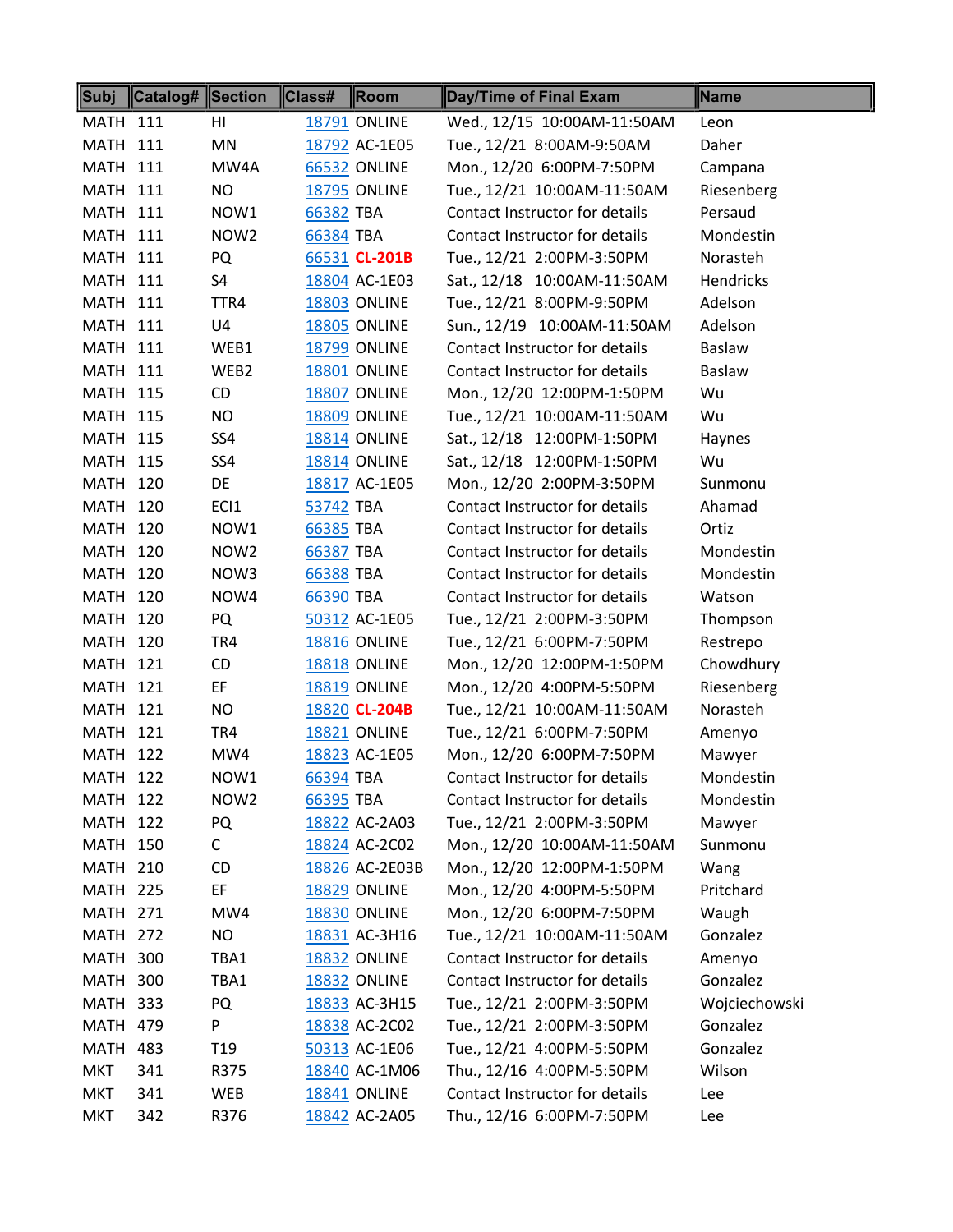| Subj | Catalog# | Section | Class# | Room | Day/Time of Final Exam | Name |
|---|---|---|---|---|---|---|
| MATH | 111 | HI | 18791 | ONLINE | Wed., 12/15 10:00AM-11:50AM | Leon |
| MATH | 111 | MN | 18792 | AC-1E05 | Tue., 12/21 8:00AM-9:50AM | Daher |
| MATH | 111 | MW4A | 66532 | ONLINE | Mon., 12/20 6:00PM-7:50PM | Campana |
| MATH | 111 | NO | 18795 | ONLINE | Tue., 12/21 10:00AM-11:50AM | Riesenberg |
| MATH | 111 | NOW1 | 66382 | TBA | Contact Instructor for details | Persaud |
| MATH | 111 | NOW2 | 66384 | TBA | Contact Instructor for details | Mondestin |
| MATH | 111 | PQ | 66531 | **CL-201B** | Tue., 12/21 2:00PM-3:50PM | Norasteh |
| MATH | 111 | S4 | 18804 | AC-1E03 | Sat., 12/18 10:00AM-11:50AM | Hendricks |
| MATH | 111 | TTR4 | 18803 | ONLINE | Tue., 12/21 8:00PM-9:50PM | Adelson |
| MATH | 111 | U4 | 18805 | ONLINE | Sun., 12/19 10:00AM-11:50AM | Adelson |
| MATH | 111 | WEB1 | 18799 | ONLINE | Contact Instructor for details | Baslaw |
| MATH | 111 | WEB2 | 18801 | ONLINE | Contact Instructor for details | Baslaw |
| MATH | 115 | CD | 18807 | ONLINE | Mon., 12/20 12:00PM-1:50PM | Wu |
| MATH | 115 | NO | 18809 | ONLINE | Tue., 12/21 10:00AM-11:50AM | Wu |
| MATH | 115 | SS4 | 18814 | ONLINE | Sat., 12/18 12:00PM-1:50PM | Haynes |
| MATH | 115 | SS4 | 18814 | ONLINE | Sat., 12/18 12:00PM-1:50PM | Wu |
| MATH | 120 | DE | 18817 | AC-1E05 | Mon., 12/20 2:00PM-3:50PM | Sunmonu |
| MATH | 120 | ECI1 | 53742 | TBA | Contact Instructor for details | Ahamad |
| MATH | 120 | NOW1 | 66385 | TBA | Contact Instructor for details | Ortiz |
| MATH | 120 | NOW2 | 66387 | TBA | Contact Instructor for details | Mondestin |
| MATH | 120 | NOW3 | 66388 | TBA | Contact Instructor for details | Mondestin |
| MATH | 120 | NOW4 | 66390 | TBA | Contact Instructor for details | Watson |
| MATH | 120 | PQ | 50312 | AC-1E05 | Tue., 12/21 2:00PM-3:50PM | Thompson |
| MATH | 120 | TR4 | 18816 | ONLINE | Tue., 12/21 6:00PM-7:50PM | Restrepo |
| MATH | 121 | CD | 18818 | ONLINE | Mon., 12/20 12:00PM-1:50PM | Chowdhury |
| MATH | 121 | EF | 18819 | ONLINE | Mon., 12/20 4:00PM-5:50PM | Riesenberg |
| MATH | 121 | NO | 18820 | **CL-204B** | Tue., 12/21 10:00AM-11:50AM | Norasteh |
| MATH | 121 | TR4 | 18821 | ONLINE | Tue., 12/21 6:00PM-7:50PM | Amenyo |
| MATH | 122 | MW4 | 18823 | AC-1E05 | Mon., 12/20 6:00PM-7:50PM | Mawyer |
| MATH | 122 | NOW1 | 66394 | TBA | Contact Instructor for details | Mondestin |
| MATH | 122 | NOW2 | 66395 | TBA | Contact Instructor for details | Mondestin |
| MATH | 122 | PQ | 18822 | AC-2A03 | Tue., 12/21 2:00PM-3:50PM | Mawyer |
| MATH | 150 | C | 18824 | AC-2C02 | Mon., 12/20 10:00AM-11:50AM | Sunmonu |
| MATH | 210 | CD | 18826 | AC-2E03B | Mon., 12/20 12:00PM-1:50PM | Wang |
| MATH | 225 | EF | 18829 | ONLINE | Mon., 12/20 4:00PM-5:50PM | Pritchard |
| MATH | 271 | MW4 | 18830 | ONLINE | Mon., 12/20 6:00PM-7:50PM | Waugh |
| MATH | 272 | NO | 18831 | AC-3H16 | Tue., 12/21 10:00AM-11:50AM | Gonzalez |
| MATH | 300 | TBA1 | 18832 | ONLINE | Contact Instructor for details | Amenyo |
| MATH | 300 | TBA1 | 18832 | ONLINE | Contact Instructor for details | Gonzalez |
| MATH | 333 | PQ | 18833 | AC-3H15 | Tue., 12/21 2:00PM-3:50PM | Wojciechowski |
| MATH | 479 | P | 18838 | AC-2C02 | Tue., 12/21 2:00PM-3:50PM | Gonzalez |
| MATH | 483 | T19 | 50313 | AC-1E06 | Tue., 12/21 4:00PM-5:50PM | Gonzalez |
| MKT | 341 | R375 | 18840 | AC-1M06 | Thu., 12/16 4:00PM-5:50PM | Wilson |
| MKT | 341 | WEB | 18841 | ONLINE | Contact Instructor for details | Lee |
| MKT | 342 | R376 | 18842 | AC-2A05 | Thu., 12/16 6:00PM-7:50PM | Lee |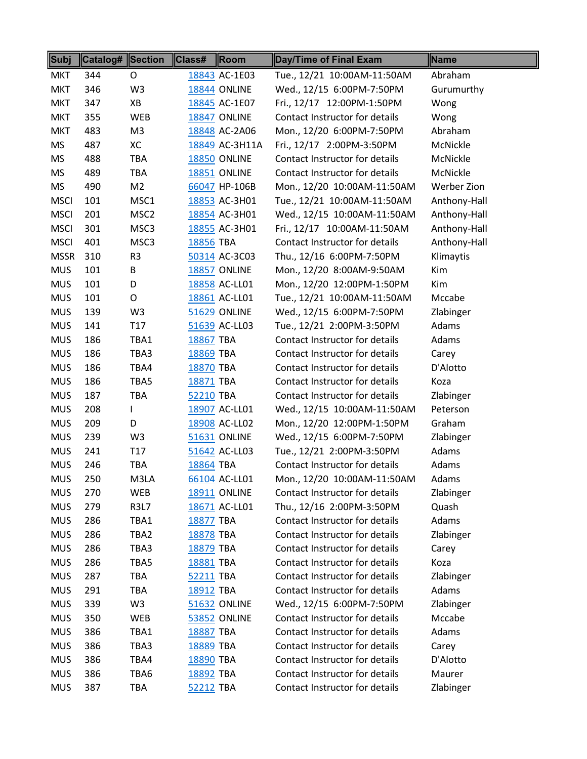| Subj | Catalog# | Section | Class# | Room | Day/Time of Final Exam | Name |
|---|---|---|---|---|---|---|
| MKT | 344 | O | 18843 | AC-1E03 | Tue., 12/21 10:00AM-11:50AM | Abraham |
| MKT | 346 | W3 | 18844 | ONLINE | Wed., 12/15 6:00PM-7:50PM | Gurumurthy |
| MKT | 347 | XB | 18845 | AC-1E07 | Fri., 12/17 12:00PM-1:50PM | Wong |
| MKT | 355 | WEB | 18847 | ONLINE | Contact Instructor for details | Wong |
| MKT | 483 | M3 | 18848 | AC-2A06 | Mon., 12/20 6:00PM-7:50PM | Abraham |
| MS | 487 | XC | 18849 | AC-3H11A | Fri., 12/17 2:00PM-3:50PM | McNickle |
| MS | 488 | TBA | 18850 | ONLINE | Contact Instructor for details | McNickle |
| MS | 489 | TBA | 18851 | ONLINE | Contact Instructor for details | McNickle |
| MS | 490 | M2 | 66047 | HP-106B | Mon., 12/20 10:00AM-11:50AM | Werber Zion |
| MSCI | 101 | MSC1 | 18853 | AC-3H01 | Tue., 12/21 10:00AM-11:50AM | Anthony-Hall |
| MSCI | 201 | MSC2 | 18854 | AC-3H01 | Wed., 12/15 10:00AM-11:50AM | Anthony-Hall |
| MSCI | 301 | MSC3 | 18855 | AC-3H01 | Fri., 12/17 10:00AM-11:50AM | Anthony-Hall |
| MSCI | 401 | MSC3 | 18856 | TBA | Contact Instructor for details | Anthony-Hall |
| MSSR | 310 | R3 | 50314 | AC-3C03 | Thu., 12/16 6:00PM-7:50PM | Klimaytis |
| MUS | 101 | B | 18857 | ONLINE | Mon., 12/20 8:00AM-9:50AM | Kim |
| MUS | 101 | D | 18858 | AC-LL01 | Mon., 12/20 12:00PM-1:50PM | Kim |
| MUS | 101 | O | 18861 | AC-LL01 | Tue., 12/21 10:00AM-11:50AM | Mccabe |
| MUS | 139 | W3 | 51629 | ONLINE | Wed., 12/15 6:00PM-7:50PM | Zlabinger |
| MUS | 141 | T17 | 51639 | AC-LL03 | Tue., 12/21 2:00PM-3:50PM | Adams |
| MUS | 186 | TBA1 | 18867 | TBA | Contact Instructor for details | Adams |
| MUS | 186 | TBA3 | 18869 | TBA | Contact Instructor for details | Carey |
| MUS | 186 | TBA4 | 18870 | TBA | Contact Instructor for details | D'Alotto |
| MUS | 186 | TBA5 | 18871 | TBA | Contact Instructor for details | Koza |
| MUS | 187 | TBA | 52210 | TBA | Contact Instructor for details | Zlabinger |
| MUS | 208 | I | 18907 | AC-LL01 | Wed., 12/15 10:00AM-11:50AM | Peterson |
| MUS | 209 | D | 18908 | AC-LL02 | Mon., 12/20 12:00PM-1:50PM | Graham |
| MUS | 239 | W3 | 51631 | ONLINE | Wed., 12/15 6:00PM-7:50PM | Zlabinger |
| MUS | 241 | T17 | 51642 | AC-LL03 | Tue., 12/21 2:00PM-3:50PM | Adams |
| MUS | 246 | TBA | 18864 | TBA | Contact Instructor for details | Adams |
| MUS | 250 | M3LA | 66104 | AC-LL01 | Mon., 12/20 10:00AM-11:50AM | Adams |
| MUS | 270 | WEB | 18911 | ONLINE | Contact Instructor for details | Zlabinger |
| MUS | 279 | R3L7 | 18671 | AC-LL01 | Thu., 12/16 2:00PM-3:50PM | Quash |
| MUS | 286 | TBA1 | 18877 | TBA | Contact Instructor for details | Adams |
| MUS | 286 | TBA2 | 18878 | TBA | Contact Instructor for details | Zlabinger |
| MUS | 286 | TBA3 | 18879 | TBA | Contact Instructor for details | Carey |
| MUS | 286 | TBA5 | 18881 | TBA | Contact Instructor for details | Koza |
| MUS | 287 | TBA | 52211 | TBA | Contact Instructor for details | Zlabinger |
| MUS | 291 | TBA | 18912 | TBA | Contact Instructor for details | Adams |
| MUS | 339 | W3 | 51632 | ONLINE | Wed., 12/15 6:00PM-7:50PM | Zlabinger |
| MUS | 350 | WEB | 53852 | ONLINE | Contact Instructor for details | Mccabe |
| MUS | 386 | TBA1 | 18887 | TBA | Contact Instructor for details | Adams |
| MUS | 386 | TBA3 | 18889 | TBA | Contact Instructor for details | Carey |
| MUS | 386 | TBA4 | 18890 | TBA | Contact Instructor for details | D'Alotto |
| MUS | 386 | TBA6 | 18892 | TBA | Contact Instructor for details | Maurer |
| MUS | 387 | TBA | 52212 | TBA | Contact Instructor for details | Zlabinger |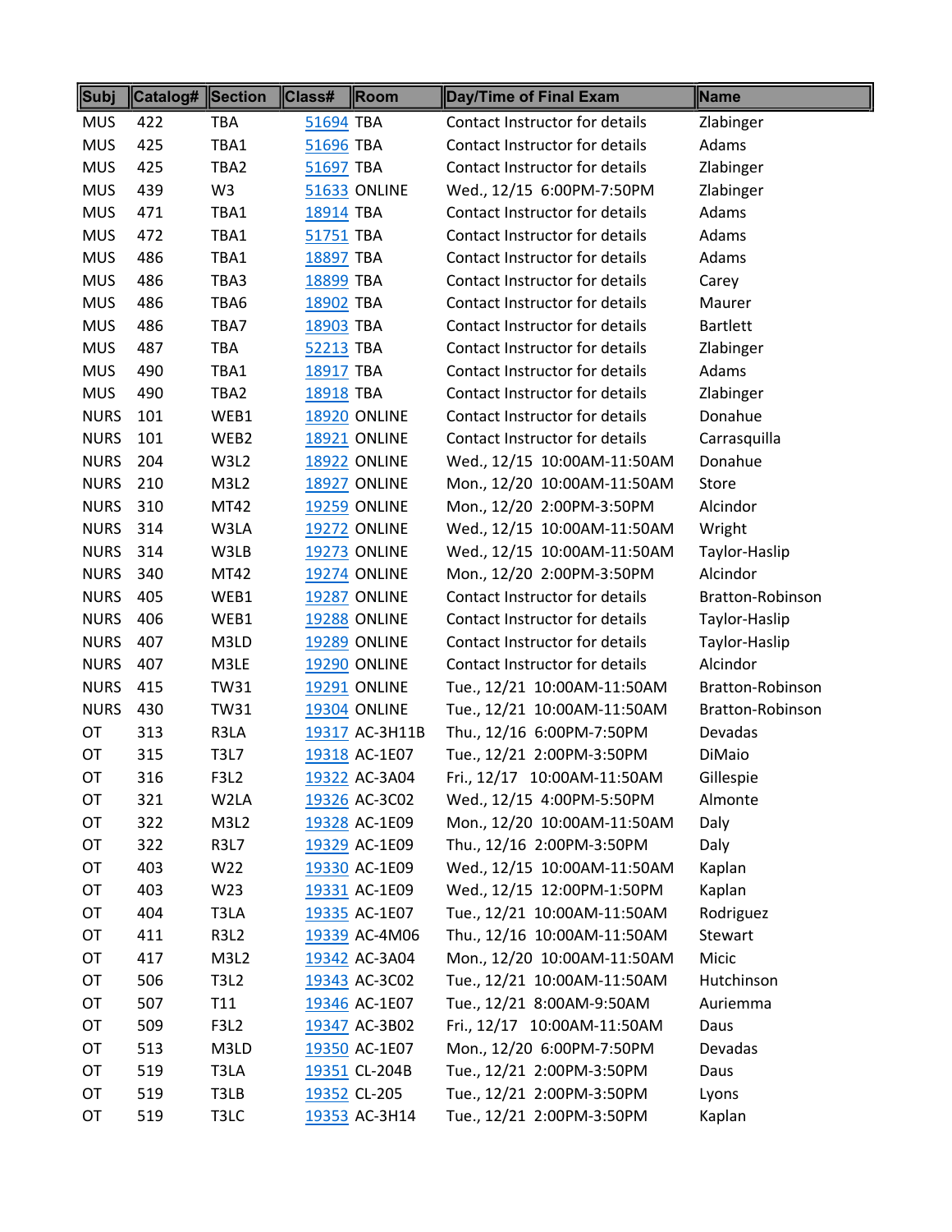| Subj | Catalog# | Section | Class# | Room | Day/Time of Final Exam | Name |
|---|---|---|---|---|---|---|
| MUS | 422 | TBA | 51694 | TBA | Contact Instructor for details | Zlabinger |
| MUS | 425 | TBA1 | 51696 | TBA | Contact Instructor for details | Adams |
| MUS | 425 | TBA2 | 51697 | TBA | Contact Instructor for details | Zlabinger |
| MUS | 439 | W3 | 51633 | ONLINE | Wed., 12/15 6:00PM-7:50PM | Zlabinger |
| MUS | 471 | TBA1 | 18914 | TBA | Contact Instructor for details | Adams |
| MUS | 472 | TBA1 | 51751 | TBA | Contact Instructor for details | Adams |
| MUS | 486 | TBA1 | 18897 | TBA | Contact Instructor for details | Adams |
| MUS | 486 | TBA3 | 18899 | TBA | Contact Instructor for details | Carey |
| MUS | 486 | TBA6 | 18902 | TBA | Contact Instructor for details | Maurer |
| MUS | 486 | TBA7 | 18903 | TBA | Contact Instructor for details | Bartlett |
| MUS | 487 | TBA | 52213 | TBA | Contact Instructor for details | Zlabinger |
| MUS | 490 | TBA1 | 18917 | TBA | Contact Instructor for details | Adams |
| MUS | 490 | TBA2 | 18918 | TBA | Contact Instructor for details | Zlabinger |
| NURS | 101 | WEB1 | 18920 | ONLINE | Contact Instructor for details | Donahue |
| NURS | 101 | WEB2 | 18921 | ONLINE | Contact Instructor for details | Carrasquilla |
| NURS | 204 | W3L2 | 18922 | ONLINE | Wed., 12/15 10:00AM-11:50AM | Donahue |
| NURS | 210 | M3L2 | 18927 | ONLINE | Mon., 12/20 10:00AM-11:50AM | Store |
| NURS | 310 | MT42 | 19259 | ONLINE | Mon., 12/20 2:00PM-3:50PM | Alcindor |
| NURS | 314 | W3LA | 19272 | ONLINE | Wed., 12/15 10:00AM-11:50AM | Wright |
| NURS | 314 | W3LB | 19273 | ONLINE | Wed., 12/15 10:00AM-11:50AM | Taylor-Haslip |
| NURS | 340 | MT42 | 19274 | ONLINE | Mon., 12/20 2:00PM-3:50PM | Alcindor |
| NURS | 405 | WEB1 | 19287 | ONLINE | Contact Instructor for details | Bratton-Robinson |
| NURS | 406 | WEB1 | 19288 | ONLINE | Contact Instructor for details | Taylor-Haslip |
| NURS | 407 | M3LD | 19289 | ONLINE | Contact Instructor for details | Taylor-Haslip |
| NURS | 407 | M3LE | 19290 | ONLINE | Contact Instructor for details | Alcindor |
| NURS | 415 | TW31 | 19291 | ONLINE | Tue., 12/21 10:00AM-11:50AM | Bratton-Robinson |
| NURS | 430 | TW31 | 19304 | ONLINE | Tue., 12/21 10:00AM-11:50AM | Bratton-Robinson |
| OT | 313 | R3LA | 19317 | AC-3H11B | Thu., 12/16 6:00PM-7:50PM | Devadas |
| OT | 315 | T3L7 | 19318 | AC-1E07 | Tue., 12/21 2:00PM-3:50PM | DiMaio |
| OT | 316 | F3L2 | 19322 | AC-3A04 | Fri., 12/17 10:00AM-11:50AM | Gillespie |
| OT | 321 | W2LA | 19326 | AC-3C02 | Wed., 12/15 4:00PM-5:50PM | Almonte |
| OT | 322 | M3L2 | 19328 | AC-1E09 | Mon., 12/20 10:00AM-11:50AM | Daly |
| OT | 322 | R3L7 | 19329 | AC-1E09 | Thu., 12/16 2:00PM-3:50PM | Daly |
| OT | 403 | W22 | 19330 | AC-1E09 | Wed., 12/15 10:00AM-11:50AM | Kaplan |
| OT | 403 | W23 | 19331 | AC-1E09 | Wed., 12/15 12:00PM-1:50PM | Kaplan |
| OT | 404 | T3LA | 19335 | AC-1E07 | Tue., 12/21 10:00AM-11:50AM | Rodriguez |
| OT | 411 | R3L2 | 19339 | AC-4M06 | Thu., 12/16 10:00AM-11:50AM | Stewart |
| OT | 417 | M3L2 | 19342 | AC-3A04 | Mon., 12/20 10:00AM-11:50AM | Micic |
| OT | 506 | T3L2 | 19343 | AC-3C02 | Tue., 12/21 10:00AM-11:50AM | Hutchinson |
| OT | 507 | T11 | 19346 | AC-1E07 | Tue., 12/21 8:00AM-9:50AM | Auriemma |
| OT | 509 | F3L2 | 19347 | AC-3B02 | Fri., 12/17 10:00AM-11:50AM | Daus |
| OT | 513 | M3LD | 19350 | AC-1E07 | Mon., 12/20 6:00PM-7:50PM | Devadas |
| OT | 519 | T3LA | 19351 | CL-204B | Tue., 12/21 2:00PM-3:50PM | Daus |
| OT | 519 | T3LB | 19352 | CL-205 | Tue., 12/21 2:00PM-3:50PM | Lyons |
| OT | 519 | T3LC | 19353 | AC-3H14 | Tue., 12/21 2:00PM-3:50PM | Kaplan |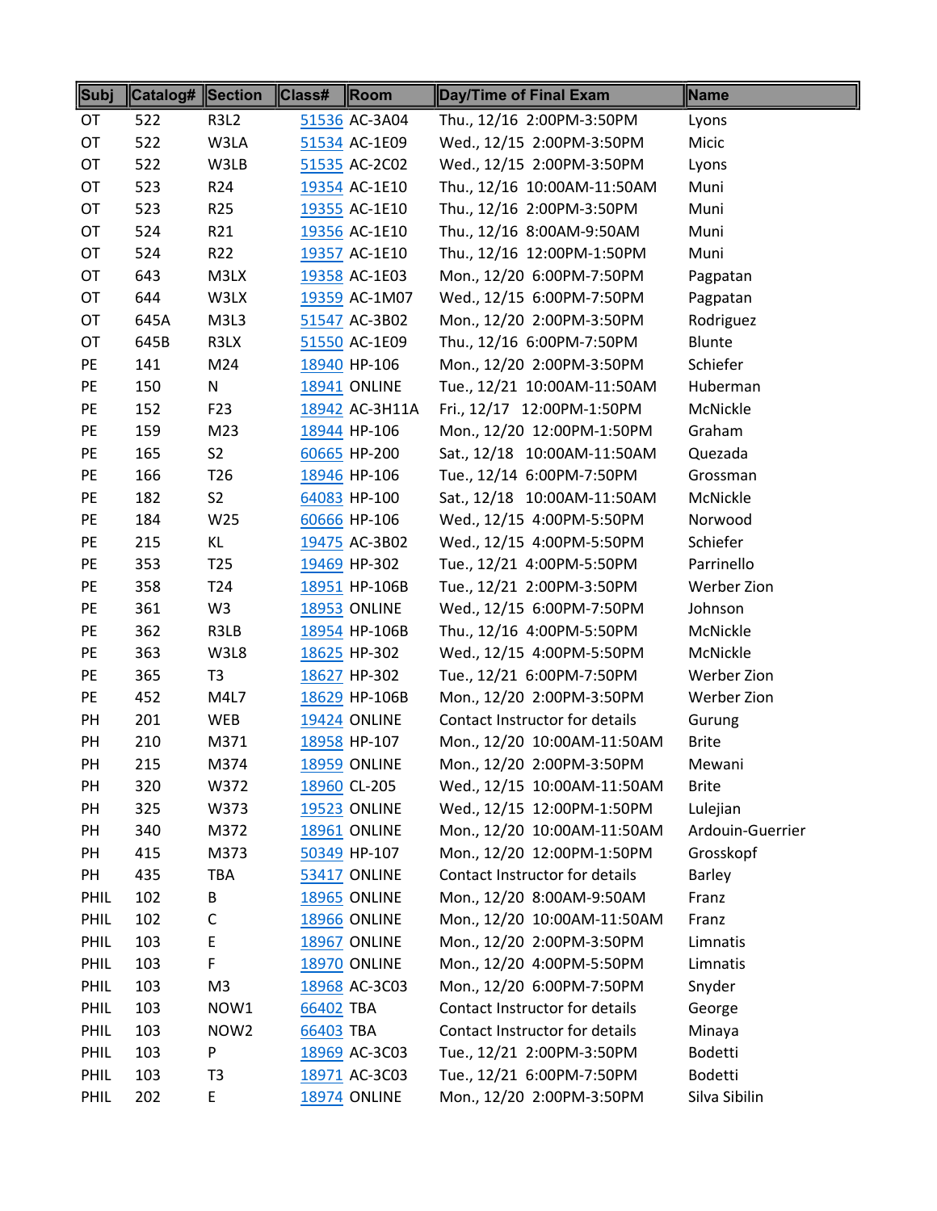| Subj | Catalog# | Section | Class# | Room | Day/Time of Final Exam | Name |
|---|---|---|---|---|---|---|
| OT | 522 | R3L2 | 51536 | AC-3A04 | Thu., 12/16 2:00PM-3:50PM | Lyons |
| OT | 522 | W3LA | 51534 | AC-1E09 | Wed., 12/15 2:00PM-3:50PM | Micic |
| OT | 522 | W3LB | 51535 | AC-2C02 | Wed., 12/15 2:00PM-3:50PM | Lyons |
| OT | 523 | R24 | 19354 | AC-1E10 | Thu., 12/16 10:00AM-11:50AM | Muni |
| OT | 523 | R25 | 19355 | AC-1E10 | Thu., 12/16 2:00PM-3:50PM | Muni |
| OT | 524 | R21 | 19356 | AC-1E10 | Thu., 12/16 8:00AM-9:50AM | Muni |
| OT | 524 | R22 | 19357 | AC-1E10 | Thu., 12/16 12:00PM-1:50PM | Muni |
| OT | 643 | M3LX | 19358 | AC-1E03 | Mon., 12/20 6:00PM-7:50PM | Pagpatan |
| OT | 644 | W3LX | 19359 | AC-1M07 | Wed., 12/15 6:00PM-7:50PM | Pagpatan |
| OT | 645A | M3L3 | 51547 | AC-3B02 | Mon., 12/20 2:00PM-3:50PM | Rodriguez |
| OT | 645B | R3LX | 51550 | AC-1E09 | Thu., 12/16 6:00PM-7:50PM | Blunte |
| PE | 141 | M24 | 18940 | HP-106 | Mon., 12/20 2:00PM-3:50PM | Schiefer |
| PE | 150 | N | 18941 | ONLINE | Tue., 12/21 10:00AM-11:50AM | Huberman |
| PE | 152 | F23 | 18942 | AC-3H11A | Fri., 12/17 12:00PM-1:50PM | McNickle |
| PE | 159 | M23 | 18944 | HP-106 | Mon., 12/20 12:00PM-1:50PM | Graham |
| PE | 165 | S2 | 60665 | HP-200 | Sat., 12/18 10:00AM-11:50AM | Quezada |
| PE | 166 | T26 | 18946 | HP-106 | Tue., 12/14 6:00PM-7:50PM | Grossman |
| PE | 182 | S2 | 64083 | HP-100 | Sat., 12/18 10:00AM-11:50AM | McNickle |
| PE | 184 | W25 | 60666 | HP-106 | Wed., 12/15 4:00PM-5:50PM | Norwood |
| PE | 215 | KL | 19475 | AC-3B02 | Wed., 12/15 4:00PM-5:50PM | Schiefer |
| PE | 353 | T25 | 19469 | HP-302 | Tue., 12/21 4:00PM-5:50PM | Parrinello |
| PE | 358 | T24 | 18951 | HP-106B | Tue., 12/21 2:00PM-3:50PM | Werber Zion |
| PE | 361 | W3 | 18953 | ONLINE | Wed., 12/15 6:00PM-7:50PM | Johnson |
| PE | 362 | R3LB | 18954 | HP-106B | Thu., 12/16 4:00PM-5:50PM | McNickle |
| PE | 363 | W3L8 | 18625 | HP-302 | Wed., 12/15 4:00PM-5:50PM | McNickle |
| PE | 365 | T3 | 18627 | HP-302 | Tue., 12/21 6:00PM-7:50PM | Werber Zion |
| PE | 452 | M4L7 | 18629 | HP-106B | Mon., 12/20 2:00PM-3:50PM | Werber Zion |
| PH | 201 | WEB | 19424 | ONLINE | Contact Instructor for details | Gurung |
| PH | 210 | M371 | 18958 | HP-107 | Mon., 12/20 10:00AM-11:50AM | Brite |
| PH | 215 | M374 | 18959 | ONLINE | Mon., 12/20 2:00PM-3:50PM | Mewani |
| PH | 320 | W372 | 18960 | CL-205 | Wed., 12/15 10:00AM-11:50AM | Brite |
| PH | 325 | W373 | 19523 | ONLINE | Wed., 12/15 12:00PM-1:50PM | Lulejian |
| PH | 340 | M372 | 18961 | ONLINE | Mon., 12/20 10:00AM-11:50AM | Ardouin-Guerrier |
| PH | 415 | M373 | 50349 | HP-107 | Mon., 12/20 12:00PM-1:50PM | Grosskopf |
| PH | 435 | TBA | 53417 | ONLINE | Contact Instructor for details | Barley |
| PHIL | 102 | B | 18965 | ONLINE | Mon., 12/20 8:00AM-9:50AM | Franz |
| PHIL | 102 | C | 18966 | ONLINE | Mon., 12/20 10:00AM-11:50AM | Franz |
| PHIL | 103 | E | 18967 | ONLINE | Mon., 12/20 2:00PM-3:50PM | Limnatis |
| PHIL | 103 | F | 18970 | ONLINE | Mon., 12/20 4:00PM-5:50PM | Limnatis |
| PHIL | 103 | M3 | 18968 | AC-3C03 | Mon., 12/20 6:00PM-7:50PM | Snyder |
| PHIL | 103 | NOW1 | 66402 | TBA | Contact Instructor for details | George |
| PHIL | 103 | NOW2 | 66403 | TBA | Contact Instructor for details | Minaya |
| PHIL | 103 | P | 18969 | AC-3C03 | Tue., 12/21 2:00PM-3:50PM | Bodetti |
| PHIL | 103 | T3 | 18971 | AC-3C03 | Tue., 12/21 6:00PM-7:50PM | Bodetti |
| PHIL | 202 | E | 18974 | ONLINE | Mon., 12/20 2:00PM-3:50PM | Silva Sibilin |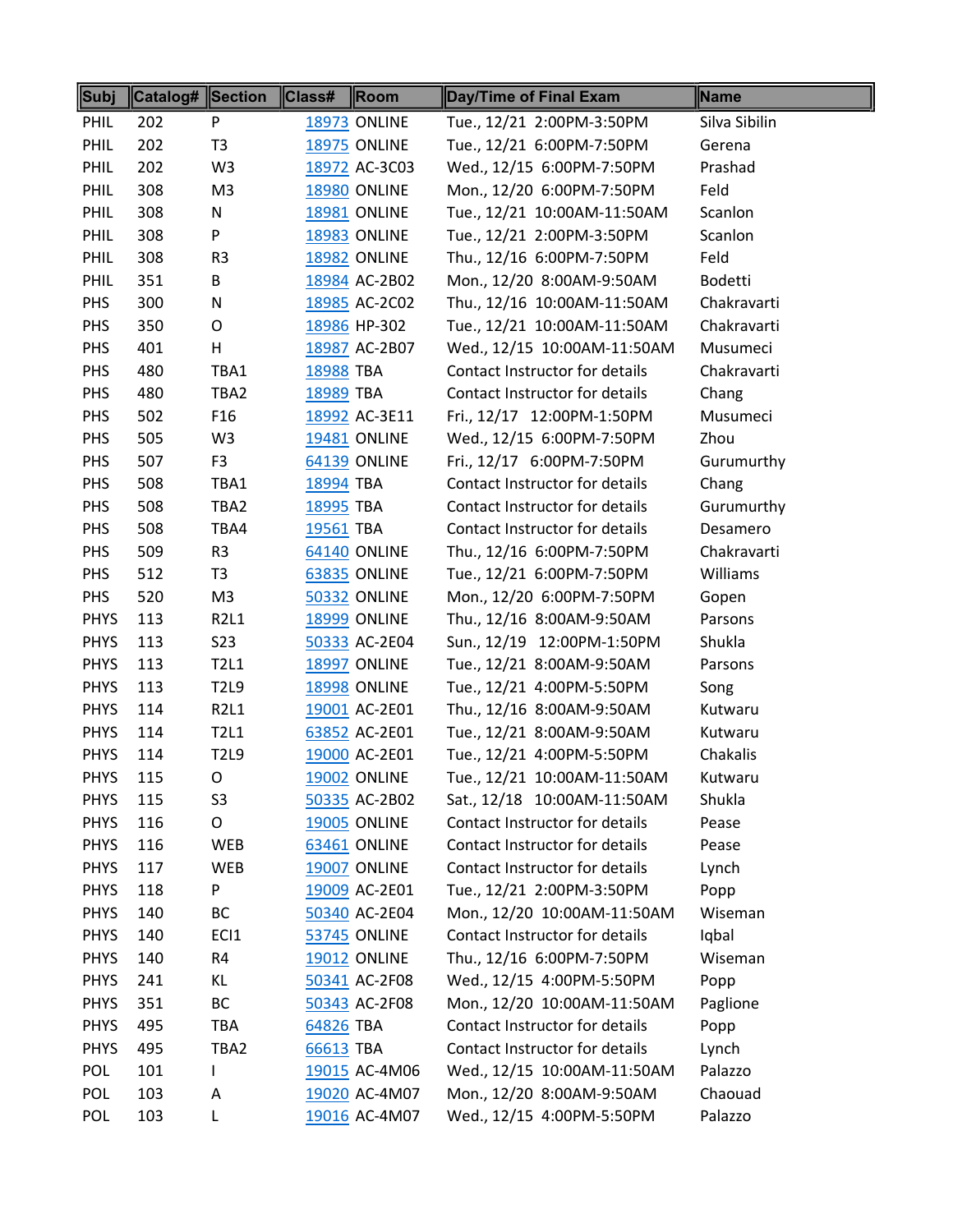| Subj | Catalog# | Section | Class# | Room | Day/Time of Final Exam | Name |
|---|---|---|---|---|---|---|
| PHIL | 202 | P | 18973 | ONLINE | Tue., 12/21 2:00PM-3:50PM | Silva Sibilin |
| PHIL | 202 | T3 | 18975 | ONLINE | Tue., 12/21 6:00PM-7:50PM | Gerena |
| PHIL | 202 | W3 | 18972 | AC-3C03 | Wed., 12/15 6:00PM-7:50PM | Prashad |
| PHIL | 308 | M3 | 18980 | ONLINE | Mon., 12/20 6:00PM-7:50PM | Feld |
| PHIL | 308 | N | 18981 | ONLINE | Tue., 12/21 10:00AM-11:50AM | Scanlon |
| PHIL | 308 | P | 18983 | ONLINE | Tue., 12/21 2:00PM-3:50PM | Scanlon |
| PHIL | 308 | R3 | 18982 | ONLINE | Thu., 12/16 6:00PM-7:50PM | Feld |
| PHIL | 351 | B | 18984 | AC-2B02 | Mon., 12/20 8:00AM-9:50AM | Bodetti |
| PHS | 300 | N | 18985 | AC-2C02 | Thu., 12/16 10:00AM-11:50AM | Chakravarti |
| PHS | 350 | O | 18986 | HP-302 | Tue., 12/21 10:00AM-11:50AM | Chakravarti |
| PHS | 401 | H | 18987 | AC-2B07 | Wed., 12/15 10:00AM-11:50AM | Musumeci |
| PHS | 480 | TBA1 | 18988 | TBA | Contact Instructor for details | Chakravarti |
| PHS | 480 | TBA2 | 18989 | TBA | Contact Instructor for details | Chang |
| PHS | 502 | F16 | 18992 | AC-3E11 | Fri., 12/17 12:00PM-1:50PM | Musumeci |
| PHS | 505 | W3 | 19481 | ONLINE | Wed., 12/15 6:00PM-7:50PM | Zhou |
| PHS | 507 | F3 | 64139 | ONLINE | Fri., 12/17 6:00PM-7:50PM | Gurumurthy |
| PHS | 508 | TBA1 | 18994 | TBA | Contact Instructor for details | Chang |
| PHS | 508 | TBA2 | 18995 | TBA | Contact Instructor for details | Gurumurthy |
| PHS | 508 | TBA4 | 19561 | TBA | Contact Instructor for details | Desamero |
| PHS | 509 | R3 | 64140 | ONLINE | Thu., 12/16 6:00PM-7:50PM | Chakravarti |
| PHS | 512 | T3 | 63835 | ONLINE | Tue., 12/21 6:00PM-7:50PM | Williams |
| PHS | 520 | M3 | 50332 | ONLINE | Mon., 12/20 6:00PM-7:50PM | Gopen |
| PHYS | 113 | R2L1 | 18999 | ONLINE | Thu., 12/16 8:00AM-9:50AM | Parsons |
| PHYS | 113 | S23 | 50333 | AC-2E04 | Sun., 12/19 12:00PM-1:50PM | Shukla |
| PHYS | 113 | T2L1 | 18997 | ONLINE | Tue., 12/21 8:00AM-9:50AM | Parsons |
| PHYS | 113 | T2L9 | 18998 | ONLINE | Tue., 12/21 4:00PM-5:50PM | Song |
| PHYS | 114 | R2L1 | 19001 | AC-2E01 | Thu., 12/16 8:00AM-9:50AM | Kutwaru |
| PHYS | 114 | T2L1 | 63852 | AC-2E01 | Tue., 12/21 8:00AM-9:50AM | Kutwaru |
| PHYS | 114 | T2L9 | 19000 | AC-2E01 | Tue., 12/21 4:00PM-5:50PM | Chakalis |
| PHYS | 115 | O | 19002 | ONLINE | Tue., 12/21 10:00AM-11:50AM | Kutwaru |
| PHYS | 115 | S3 | 50335 | AC-2B02 | Sat., 12/18 10:00AM-11:50AM | Shukla |
| PHYS | 116 | O | 19005 | ONLINE | Contact Instructor for details | Pease |
| PHYS | 116 | WEB | 63461 | ONLINE | Contact Instructor for details | Pease |
| PHYS | 117 | WEB | 19007 | ONLINE | Contact Instructor for details | Lynch |
| PHYS | 118 | P | 19009 | AC-2E01 | Tue., 12/21 2:00PM-3:50PM | Popp |
| PHYS | 140 | BC | 50340 | AC-2E04 | Mon., 12/20 10:00AM-11:50AM | Wiseman |
| PHYS | 140 | ECI1 | 53745 | ONLINE | Contact Instructor for details | Iqbal |
| PHYS | 140 | R4 | 19012 | ONLINE | Thu., 12/16 6:00PM-7:50PM | Wiseman |
| PHYS | 241 | KL | 50341 | AC-2F08 | Wed., 12/15 4:00PM-5:50PM | Popp |
| PHYS | 351 | BC | 50343 | AC-2F08 | Mon., 12/20 10:00AM-11:50AM | Paglione |
| PHYS | 495 | TBA | 64826 | TBA | Contact Instructor for details | Popp |
| PHYS | 495 | TBA2 | 66613 | TBA | Contact Instructor for details | Lynch |
| POL | 101 | I | 19015 | AC-4M06 | Wed., 12/15 10:00AM-11:50AM | Palazzo |
| POL | 103 | A | 19020 | AC-4M07 | Mon., 12/20 8:00AM-9:50AM | Chaouad |
| POL | 103 | L | 19016 | AC-4M07 | Wed., 12/15 4:00PM-5:50PM | Palazzo |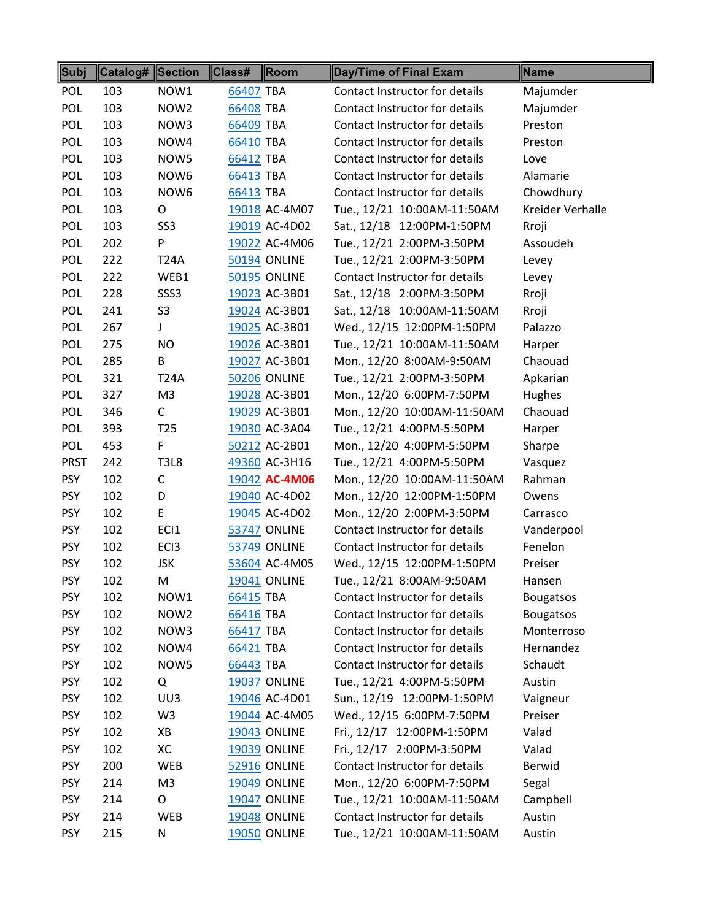| Subj | Catalog# | Section | Class# | Room | Day/Time of Final Exam | Name |
|---|---|---|---|---|---|---|
| POL | 103 | NOW1 | 66407 | TBA | Contact Instructor for details | Majumder |
| POL | 103 | NOW2 | 66408 | TBA | Contact Instructor for details | Majumder |
| POL | 103 | NOW3 | 66409 | TBA | Contact Instructor for details | Preston |
| POL | 103 | NOW4 | 66410 | TBA | Contact Instructor for details | Preston |
| POL | 103 | NOW5 | 66412 | TBA | Contact Instructor for details | Love |
| POL | 103 | NOW6 | 66413 | TBA | Contact Instructor for details | Alamarie |
| POL | 103 | NOW6 | 66413 | TBA | Contact Instructor for details | Chowdhury |
| POL | 103 | O | 19018 | AC-4M07 | Tue., 12/21 10:00AM-11:50AM | Kreider Verhalle |
| POL | 103 | SS3 | 19019 | AC-4D02 | Sat., 12/18 12:00PM-1:50PM | Rroji |
| POL | 202 | P | 19022 | AC-4M06 | Tue., 12/21 2:00PM-3:50PM | Assoudeh |
| POL | 222 | T24A | 50194 | ONLINE | Tue., 12/21 2:00PM-3:50PM | Levey |
| POL | 222 | WEB1 | 50195 | ONLINE | Contact Instructor for details | Levey |
| POL | 228 | SSS3 | 19023 | AC-3B01 | Sat., 12/18 2:00PM-3:50PM | Rroji |
| POL | 241 | S3 | 19024 | AC-3B01 | Sat., 12/18 10:00AM-11:50AM | Rroji |
| POL | 267 | J | 19025 | AC-3B01 | Wed., 12/15 12:00PM-1:50PM | Palazzo |
| POL | 275 | NO | 19026 | AC-3B01 | Tue., 12/21 10:00AM-11:50AM | Harper |
| POL | 285 | B | 19027 | AC-3B01 | Mon., 12/20 8:00AM-9:50AM | Chaouad |
| POL | 321 | T24A | 50206 | ONLINE | Tue., 12/21 2:00PM-3:50PM | Apkarian |
| POL | 327 | M3 | 19028 | AC-3B01 | Mon., 12/20 6:00PM-7:50PM | Hughes |
| POL | 346 | C | 19029 | AC-3B01 | Mon., 12/20 10:00AM-11:50AM | Chaouad |
| POL | 393 | T25 | 19030 | AC-3A04 | Tue., 12/21 4:00PM-5:50PM | Harper |
| POL | 453 | F | 50212 | AC-2B01 | Mon., 12/20 4:00PM-5:50PM | Sharpe |
| PRST | 242 | T3L8 | 49360 | AC-3H16 | Tue., 12/21 4:00PM-5:50PM | Vasquez |
| PSY | 102 | C | 19042 | **AC-4M06** | Mon., 12/20 10:00AM-11:50AM | Rahman |
| PSY | 102 | D | 19040 | AC-4D02 | Mon., 12/20 12:00PM-1:50PM | Owens |
| PSY | 102 | E | 19045 | AC-4D02 | Mon., 12/20 2:00PM-3:50PM | Carrasco |
| PSY | 102 | ECI1 | 53747 | ONLINE | Contact Instructor for details | Vanderpool |
| PSY | 102 | ECI3 | 53749 | ONLINE | Contact Instructor for details | Fenelon |
| PSY | 102 | JSK | 53604 | AC-4M05 | Wed., 12/15 12:00PM-1:50PM | Preiser |
| PSY | 102 | M | 19041 | ONLINE | Tue., 12/21 8:00AM-9:50AM | Hansen |
| PSY | 102 | NOW1 | 66415 | TBA | Contact Instructor for details | Bougatsos |
| PSY | 102 | NOW2 | 66416 | TBA | Contact Instructor for details | Bougatsos |
| PSY | 102 | NOW3 | 66417 | TBA | Contact Instructor for details | Monterroso |
| PSY | 102 | NOW4 | 66421 | TBA | Contact Instructor for details | Hernandez |
| PSY | 102 | NOW5 | 66443 | TBA | Contact Instructor for details | Schaudt |
| PSY | 102 | Q | 19037 | ONLINE | Tue., 12/21 4:00PM-5:50PM | Austin |
| PSY | 102 | UU3 | 19046 | AC-4D01 | Sun., 12/19 12:00PM-1:50PM | Vaigneur |
| PSY | 102 | W3 | 19044 | AC-4M05 | Wed., 12/15 6:00PM-7:50PM | Preiser |
| PSY | 102 | XB | 19043 | ONLINE | Fri., 12/17 12:00PM-1:50PM | Valad |
| PSY | 102 | XC | 19039 | ONLINE | Fri., 12/17 2:00PM-3:50PM | Valad |
| PSY | 200 | WEB | 52916 | ONLINE | Contact Instructor for details | Berwid |
| PSY | 214 | M3 | 19049 | ONLINE | Mon., 12/20 6:00PM-7:50PM | Segal |
| PSY | 214 | O | 19047 | ONLINE | Tue., 12/21 10:00AM-11:50AM | Campbell |
| PSY | 214 | WEB | 19048 | ONLINE | Contact Instructor for details | Austin |
| PSY | 215 | N | 19050 | ONLINE | Tue., 12/21 10:00AM-11:50AM | Austin |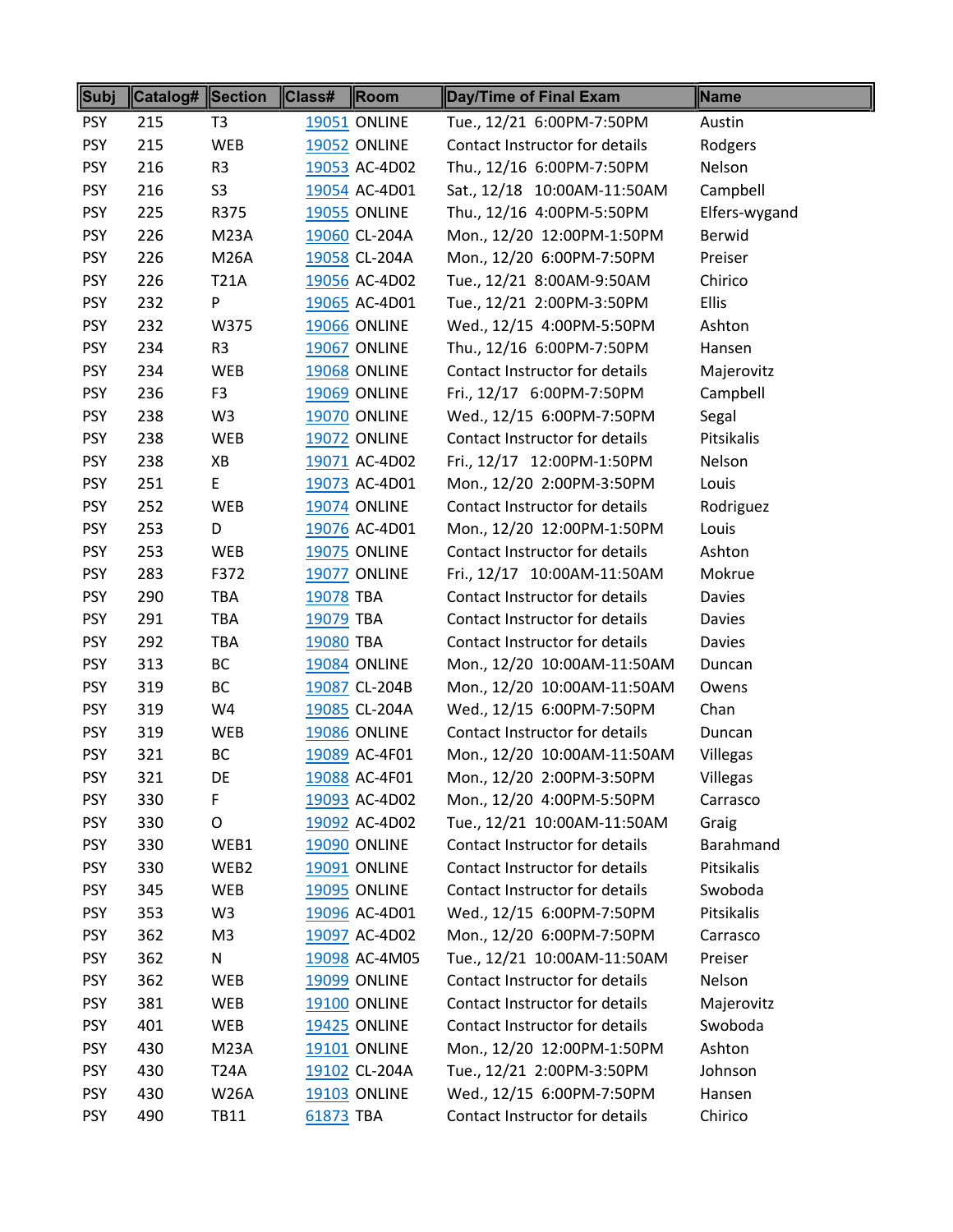| Subj | Catalog# | Section | Class# | Room | Day/Time of Final Exam | Name |
|---|---|---|---|---|---|---|
| PSY | 215 | T3 | 19051 | ONLINE | Tue., 12/21 6:00PM-7:50PM | Austin |
| PSY | 215 | WEB | 19052 | ONLINE | Contact Instructor for details | Rodgers |
| PSY | 216 | R3 | 19053 | AC-4D02 | Thu., 12/16 6:00PM-7:50PM | Nelson |
| PSY | 216 | S3 | 19054 | AC-4D01 | Sat., 12/18 10:00AM-11:50AM | Campbell |
| PSY | 225 | R375 | 19055 | ONLINE | Thu., 12/16 4:00PM-5:50PM | Elfers-wygand |
| PSY | 226 | M23A | 19060 | CL-204A | Mon., 12/20 12:00PM-1:50PM | Berwid |
| PSY | 226 | M26A | 19058 | CL-204A | Mon., 12/20 6:00PM-7:50PM | Preiser |
| PSY | 226 | T21A | 19056 | AC-4D02 | Tue., 12/21 8:00AM-9:50AM | Chirico |
| PSY | 232 | P | 19065 | AC-4D01 | Tue., 12/21 2:00PM-3:50PM | Ellis |
| PSY | 232 | W375 | 19066 | ONLINE | Wed., 12/15 4:00PM-5:50PM | Ashton |
| PSY | 234 | R3 | 19067 | ONLINE | Thu., 12/16 6:00PM-7:50PM | Hansen |
| PSY | 234 | WEB | 19068 | ONLINE | Contact Instructor for details | Majerovitz |
| PSY | 236 | F3 | 19069 | ONLINE | Fri., 12/17 6:00PM-7:50PM | Campbell |
| PSY | 238 | W3 | 19070 | ONLINE | Wed., 12/15 6:00PM-7:50PM | Segal |
| PSY | 238 | WEB | 19072 | ONLINE | Contact Instructor for details | Pitsikalis |
| PSY | 238 | XB | 19071 | AC-4D02 | Fri., 12/17 12:00PM-1:50PM | Nelson |
| PSY | 251 | E | 19073 | AC-4D01 | Mon., 12/20 2:00PM-3:50PM | Louis |
| PSY | 252 | WEB | 19074 | ONLINE | Contact Instructor for details | Rodriguez |
| PSY | 253 | D | 19076 | AC-4D01 | Mon., 12/20 12:00PM-1:50PM | Louis |
| PSY | 253 | WEB | 19075 | ONLINE | Contact Instructor for details | Ashton |
| PSY | 283 | F372 | 19077 | ONLINE | Fri., 12/17 10:00AM-11:50AM | Mokrue |
| PSY | 290 | TBA | 19078 | TBA | Contact Instructor for details | Davies |
| PSY | 291 | TBA | 19079 | TBA | Contact Instructor for details | Davies |
| PSY | 292 | TBA | 19080 | TBA | Contact Instructor for details | Davies |
| PSY | 313 | BC | 19084 | ONLINE | Mon., 12/20 10:00AM-11:50AM | Duncan |
| PSY | 319 | BC | 19087 | CL-204B | Mon., 12/20 10:00AM-11:50AM | Owens |
| PSY | 319 | W4 | 19085 | CL-204A | Wed., 12/15 6:00PM-7:50PM | Chan |
| PSY | 319 | WEB | 19086 | ONLINE | Contact Instructor for details | Duncan |
| PSY | 321 | BC | 19089 | AC-4F01 | Mon., 12/20 10:00AM-11:50AM | Villegas |
| PSY | 321 | DE | 19088 | AC-4F01 | Mon., 12/20 2:00PM-3:50PM | Villegas |
| PSY | 330 | F | 19093 | AC-4D02 | Mon., 12/20 4:00PM-5:50PM | Carrasco |
| PSY | 330 | O | 19092 | AC-4D02 | Tue., 12/21 10:00AM-11:50AM | Graig |
| PSY | 330 | WEB1 | 19090 | ONLINE | Contact Instructor for details | Barahmand |
| PSY | 330 | WEB2 | 19091 | ONLINE | Contact Instructor for details | Pitsikalis |
| PSY | 345 | WEB | 19095 | ONLINE | Contact Instructor for details | Swoboda |
| PSY | 353 | W3 | 19096 | AC-4D01 | Wed., 12/15 6:00PM-7:50PM | Pitsikalis |
| PSY | 362 | M3 | 19097 | AC-4D02 | Mon., 12/20 6:00PM-7:50PM | Carrasco |
| PSY | 362 | N | 19098 | AC-4M05 | Tue., 12/21 10:00AM-11:50AM | Preiser |
| PSY | 362 | WEB | 19099 | ONLINE | Contact Instructor for details | Nelson |
| PSY | 381 | WEB | 19100 | ONLINE | Contact Instructor for details | Majerovitz |
| PSY | 401 | WEB | 19425 | ONLINE | Contact Instructor for details | Swoboda |
| PSY | 430 | M23A | 19101 | ONLINE | Mon., 12/20 12:00PM-1:50PM | Ashton |
| PSY | 430 | T24A | 19102 | CL-204A | Tue., 12/21 2:00PM-3:50PM | Johnson |
| PSY | 430 | W26A | 19103 | ONLINE | Wed., 12/15 6:00PM-7:50PM | Hansen |
| PSY | 490 | TB11 | 61873 | TBA | Contact Instructor for details | Chirico |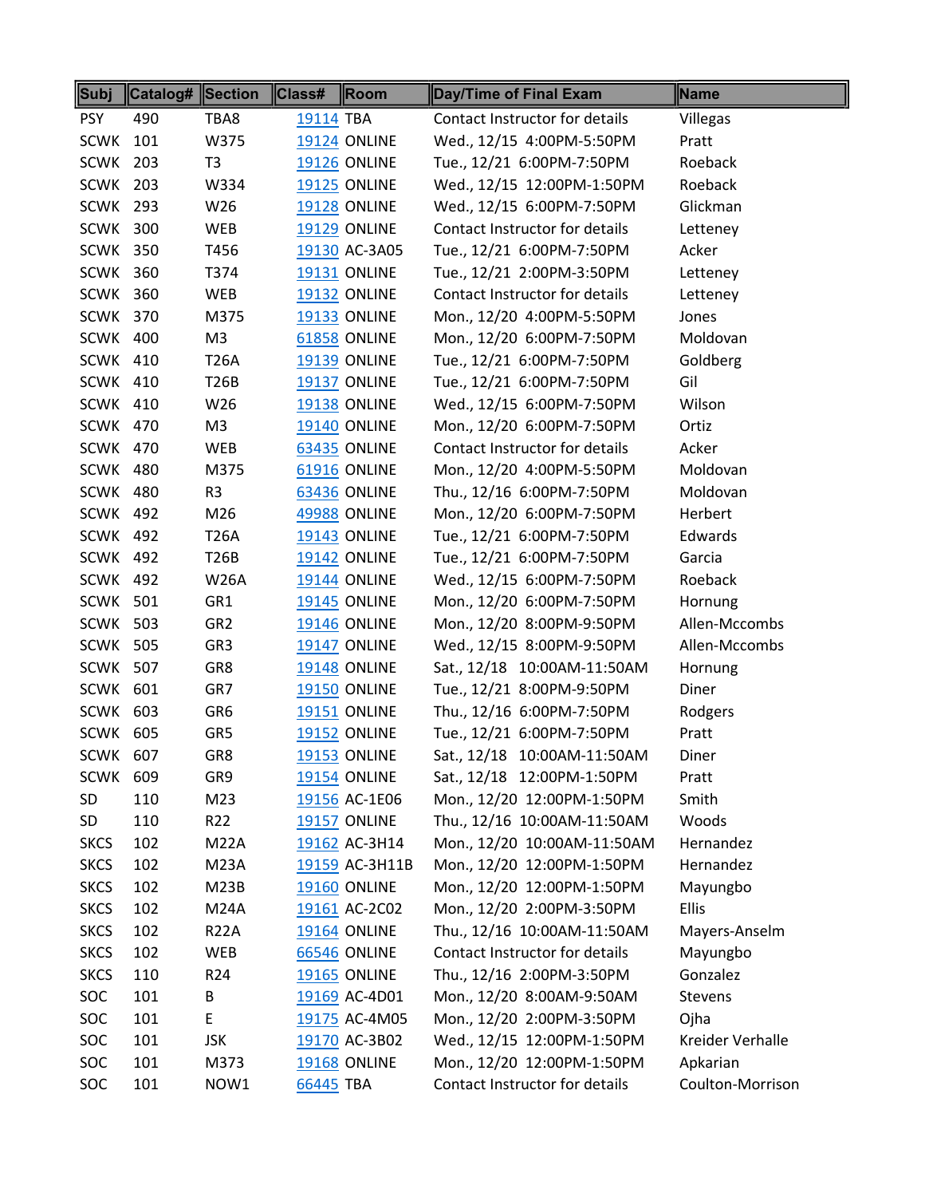| Subj | Catalog# | Section | Class# | Room | Day/Time of Final Exam | Name |
|---|---|---|---|---|---|---|
| PSY | 490 | TBA8 | 19114 | TBA | Contact Instructor for details | Villegas |
| SCWK | 101 | W375 | 19124 | ONLINE | Wed., 12/15 4:00PM-5:50PM | Pratt |
| SCWK | 203 | T3 | 19126 | ONLINE | Tue., 12/21 6:00PM-7:50PM | Roeback |
| SCWK | 203 | W334 | 19125 | ONLINE | Wed., 12/15 12:00PM-1:50PM | Roeback |
| SCWK | 293 | W26 | 19128 | ONLINE | Wed., 12/15 6:00PM-7:50PM | Glickman |
| SCWK | 300 | WEB | 19129 | ONLINE | Contact Instructor for details | Letteney |
| SCWK | 350 | T456 | 19130 | AC-3A05 | Tue., 12/21 6:00PM-7:50PM | Acker |
| SCWK | 360 | T374 | 19131 | ONLINE | Tue., 12/21 2:00PM-3:50PM | Letteney |
| SCWK | 360 | WEB | 19132 | ONLINE | Contact Instructor for details | Letteney |
| SCWK | 370 | M375 | 19133 | ONLINE | Mon., 12/20 4:00PM-5:50PM | Jones |
| SCWK | 400 | M3 | 61858 | ONLINE | Mon., 12/20 6:00PM-7:50PM | Moldovan |
| SCWK | 410 | T26A | 19139 | ONLINE | Tue., 12/21 6:00PM-7:50PM | Goldberg |
| SCWK | 410 | T26B | 19137 | ONLINE | Tue., 12/21 6:00PM-7:50PM | Gil |
| SCWK | 410 | W26 | 19138 | ONLINE | Wed., 12/15 6:00PM-7:50PM | Wilson |
| SCWK | 470 | M3 | 19140 | ONLINE | Mon., 12/20 6:00PM-7:50PM | Ortiz |
| SCWK | 470 | WEB | 63435 | ONLINE | Contact Instructor for details | Acker |
| SCWK | 480 | M375 | 61916 | ONLINE | Mon., 12/20 4:00PM-5:50PM | Moldovan |
| SCWK | 480 | R3 | 63436 | ONLINE | Thu., 12/16 6:00PM-7:50PM | Moldovan |
| SCWK | 492 | M26 | 49988 | ONLINE | Mon., 12/20 6:00PM-7:50PM | Herbert |
| SCWK | 492 | T26A | 19143 | ONLINE | Tue., 12/21 6:00PM-7:50PM | Edwards |
| SCWK | 492 | T26B | 19142 | ONLINE | Tue., 12/21 6:00PM-7:50PM | Garcia |
| SCWK | 492 | W26A | 19144 | ONLINE | Wed., 12/15 6:00PM-7:50PM | Roeback |
| SCWK | 501 | GR1 | 19145 | ONLINE | Mon., 12/20 6:00PM-7:50PM | Hornung |
| SCWK | 503 | GR2 | 19146 | ONLINE | Mon., 12/20 8:00PM-9:50PM | Allen-Mccombs |
| SCWK | 505 | GR3 | 19147 | ONLINE | Wed., 12/15 8:00PM-9:50PM | Allen-Mccombs |
| SCWK | 507 | GR8 | 19148 | ONLINE | Sat., 12/18 10:00AM-11:50AM | Hornung |
| SCWK | 601 | GR7 | 19150 | ONLINE | Tue., 12/21 8:00PM-9:50PM | Diner |
| SCWK | 603 | GR6 | 19151 | ONLINE | Thu., 12/16 6:00PM-7:50PM | Rodgers |
| SCWK | 605 | GR5 | 19152 | ONLINE | Tue., 12/21 6:00PM-7:50PM | Pratt |
| SCWK | 607 | GR8 | 19153 | ONLINE | Sat., 12/18 10:00AM-11:50AM | Diner |
| SCWK | 609 | GR9 | 19154 | ONLINE | Sat., 12/18 12:00PM-1:50PM | Pratt |
| SD | 110 | M23 | 19156 | AC-1E06 | Mon., 12/20 12:00PM-1:50PM | Smith |
| SD | 110 | R22 | 19157 | ONLINE | Thu., 12/16 10:00AM-11:50AM | Woods |
| SKCS | 102 | M22A | 19162 | AC-3H14 | Mon., 12/20 10:00AM-11:50AM | Hernandez |
| SKCS | 102 | M23A | 19159 | AC-3H11B | Mon., 12/20 12:00PM-1:50PM | Hernandez |
| SKCS | 102 | M23B | 19160 | ONLINE | Mon., 12/20 12:00PM-1:50PM | Mayungbo |
| SKCS | 102 | M24A | 19161 | AC-2C02 | Mon., 12/20 2:00PM-3:50PM | Ellis |
| SKCS | 102 | R22A | 19164 | ONLINE | Thu., 12/16 10:00AM-11:50AM | Mayers-Anselm |
| SKCS | 102 | WEB | 66546 | ONLINE | Contact Instructor for details | Mayungbo |
| SKCS | 110 | R24 | 19165 | ONLINE | Thu., 12/16 2:00PM-3:50PM | Gonzalez |
| SOC | 101 | B | 19169 | AC-4D01 | Mon., 12/20 8:00AM-9:50AM | Stevens |
| SOC | 101 | E | 19175 | AC-4M05 | Mon., 12/20 2:00PM-3:50PM | Ojha |
| SOC | 101 | JSK | 19170 | AC-3B02 | Wed., 12/15 12:00PM-1:50PM | Kreider Verhalle |
| SOC | 101 | M373 | 19168 | ONLINE | Mon., 12/20 12:00PM-1:50PM | Apkarian |
| SOC | 101 | NOW1 | 66445 | TBA | Contact Instructor for details | Coulton-Morrison |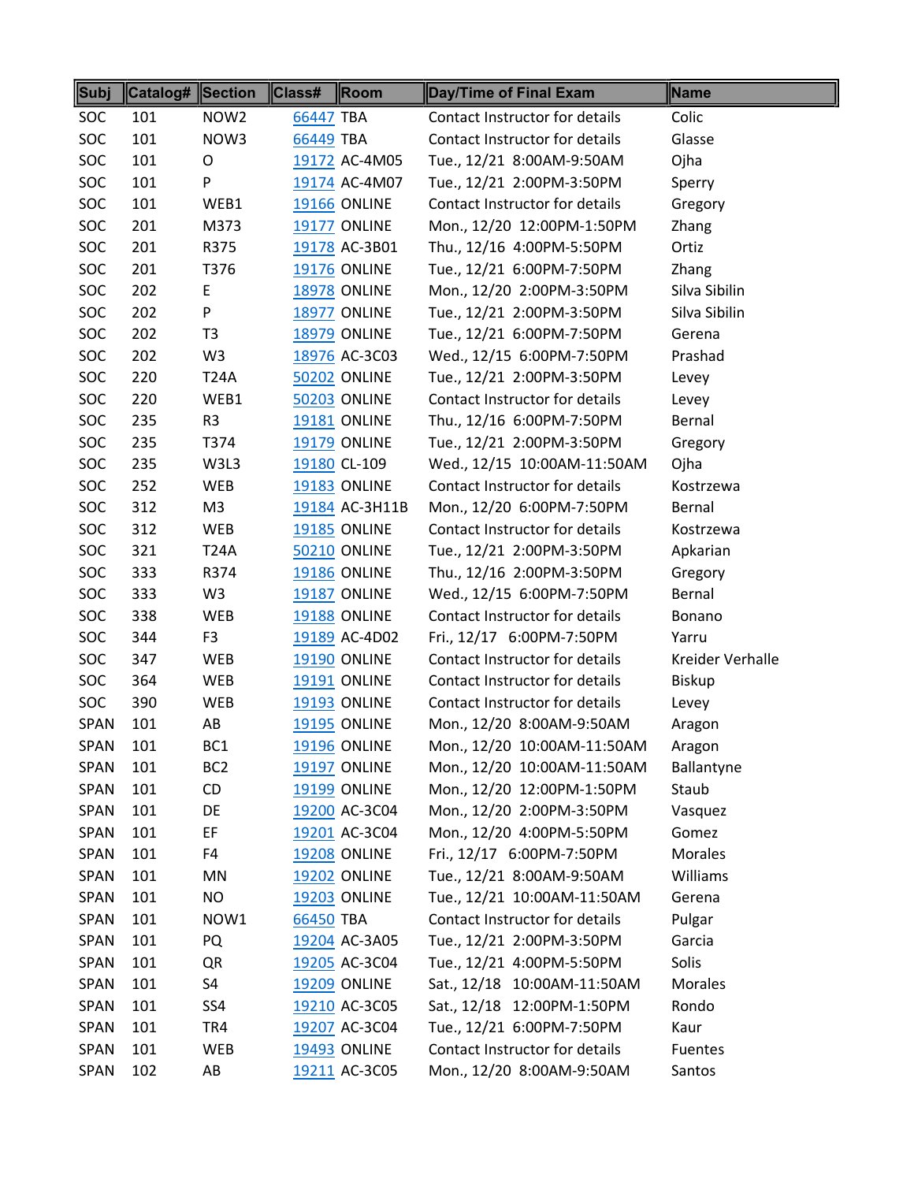| Subj | Catalog# | Section | Class# | Room | Day/Time of Final Exam | Name |
|---|---|---|---|---|---|---|
| SOC | 101 | NOW2 | 66447 | TBA | Contact Instructor for details | Colic |
| SOC | 101 | NOW3 | 66449 | TBA | Contact Instructor for details | Glasse |
| SOC | 101 | O | 19172 | AC-4M05 | Tue., 12/21 8:00AM-9:50AM | Ojha |
| SOC | 101 | P | 19174 | AC-4M07 | Tue., 12/21 2:00PM-3:50PM | Sperry |
| SOC | 101 | WEB1 | 19166 | ONLINE | Contact Instructor for details | Gregory |
| SOC | 201 | M373 | 19177 | ONLINE | Mon., 12/20 12:00PM-1:50PM | Zhang |
| SOC | 201 | R375 | 19178 | AC-3B01 | Thu., 12/16 4:00PM-5:50PM | Ortiz |
| SOC | 201 | T376 | 19176 | ONLINE | Tue., 12/21 6:00PM-7:50PM | Zhang |
| SOC | 202 | E | 18978 | ONLINE | Mon., 12/20 2:00PM-3:50PM | Silva Sibilin |
| SOC | 202 | P | 18977 | ONLINE | Tue., 12/21 2:00PM-3:50PM | Silva Sibilin |
| SOC | 202 | T3 | 18979 | ONLINE | Tue., 12/21 6:00PM-7:50PM | Gerena |
| SOC | 202 | W3 | 18976 | AC-3C03 | Wed., 12/15 6:00PM-7:50PM | Prashad |
| SOC | 220 | T24A | 50202 | ONLINE | Tue., 12/21 2:00PM-3:50PM | Levey |
| SOC | 220 | WEB1 | 50203 | ONLINE | Contact Instructor for details | Levey |
| SOC | 235 | R3 | 19181 | ONLINE | Thu., 12/16 6:00PM-7:50PM | Bernal |
| SOC | 235 | T374 | 19179 | ONLINE | Tue., 12/21 2:00PM-3:50PM | Gregory |
| SOC | 235 | W3L3 | 19180 | CL-109 | Wed., 12/15 10:00AM-11:50AM | Ojha |
| SOC | 252 | WEB | 19183 | ONLINE | Contact Instructor for details | Kostrzewa |
| SOC | 312 | M3 | 19184 | AC-3H11B | Mon., 12/20 6:00PM-7:50PM | Bernal |
| SOC | 312 | WEB | 19185 | ONLINE | Contact Instructor for details | Kostrzewa |
| SOC | 321 | T24A | 50210 | ONLINE | Tue., 12/21 2:00PM-3:50PM | Apkarian |
| SOC | 333 | R374 | 19186 | ONLINE | Thu., 12/16 2:00PM-3:50PM | Gregory |
| SOC | 333 | W3 | 19187 | ONLINE | Wed., 12/15 6:00PM-7:50PM | Bernal |
| SOC | 338 | WEB | 19188 | ONLINE | Contact Instructor for details | Bonano |
| SOC | 344 | F3 | 19189 | AC-4D02 | Fri., 12/17 6:00PM-7:50PM | Yarru |
| SOC | 347 | WEB | 19190 | ONLINE | Contact Instructor for details | Kreider Verhalle |
| SOC | 364 | WEB | 19191 | ONLINE | Contact Instructor for details | Biskup |
| SOC | 390 | WEB | 19193 | ONLINE | Contact Instructor for details | Levey |
| SPAN | 101 | AB | 19195 | ONLINE | Mon., 12/20 8:00AM-9:50AM | Aragon |
| SPAN | 101 | BC1 | 19196 | ONLINE | Mon., 12/20 10:00AM-11:50AM | Aragon |
| SPAN | 101 | BC2 | 19197 | ONLINE | Mon., 12/20 10:00AM-11:50AM | Ballantyne |
| SPAN | 101 | CD | 19199 | ONLINE | Mon., 12/20 12:00PM-1:50PM | Staub |
| SPAN | 101 | DE | 19200 | AC-3C04 | Mon., 12/20 2:00PM-3:50PM | Vasquez |
| SPAN | 101 | EF | 19201 | AC-3C04 | Mon., 12/20 4:00PM-5:50PM | Gomez |
| SPAN | 101 | F4 | 19208 | ONLINE | Fri., 12/17 6:00PM-7:50PM | Morales |
| SPAN | 101 | MN | 19202 | ONLINE | Tue., 12/21 8:00AM-9:50AM | Williams |
| SPAN | 101 | NO | 19203 | ONLINE | Tue., 12/21 10:00AM-11:50AM | Gerena |
| SPAN | 101 | NOW1 | 66450 | TBA | Contact Instructor for details | Pulgar |
| SPAN | 101 | PQ | 19204 | AC-3A05 | Tue., 12/21 2:00PM-3:50PM | Garcia |
| SPAN | 101 | QR | 19205 | AC-3C04 | Tue., 12/21 4:00PM-5:50PM | Solis |
| SPAN | 101 | S4 | 19209 | ONLINE | Sat., 12/18 10:00AM-11:50AM | Morales |
| SPAN | 101 | SS4 | 19210 | AC-3C05 | Sat., 12/18 12:00PM-1:50PM | Rondo |
| SPAN | 101 | TR4 | 19207 | AC-3C04 | Tue., 12/21 6:00PM-7:50PM | Kaur |
| SPAN | 101 | WEB | 19493 | ONLINE | Contact Instructor for details | Fuentes |
| SPAN | 102 | AB | 19211 | AC-3C05 | Mon., 12/20 8:00AM-9:50AM | Santos |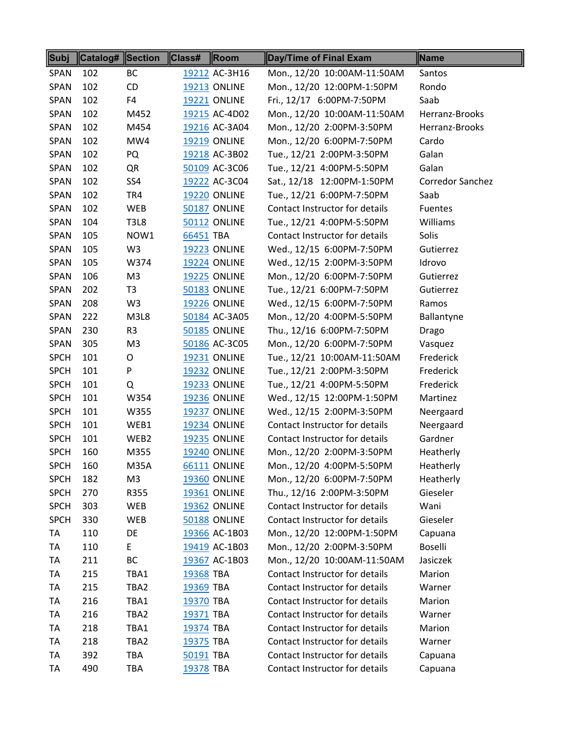| Subj | Catalog# | Section | Class# | Room | Day/Time of Final Exam | Name |
|---|---|---|---|---|---|---|
| SPAN | 102 | BC | 19212 | AC-3H16 | Mon., 12/20 10:00AM-11:50AM | Santos |
| SPAN | 102 | CD | 19213 | ONLINE | Mon., 12/20 12:00PM-1:50PM | Rondo |
| SPAN | 102 | F4 | 19221 | ONLINE | Fri., 12/17 6:00PM-7:50PM | Saab |
| SPAN | 102 | M452 | 19215 | AC-4D02 | Mon., 12/20 10:00AM-11:50AM | Herranz-Brooks |
| SPAN | 102 | M454 | 19216 | AC-3A04 | Mon., 12/20 2:00PM-3:50PM | Herranz-Brooks |
| SPAN | 102 | MW4 | 19219 | ONLINE | Mon., 12/20 6:00PM-7:50PM | Cardo |
| SPAN | 102 | PQ | 19218 | AC-3B02 | Tue., 12/21 2:00PM-3:50PM | Galan |
| SPAN | 102 | QR | 50109 | AC-3C06 | Tue., 12/21 4:00PM-5:50PM | Galan |
| SPAN | 102 | SS4 | 19222 | AC-3C04 | Sat., 12/18 12:00PM-1:50PM | Corredor Sanchez |
| SPAN | 102 | TR4 | 19220 | ONLINE | Tue., 12/21 6:00PM-7:50PM | Saab |
| SPAN | 102 | WEB | 50187 | ONLINE | Contact Instructor for details | Fuentes |
| SPAN | 104 | T3L8 | 50112 | ONLINE | Tue., 12/21 4:00PM-5:50PM | Williams |
| SPAN | 105 | NOW1 | 66451 | TBA | Contact Instructor for details | Solis |
| SPAN | 105 | W3 | 19223 | ONLINE | Wed., 12/15 6:00PM-7:50PM | Gutierrez |
| SPAN | 105 | W374 | 19224 | ONLINE | Wed., 12/15 2:00PM-3:50PM | Idrovo |
| SPAN | 106 | M3 | 19225 | ONLINE | Mon., 12/20 6:00PM-7:50PM | Gutierrez |
| SPAN | 202 | T3 | 50183 | ONLINE | Tue., 12/21 6:00PM-7:50PM | Gutierrez |
| SPAN | 208 | W3 | 19226 | ONLINE | Wed., 12/15 6:00PM-7:50PM | Ramos |
| SPAN | 222 | M3L8 | 50184 | AC-3A05 | Mon., 12/20 4:00PM-5:50PM | Ballantyne |
| SPAN | 230 | R3 | 50185 | ONLINE | Thu., 12/16 6:00PM-7:50PM | Drago |
| SPAN | 305 | M3 | 50186 | AC-3C05 | Mon., 12/20 6:00PM-7:50PM | Vasquez |
| SPCH | 101 | O | 19231 | ONLINE | Tue., 12/21 10:00AM-11:50AM | Frederick |
| SPCH | 101 | P | 19232 | ONLINE | Tue., 12/21 2:00PM-3:50PM | Frederick |
| SPCH | 101 | Q | 19233 | ONLINE | Tue., 12/21 4:00PM-5:50PM | Frederick |
| SPCH | 101 | W354 | 19236 | ONLINE | Wed., 12/15 12:00PM-1:50PM | Martinez |
| SPCH | 101 | W355 | 19237 | ONLINE | Wed., 12/15 2:00PM-3:50PM | Neergaard |
| SPCH | 101 | WEB1 | 19234 | ONLINE | Contact Instructor for details | Neergaard |
| SPCH | 101 | WEB2 | 19235 | ONLINE | Contact Instructor for details | Gardner |
| SPCH | 160 | M355 | 19240 | ONLINE | Mon., 12/20 2:00PM-3:50PM | Heatherly |
| SPCH | 160 | M35A | 66111 | ONLINE | Mon., 12/20 4:00PM-5:50PM | Heatherly |
| SPCH | 182 | M3 | 19360 | ONLINE | Mon., 12/20 6:00PM-7:50PM | Heatherly |
| SPCH | 270 | R355 | 19361 | ONLINE | Thu., 12/16 2:00PM-3:50PM | Gieseler |
| SPCH | 303 | WEB | 19362 | ONLINE | Contact Instructor for details | Wani |
| SPCH | 330 | WEB | 50188 | ONLINE | Contact Instructor for details | Gieseler |
| TA | 110 | DE | 19366 | AC-1B03 | Mon., 12/20 12:00PM-1:50PM | Capuana |
| TA | 110 | E | 19419 | AC-1B03 | Mon., 12/20 2:00PM-3:50PM | Boselli |
| TA | 211 | BC | 19367 | AC-1B03 | Mon., 12/20 10:00AM-11:50AM | Jasiczek |
| TA | 215 | TBA1 | 19368 | TBA | Contact Instructor for details | Marion |
| TA | 215 | TBA2 | 19369 | TBA | Contact Instructor for details | Warner |
| TA | 216 | TBA1 | 19370 | TBA | Contact Instructor for details | Marion |
| TA | 216 | TBA2 | 19371 | TBA | Contact Instructor for details | Warner |
| TA | 218 | TBA1 | 19374 | TBA | Contact Instructor for details | Marion |
| TA | 218 | TBA2 | 19375 | TBA | Contact Instructor for details | Warner |
| TA | 392 | TBA | 50191 | TBA | Contact Instructor for details | Capuana |
| TA | 490 | TBA | 19378 | TBA | Contact Instructor for details | Capuana |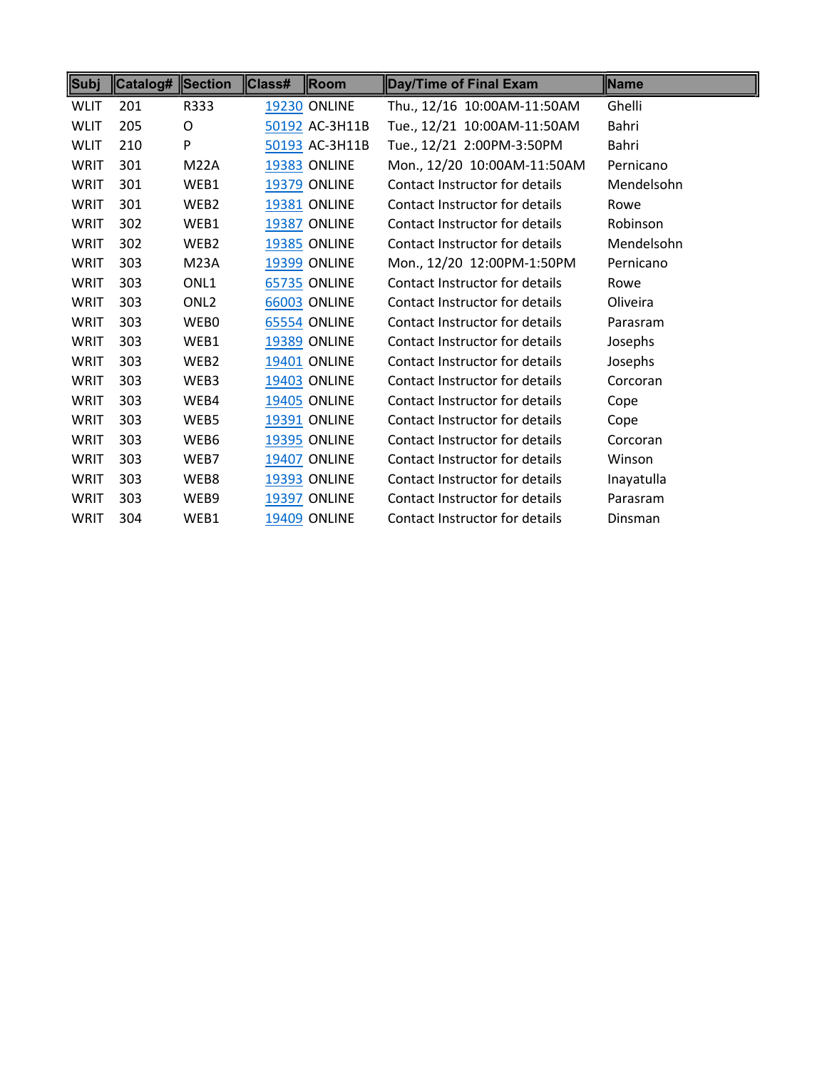| Subj | Catalog# | Section | Class# | Room | Day/Time of Final Exam | Name |
|---|---|---|---|---|---|---|
| WLIT | 201 | R333 | 19230 | ONLINE | Thu., 12/16 10:00AM-11:50AM | Ghelli |
| WLIT | 205 | O | 50192 | AC-3H11B | Tue., 12/21 10:00AM-11:50AM | Bahri |
| WLIT | 210 | P | 50193 | AC-3H11B | Tue., 12/21 2:00PM-3:50PM | Bahri |
| WRIT | 301 | M22A | 19383 | ONLINE | Mon., 12/20 10:00AM-11:50AM | Pernicano |
| WRIT | 301 | WEB1 | 19379 | ONLINE | Contact Instructor for details | Mendelsohn |
| WRIT | 301 | WEB2 | 19381 | ONLINE | Contact Instructor for details | Rowe |
| WRIT | 302 | WEB1 | 19387 | ONLINE | Contact Instructor for details | Robinson |
| WRIT | 302 | WEB2 | 19385 | ONLINE | Contact Instructor for details | Mendelsohn |
| WRIT | 303 | M23A | 19399 | ONLINE | Mon., 12/20 12:00PM-1:50PM | Pernicano |
| WRIT | 303 | ONL1 | 65735 | ONLINE | Contact Instructor for details | Rowe |
| WRIT | 303 | ONL2 | 66003 | ONLINE | Contact Instructor for details | Oliveira |
| WRIT | 303 | WEB0 | 65554 | ONLINE | Contact Instructor for details | Parasram |
| WRIT | 303 | WEB1 | 19389 | ONLINE | Contact Instructor for details | Josephs |
| WRIT | 303 | WEB2 | 19401 | ONLINE | Contact Instructor for details | Josephs |
| WRIT | 303 | WEB3 | 19403 | ONLINE | Contact Instructor for details | Corcoran |
| WRIT | 303 | WEB4 | 19405 | ONLINE | Contact Instructor for details | Cope |
| WRIT | 303 | WEB5 | 19391 | ONLINE | Contact Instructor for details | Cope |
| WRIT | 303 | WEB6 | 19395 | ONLINE | Contact Instructor for details | Corcoran |
| WRIT | 303 | WEB7 | 19407 | ONLINE | Contact Instructor for details | Winson |
| WRIT | 303 | WEB8 | 19393 | ONLINE | Contact Instructor for details | Inayatulla |
| WRIT | 303 | WEB9 | 19397 | ONLINE | Contact Instructor for details | Parasram |
| WRIT | 304 | WEB1 | 19409 | ONLINE | Contact Instructor for details | Dinsman |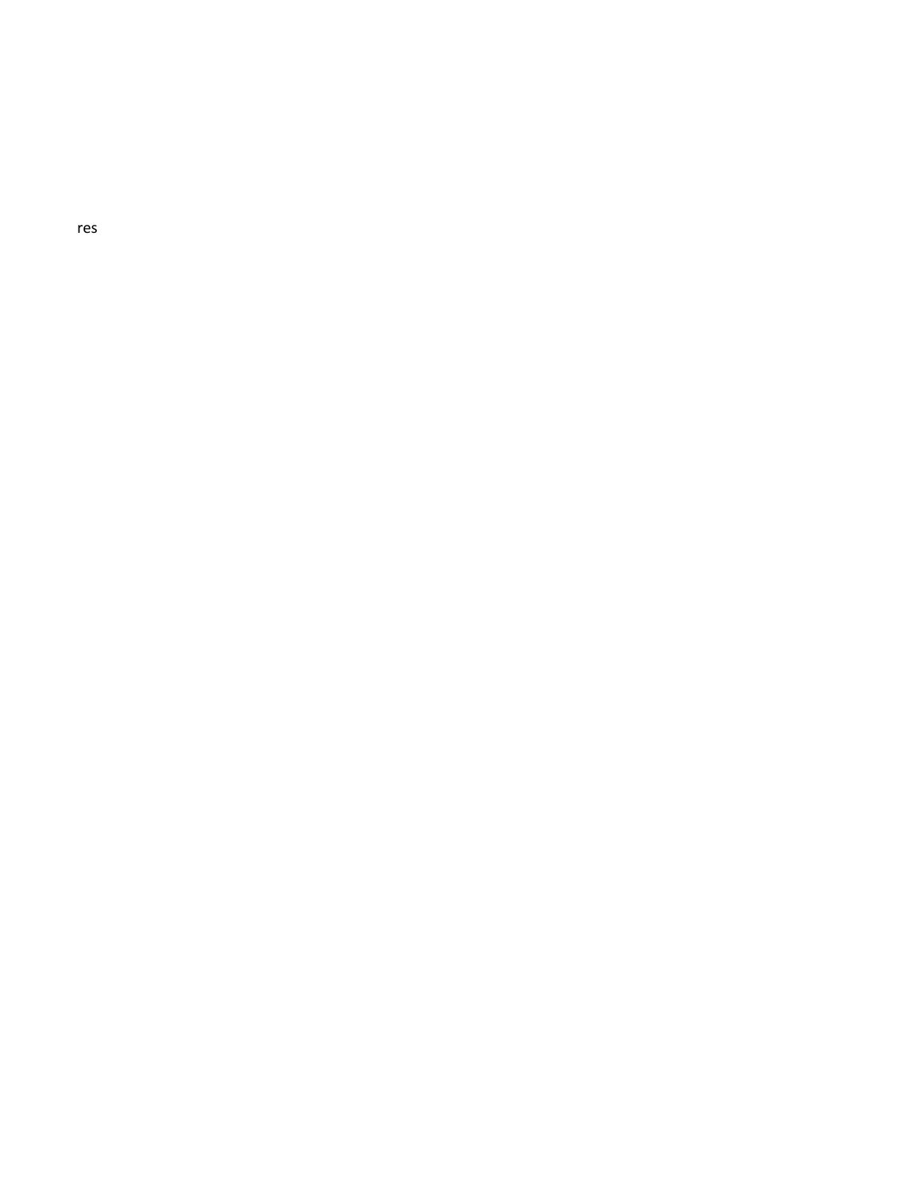res